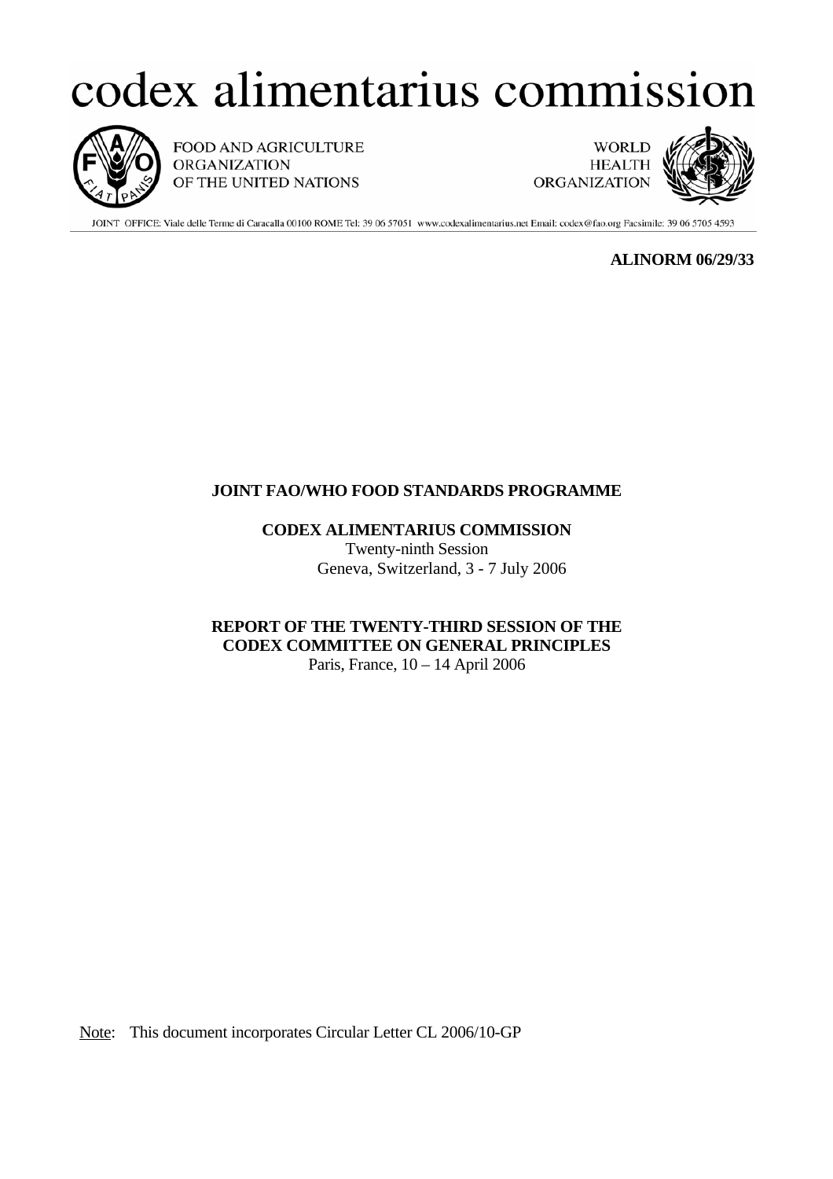# codex alimentarius commission



FOOD AND AGRICULTURE **ORGANIZATION** OF THE UNITED NATIONS

**WORLD HEALTH ORGANIZATION** 



JOINT OFFICE: Viale delle Terme di Caracalla 00100 ROME Tel: 39 06 57051 www.codexalimentarius.net Email: codex@fao.org Facsimile: 39 06 5705 4593

 **ALINORM 06/29/33** 

# **JOINT FAO/WHO FOOD STANDARDS PROGRAMME**

# **CODEX ALIMENTARIUS COMMISSION**

 Twenty-ninth Session Geneva, Switzerland, 3 - 7 July 2006

# **REPORT OF THE TWENTY-THIRD SESSION OF THE CODEX COMMITTEE ON GENERAL PRINCIPLES**  Paris, France, 10 – 14 April 2006

Note: This document incorporates Circular Letter CL 2006/10-GP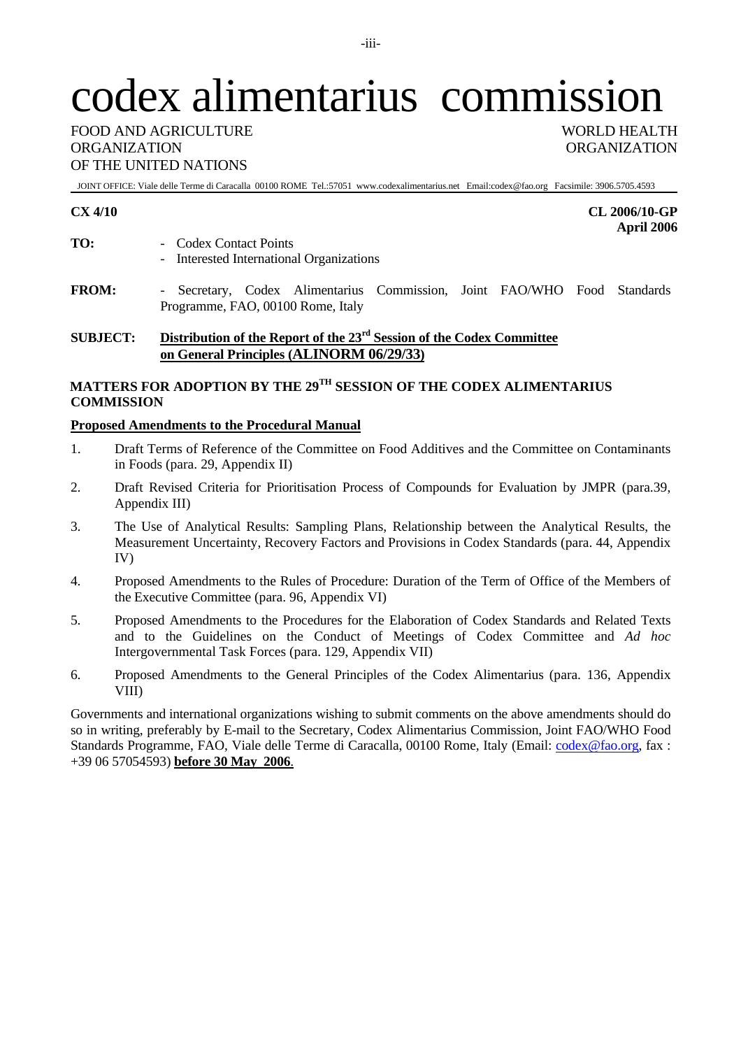# codex alimentarius commission

FOOD AND AGRICULTURE WORLD HEALTH ORGANIZATION ORGANIZATION OF THE UNITED NATIONS

JOINT OFFICE: Viale delle Terme di Caracalla 00100 ROME Tel.:57051 www.codexalimentarius.net Email:codex@fao.org Facsimile: 3906.5705.4593

# **CX 4/10 CL 2006/10-GP**

- **April 2006 TO:** - Codex Contact Points - Interested International Organizations
- **FROM:** Secretary, Codex Alimentarius Commission, Joint FAO/WHO Food Standards Programme, FAO, 00100 Rome, Italy

# **SUBJECT: Distribution of the Report of the 23rd Session of the Codex Committee on General Principles (ALINORM 06/29/33)**

# **MATTERS FOR ADOPTION BY THE 29TH SESSION OF THE CODEX ALIMENTARIUS COMMISSION**

# **Proposed Amendments to the Procedural Manual**

- 1. Draft Terms of Reference of the Committee on Food Additives and the Committee on Contaminants in Foods (para. 29, Appendix II)
- 2. Draft Revised Criteria for Prioritisation Process of Compounds for Evaluation by JMPR (para.39, Appendix III)
- 3. The Use of Analytical Results: Sampling Plans, Relationship between the Analytical Results, the Measurement Uncertainty, Recovery Factors and Provisions in Codex Standards (para. 44, Appendix IV)
- 4. Proposed Amendments to the Rules of Procedure: Duration of the Term of Office of the Members of the Executive Committee (para. 96, Appendix VI)
- 5. Proposed Amendments to the Procedures for the Elaboration of Codex Standards and Related Texts and to the Guidelines on the Conduct of Meetings of Codex Committee and *Ad hoc* Intergovernmental Task Forces (para. 129, Appendix VII)
- 6. Proposed Amendments to the General Principles of the Codex Alimentarius (para. 136, Appendix VIII)

Governments and international organizations wishing to submit comments on the above amendments should do so in writing, preferably by E-mail to the Secretary, Codex Alimentarius Commission, Joint FAO/WHO Food Standards Programme, FAO, Viale delle Terme di Caracalla, 00100 Rome, Italy (Email: codex@fao.org, fax : +39 06 57054593) **before 30 May 2006**.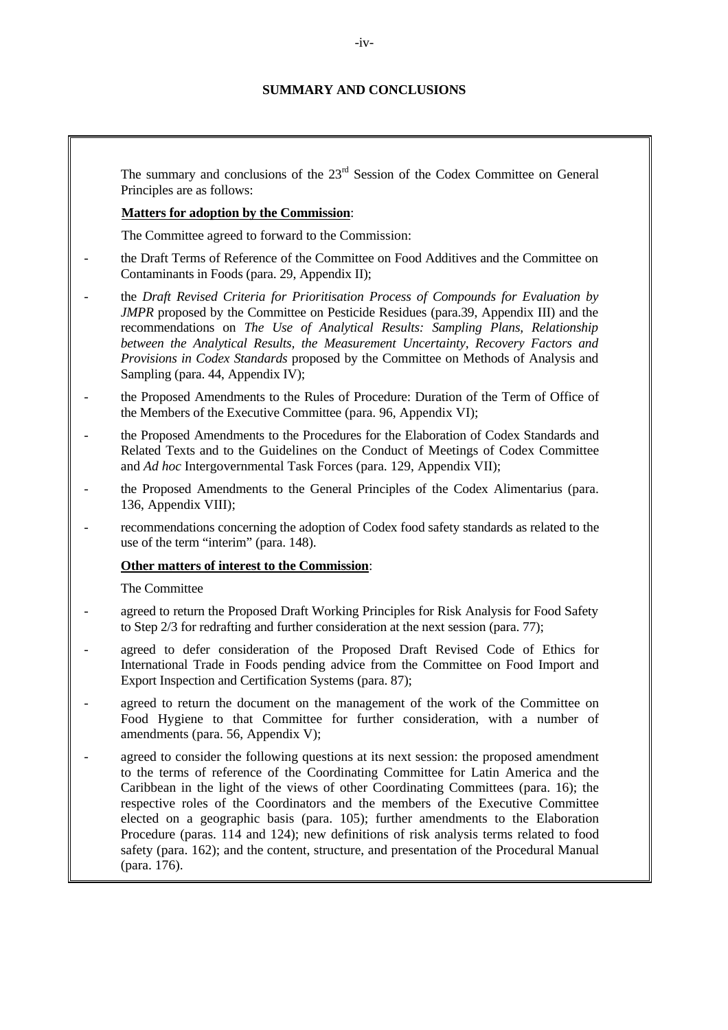# **SUMMARY AND CONCLUSIONS**

The summary and conclusions of the  $23<sup>rd</sup>$  Session of the Codex Committee on General Principles are as follows:

# **Matters for adoption by the Commission**:

The Committee agreed to forward to the Commission:

- the Draft Terms of Reference of the Committee on Food Additives and the Committee on Contaminants in Foods (para. 29, Appendix II);
- the *Draft Revised Criteria for Prioritisation Process of Compounds for Evaluation by JMPR* proposed by the Committee on Pesticide Residues (para.39, Appendix III) and the recommendations on *The Use of Analytical Results: Sampling Plans, Relationship between the Analytical Results, the Measurement Uncertainty, Recovery Factors and Provisions in Codex Standards* proposed by the Committee on Methods of Analysis and Sampling (para. 44, Appendix IV);
- the Proposed Amendments to the Rules of Procedure: Duration of the Term of Office of the Members of the Executive Committee (para. 96, Appendix VI);
- the Proposed Amendments to the Procedures for the Elaboration of Codex Standards and Related Texts and to the Guidelines on the Conduct of Meetings of Codex Committee and *Ad hoc* Intergovernmental Task Forces (para. 129, Appendix VII);
- the Proposed Amendments to the General Principles of the Codex Alimentarius (para. 136, Appendix VIII);
- recommendations concerning the adoption of Codex food safety standards as related to the use of the term "interim" (para. 148).

# **Other matters of interest to the Commission**:

The Committee

- agreed to return the Proposed Draft Working Principles for Risk Analysis for Food Safety to Step 2/3 for redrafting and further consideration at the next session (para. 77);
- agreed to defer consideration of the Proposed Draft Revised Code of Ethics for International Trade in Foods pending advice from the Committee on Food Import and Export Inspection and Certification Systems (para. 87);
- agreed to return the document on the management of the work of the Committee on Food Hygiene to that Committee for further consideration, with a number of amendments (para. 56, Appendix V);
- agreed to consider the following questions at its next session: the proposed amendment to the terms of reference of the Coordinating Committee for Latin America and the Caribbean in the light of the views of other Coordinating Committees (para. 16); the respective roles of the Coordinators and the members of the Executive Committee elected on a geographic basis (para. 105); further amendments to the Elaboration Procedure (paras. 114 and 124); new definitions of risk analysis terms related to food safety (para. 162); and the content, structure, and presentation of the Procedural Manual (para. 176).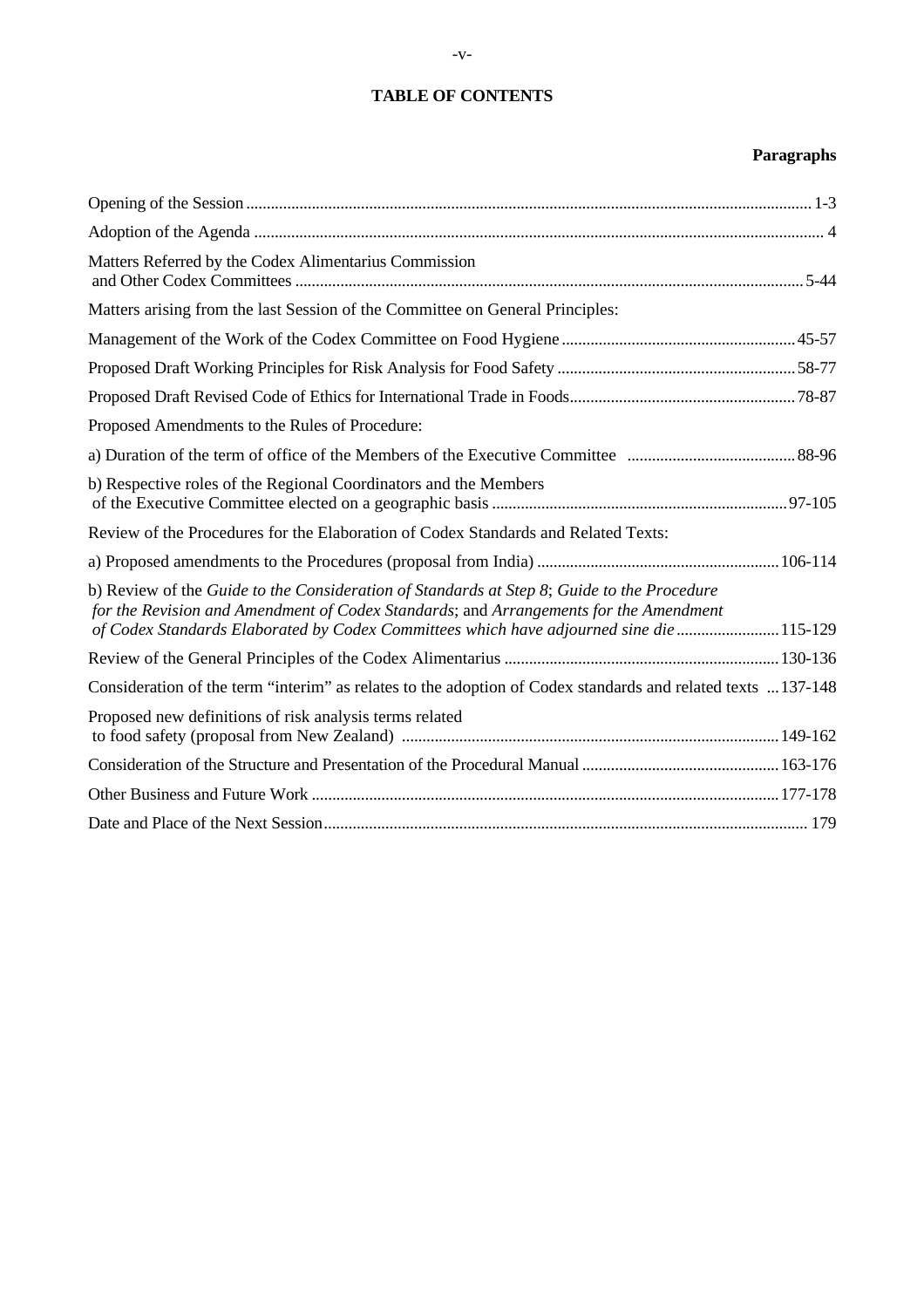# **TABLE OF CONTENTS**

# **Paragraphs**

| Matters Referred by the Codex Alimentarius Commission                                                                                                                                                                                                                          |
|--------------------------------------------------------------------------------------------------------------------------------------------------------------------------------------------------------------------------------------------------------------------------------|
| Matters arising from the last Session of the Committee on General Principles:                                                                                                                                                                                                  |
|                                                                                                                                                                                                                                                                                |
|                                                                                                                                                                                                                                                                                |
|                                                                                                                                                                                                                                                                                |
| Proposed Amendments to the Rules of Procedure:                                                                                                                                                                                                                                 |
|                                                                                                                                                                                                                                                                                |
| b) Respective roles of the Regional Coordinators and the Members                                                                                                                                                                                                               |
| Review of the Procedures for the Elaboration of Codex Standards and Related Texts:                                                                                                                                                                                             |
|                                                                                                                                                                                                                                                                                |
| b) Review of the Guide to the Consideration of Standards at Step 8; Guide to the Procedure<br>for the Revision and Amendment of Codex Standards; and Arrangements for the Amendment<br>of Codex Standards Elaborated by Codex Committees which have adjourned sine die 115-129 |
|                                                                                                                                                                                                                                                                                |
| Consideration of the term "interim" as relates to the adoption of Codex standards and related texts 137-148                                                                                                                                                                    |
| Proposed new definitions of risk analysis terms related                                                                                                                                                                                                                        |
|                                                                                                                                                                                                                                                                                |
|                                                                                                                                                                                                                                                                                |
|                                                                                                                                                                                                                                                                                |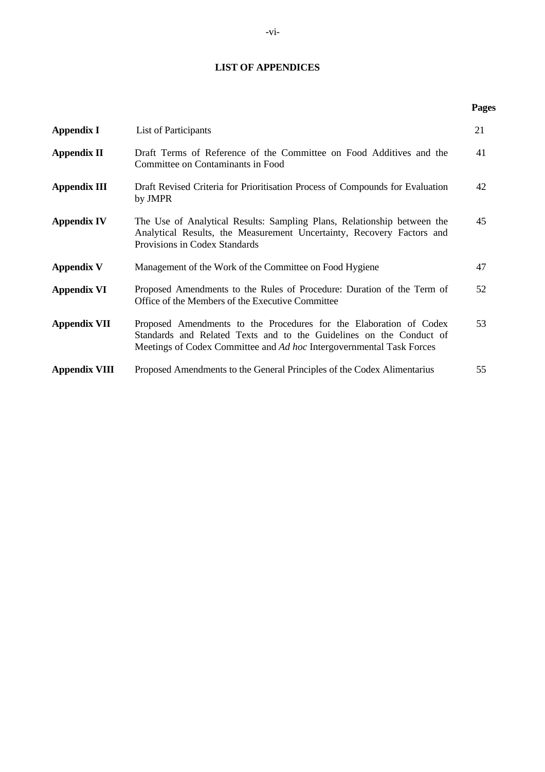# **LIST OF APPENDICES**

**Pages**

| <b>Appendix I</b>    | List of Participants                                                                                                                                                                                              | 21 |
|----------------------|-------------------------------------------------------------------------------------------------------------------------------------------------------------------------------------------------------------------|----|
| <b>Appendix II</b>   | Draft Terms of Reference of the Committee on Food Additives and the<br>Committee on Contaminants in Food                                                                                                          | 41 |
| <b>Appendix III</b>  | Draft Revised Criteria for Prioritisation Process of Compounds for Evaluation<br>by JMPR                                                                                                                          | 42 |
| <b>Appendix IV</b>   | The Use of Analytical Results: Sampling Plans, Relationship between the<br>Analytical Results, the Measurement Uncertainty, Recovery Factors and<br>Provisions in Codex Standards                                 | 45 |
| <b>Appendix V</b>    | Management of the Work of the Committee on Food Hygiene                                                                                                                                                           | 47 |
| <b>Appendix VI</b>   | Proposed Amendments to the Rules of Procedure: Duration of the Term of<br>Office of the Members of the Executive Committee                                                                                        | 52 |
| <b>Appendix VII</b>  | Proposed Amendments to the Procedures for the Elaboration of Codex<br>Standards and Related Texts and to the Guidelines on the Conduct of<br>Meetings of Codex Committee and Ad hoc Intergovernmental Task Forces | 53 |
| <b>Appendix VIII</b> | Proposed Amendments to the General Principles of the Codex Alimentarius                                                                                                                                           | 55 |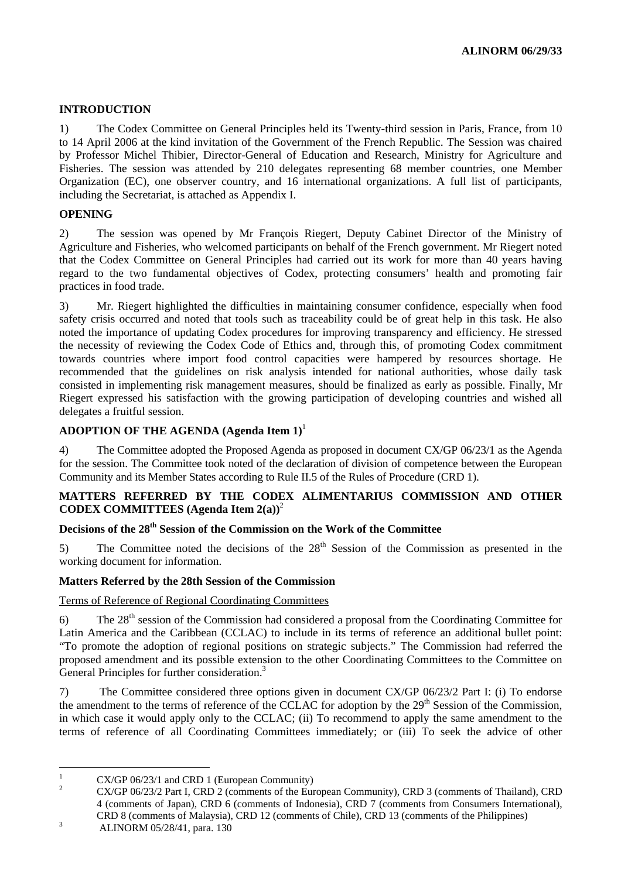# **INTRODUCTION**

1) The Codex Committee on General Principles held its Twenty-third session in Paris, France, from 10 to 14 April 2006 at the kind invitation of the Government of the French Republic. The Session was chaired by Professor Michel Thibier, Director-General of Education and Research, Ministry for Agriculture and Fisheries. The session was attended by 210 delegates representing 68 member countries, one Member Organization (EC), one observer country, and 16 international organizations. A full list of participants, including the Secretariat, is attached as Appendix I.

# **OPENING**

2) The session was opened by Mr François Riegert, Deputy Cabinet Director of the Ministry of Agriculture and Fisheries, who welcomed participants on behalf of the French government. Mr Riegert noted that the Codex Committee on General Principles had carried out its work for more than 40 years having regard to the two fundamental objectives of Codex, protecting consumers' health and promoting fair practices in food trade.

3) Mr. Riegert highlighted the difficulties in maintaining consumer confidence, especially when food safety crisis occurred and noted that tools such as traceability could be of great help in this task. He also noted the importance of updating Codex procedures for improving transparency and efficiency. He stressed the necessity of reviewing the Codex Code of Ethics and, through this, of promoting Codex commitment towards countries where import food control capacities were hampered by resources shortage. He recommended that the guidelines on risk analysis intended for national authorities, whose daily task consisted in implementing risk management measures, should be finalized as early as possible. Finally, Mr Riegert expressed his satisfaction with the growing participation of developing countries and wished all delegates a fruitful session.

# **ADOPTION OF THE AGENDA (Agenda Item 1)**<sup>1</sup>

4) The Committee adopted the Proposed Agenda as proposed in document CX/GP 06/23/1 as the Agenda for the session. The Committee took noted of the declaration of division of competence between the European Community and its Member States according to Rule II.5 of the Rules of Procedure (CRD 1).

# **MATTERS REFERRED BY THE CODEX ALIMENTARIUS COMMISSION AND OTHER CODEX COMMITTEES (Agenda Item 2(a))**<sup>2</sup>

# **Decisions of the 28th Session of the Commission on the Work of the Committee**

5) The Committee noted the decisions of the  $28<sup>th</sup>$  Session of the Commission as presented in the working document for information.

# **Matters Referred by the 28th Session of the Commission**

Terms of Reference of Regional Coordinating Committees

6) The  $28<sup>th</sup>$  session of the Commission had considered a proposal from the Coordinating Committee for Latin America and the Caribbean (CCLAC) to include in its terms of reference an additional bullet point: "To promote the adoption of regional positions on strategic subjects." The Commission had referred the proposed amendment and its possible extension to the other Coordinating Committees to the Committee on General Principles for further consideration.<sup>3</sup>

7) The Committee considered three options given in document CX/GP 06/23/2 Part I: (i) To endorse the amendment to the terms of reference of the CCLAC for adoption by the 29<sup>th</sup> Session of the Commission, in which case it would apply only to the CCLAC; (ii) To recommend to apply the same amendment to the terms of reference of all Coordinating Committees immediately; or (iii) To seek the advice of other

 $\frac{1}{1}$ CX/GP 06/23/1 and CRD 1 (European Community)

<sup>2</sup> CX/GP 06/23/2 Part I, CRD 2 (comments of the European Community), CRD 3 (comments of Thailand), CRD 4 (comments of Japan), CRD 6 (comments of Indonesia), CRD 7 (comments from Consumers International), CRD 8 (comments of Malaysia), CRD 12 (comments of Chile), CRD 13 (comments of the Philippines) 3

ALINORM 05/28/41, para. 130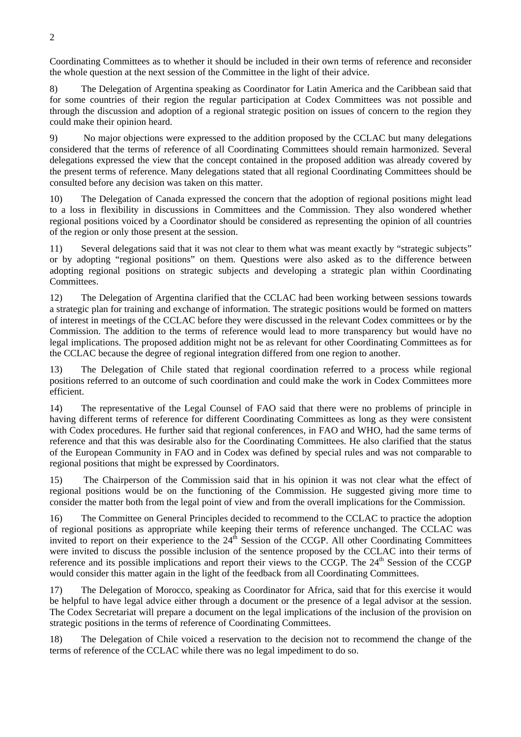Coordinating Committees as to whether it should be included in their own terms of reference and reconsider the whole question at the next session of the Committee in the light of their advice.

8) The Delegation of Argentina speaking as Coordinator for Latin America and the Caribbean said that for some countries of their region the regular participation at Codex Committees was not possible and through the discussion and adoption of a regional strategic position on issues of concern to the region they could make their opinion heard.

9) No major objections were expressed to the addition proposed by the CCLAC but many delegations considered that the terms of reference of all Coordinating Committees should remain harmonized. Several delegations expressed the view that the concept contained in the proposed addition was already covered by the present terms of reference. Many delegations stated that all regional Coordinating Committees should be consulted before any decision was taken on this matter.

10) The Delegation of Canada expressed the concern that the adoption of regional positions might lead to a loss in flexibility in discussions in Committees and the Commission. They also wondered whether regional positions voiced by a Coordinator should be considered as representing the opinion of all countries of the region or only those present at the session.

11) Several delegations said that it was not clear to them what was meant exactly by "strategic subjects" or by adopting "regional positions" on them. Questions were also asked as to the difference between adopting regional positions on strategic subjects and developing a strategic plan within Coordinating Committees.

12) The Delegation of Argentina clarified that the CCLAC had been working between sessions towards a strategic plan for training and exchange of information. The strategic positions would be formed on matters of interest in meetings of the CCLAC before they were discussed in the relevant Codex committees or by the Commission. The addition to the terms of reference would lead to more transparency but would have no legal implications. The proposed addition might not be as relevant for other Coordinating Committees as for the CCLAC because the degree of regional integration differed from one region to another.

13) The Delegation of Chile stated that regional coordination referred to a process while regional positions referred to an outcome of such coordination and could make the work in Codex Committees more efficient.

14) The representative of the Legal Counsel of FAO said that there were no problems of principle in having different terms of reference for different Coordinating Committees as long as they were consistent with Codex procedures. He further said that regional conferences, in FAO and WHO, had the same terms of reference and that this was desirable also for the Coordinating Committees. He also clarified that the status of the European Community in FAO and in Codex was defined by special rules and was not comparable to regional positions that might be expressed by Coordinators.

15) The Chairperson of the Commission said that in his opinion it was not clear what the effect of regional positions would be on the functioning of the Commission. He suggested giving more time to consider the matter both from the legal point of view and from the overall implications for the Commission.

16) The Committee on General Principles decided to recommend to the CCLAC to practice the adoption of regional positions as appropriate while keeping their terms of reference unchanged. The CCLAC was invited to report on their experience to the 24<sup>th</sup> Session of the CCGP. All other Coordinating Committees were invited to discuss the possible inclusion of the sentence proposed by the CCLAC into their terms of reference and its possible implications and report their views to the CCGP. The 24<sup>th</sup> Session of the CCGP would consider this matter again in the light of the feedback from all Coordinating Committees.

17) The Delegation of Morocco, speaking as Coordinator for Africa, said that for this exercise it would be helpful to have legal advice either through a document or the presence of a legal advisor at the session. The Codex Secretariat will prepare a document on the legal implications of the inclusion of the provision on strategic positions in the terms of reference of Coordinating Committees.

18) The Delegation of Chile voiced a reservation to the decision not to recommend the change of the terms of reference of the CCLAC while there was no legal impediment to do so.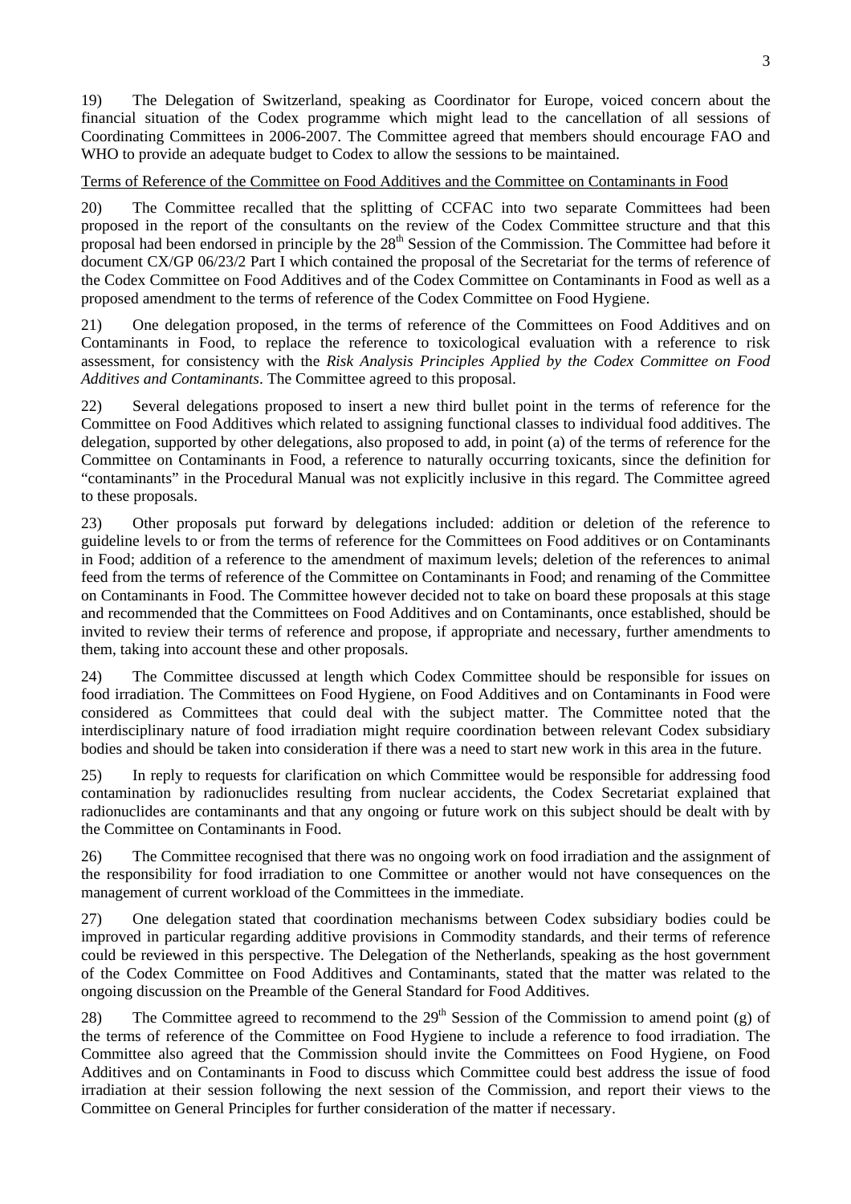19) The Delegation of Switzerland, speaking as Coordinator for Europe, voiced concern about the financial situation of the Codex programme which might lead to the cancellation of all sessions of Coordinating Committees in 2006-2007. The Committee agreed that members should encourage FAO and WHO to provide an adequate budget to Codex to allow the sessions to be maintained.

Terms of Reference of the Committee on Food Additives and the Committee on Contaminants in Food

20) The Committee recalled that the splitting of CCFAC into two separate Committees had been proposed in the report of the consultants on the review of the Codex Committee structure and that this proposal had been endorsed in principle by the 28<sup>th</sup> Session of the Commission. The Committee had before it document CX/GP 06/23/2 Part I which contained the proposal of the Secretariat for the terms of reference of the Codex Committee on Food Additives and of the Codex Committee on Contaminants in Food as well as a proposed amendment to the terms of reference of the Codex Committee on Food Hygiene.

21) One delegation proposed, in the terms of reference of the Committees on Food Additives and on Contaminants in Food, to replace the reference to toxicological evaluation with a reference to risk assessment, for consistency with the *Risk Analysis Principles Applied by the Codex Committee on Food Additives and Contaminants*. The Committee agreed to this proposal.

22) Several delegations proposed to insert a new third bullet point in the terms of reference for the Committee on Food Additives which related to assigning functional classes to individual food additives. The delegation, supported by other delegations, also proposed to add, in point (a) of the terms of reference for the Committee on Contaminants in Food, a reference to naturally occurring toxicants, since the definition for "contaminants" in the Procedural Manual was not explicitly inclusive in this regard. The Committee agreed to these proposals.

23) Other proposals put forward by delegations included: addition or deletion of the reference to guideline levels to or from the terms of reference for the Committees on Food additives or on Contaminants in Food; addition of a reference to the amendment of maximum levels; deletion of the references to animal feed from the terms of reference of the Committee on Contaminants in Food; and renaming of the Committee on Contaminants in Food. The Committee however decided not to take on board these proposals at this stage and recommended that the Committees on Food Additives and on Contaminants, once established, should be invited to review their terms of reference and propose, if appropriate and necessary, further amendments to them, taking into account these and other proposals.

24) The Committee discussed at length which Codex Committee should be responsible for issues on food irradiation. The Committees on Food Hygiene, on Food Additives and on Contaminants in Food were considered as Committees that could deal with the subject matter. The Committee noted that the interdisciplinary nature of food irradiation might require coordination between relevant Codex subsidiary bodies and should be taken into consideration if there was a need to start new work in this area in the future.

25) In reply to requests for clarification on which Committee would be responsible for addressing food contamination by radionuclides resulting from nuclear accidents, the Codex Secretariat explained that radionuclides are contaminants and that any ongoing or future work on this subject should be dealt with by the Committee on Contaminants in Food.

26) The Committee recognised that there was no ongoing work on food irradiation and the assignment of the responsibility for food irradiation to one Committee or another would not have consequences on the management of current workload of the Committees in the immediate.

27) One delegation stated that coordination mechanisms between Codex subsidiary bodies could be improved in particular regarding additive provisions in Commodity standards, and their terms of reference could be reviewed in this perspective. The Delegation of the Netherlands, speaking as the host government of the Codex Committee on Food Additives and Contaminants, stated that the matter was related to the ongoing discussion on the Preamble of the General Standard for Food Additives.

28) The Committee agreed to recommend to the  $29<sup>th</sup>$  Session of the Commission to amend point (g) of the terms of reference of the Committee on Food Hygiene to include a reference to food irradiation. The Committee also agreed that the Commission should invite the Committees on Food Hygiene, on Food Additives and on Contaminants in Food to discuss which Committee could best address the issue of food irradiation at their session following the next session of the Commission, and report their views to the Committee on General Principles for further consideration of the matter if necessary.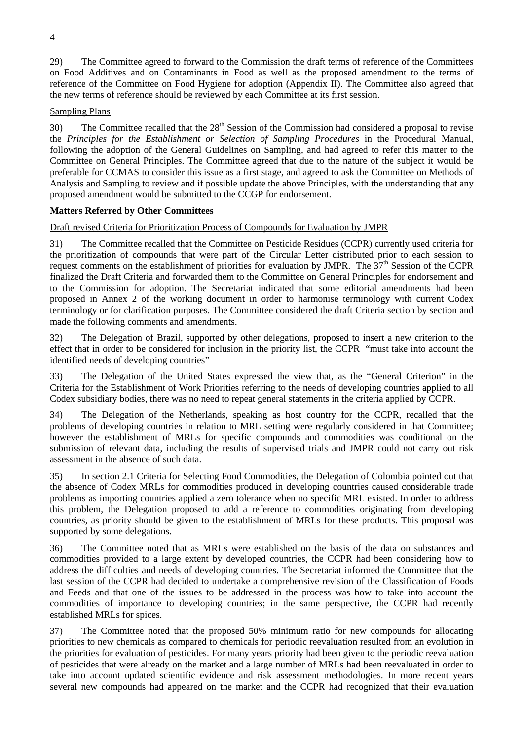29) The Committee agreed to forward to the Commission the draft terms of reference of the Committees on Food Additives and on Contaminants in Food as well as the proposed amendment to the terms of reference of the Committee on Food Hygiene for adoption (Appendix II). The Committee also agreed that the new terms of reference should be reviewed by each Committee at its first session.

# Sampling Plans

30) The Committee recalled that the  $28<sup>th</sup>$  Session of the Commission had considered a proposal to revise the *Principles for the Establishment or Selection of Sampling Procedures* in the Procedural Manual, following the adoption of the General Guidelines on Sampling, and had agreed to refer this matter to the Committee on General Principles. The Committee agreed that due to the nature of the subject it would be preferable for CCMAS to consider this issue as a first stage, and agreed to ask the Committee on Methods of Analysis and Sampling to review and if possible update the above Principles, with the understanding that any proposed amendment would be submitted to the CCGP for endorsement.

## **Matters Referred by Other Committees**

## Draft revised Criteria for Prioritization Process of Compounds for Evaluation by JMPR

31) The Committee recalled that the Committee on Pesticide Residues (CCPR) currently used criteria for the prioritization of compounds that were part of the Circular Letter distributed prior to each session to request comments on the establishment of priorities for evaluation by JMPR. The  $37<sup>th</sup>$  Session of the CCPR finalized the Draft Criteria and forwarded them to the Committee on General Principles for endorsement and to the Commission for adoption. The Secretariat indicated that some editorial amendments had been proposed in Annex 2 of the working document in order to harmonise terminology with current Codex terminology or for clarification purposes. The Committee considered the draft Criteria section by section and made the following comments and amendments.

32) The Delegation of Brazil, supported by other delegations, proposed to insert a new criterion to the effect that in order to be considered for inclusion in the priority list, the CCPR "must take into account the identified needs of developing countries"

33) The Delegation of the United States expressed the view that, as the "General Criterion" in the Criteria for the Establishment of Work Priorities referring to the needs of developing countries applied to all Codex subsidiary bodies, there was no need to repeat general statements in the criteria applied by CCPR.

34) The Delegation of the Netherlands, speaking as host country for the CCPR, recalled that the problems of developing countries in relation to MRL setting were regularly considered in that Committee; however the establishment of MRLs for specific compounds and commodities was conditional on the submission of relevant data, including the results of supervised trials and JMPR could not carry out risk assessment in the absence of such data.

35) In section 2.1 Criteria for Selecting Food Commodities, the Delegation of Colombia pointed out that the absence of Codex MRLs for commodities produced in developing countries caused considerable trade problems as importing countries applied a zero tolerance when no specific MRL existed. In order to address this problem, the Delegation proposed to add a reference to commodities originating from developing countries, as priority should be given to the establishment of MRLs for these products. This proposal was supported by some delegations.

36) The Committee noted that as MRLs were established on the basis of the data on substances and commodities provided to a large extent by developed countries, the CCPR had been considering how to address the difficulties and needs of developing countries. The Secretariat informed the Committee that the last session of the CCPR had decided to undertake a comprehensive revision of the Classification of Foods and Feeds and that one of the issues to be addressed in the process was how to take into account the commodities of importance to developing countries; in the same perspective, the CCPR had recently established MRLs for spices.

37) The Committee noted that the proposed 50% minimum ratio for new compounds for allocating priorities to new chemicals as compared to chemicals for periodic reevaluation resulted from an evolution in the priorities for evaluation of pesticides. For many years priority had been given to the periodic reevaluation of pesticides that were already on the market and a large number of MRLs had been reevaluated in order to take into account updated scientific evidence and risk assessment methodologies. In more recent years several new compounds had appeared on the market and the CCPR had recognized that their evaluation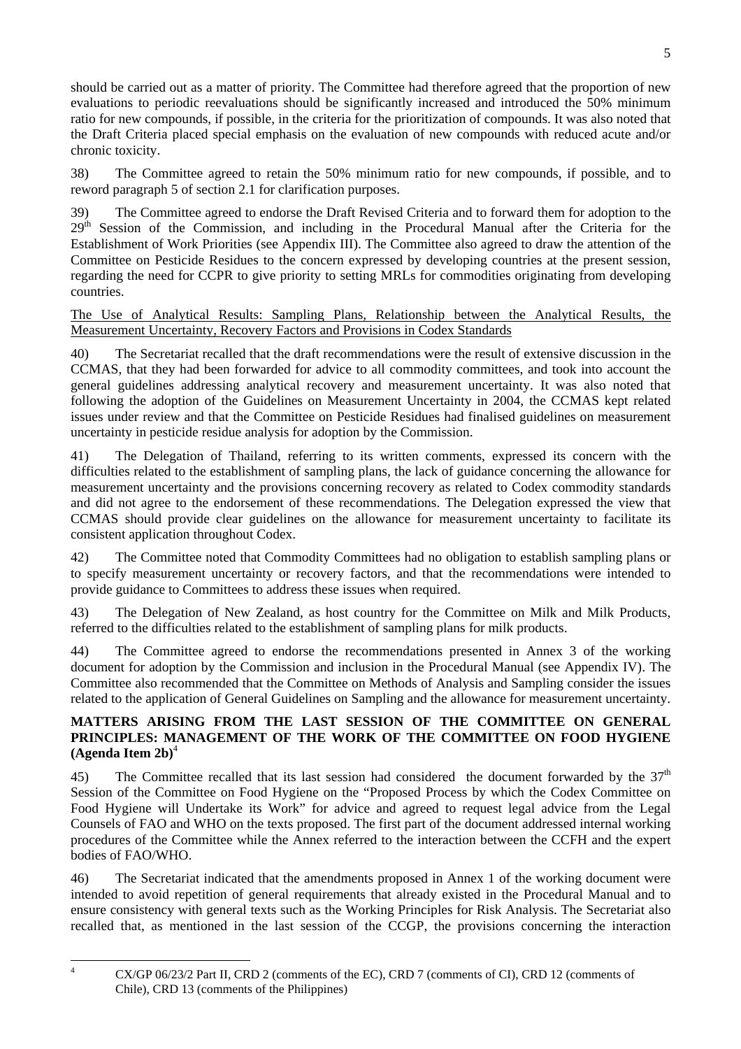should be carried out as a matter of priority. The Committee had therefore agreed that the proportion of new evaluations to periodic reevaluations should be significantly increased and introduced the 50% minimum ratio for new compounds, if possible, in the criteria for the prioritization of compounds. It was also noted that the Draft Criteria placed special emphasis on the evaluation of new compounds with reduced acute and/or chronic toxicity.

38) The Committee agreed to retain the 50% minimum ratio for new compounds, if possible, and to reword paragraph 5 of section 2.1 for clarification purposes.

39) The Committee agreed to endorse the Draft Revised Criteria and to forward them for adoption to the  $29<sup>th</sup>$  Session of the Commission, and including in the Procedural Manual after the Criteria for the Establishment of Work Priorities (see Appendix III). The Committee also agreed to draw the attention of the Committee on Pesticide Residues to the concern expressed by developing countries at the present session, regarding the need for CCPR to give priority to setting MRLs for commodities originating from developing countries.

The Use of Analytical Results: Sampling Plans, Relationship between the Analytical Results, the Measurement Uncertainty, Recovery Factors and Provisions in Codex Standards

40) The Secretariat recalled that the draft recommendations were the result of extensive discussion in the CCMAS, that they had been forwarded for advice to all commodity committees, and took into account the general guidelines addressing analytical recovery and measurement uncertainty. It was also noted that following the adoption of the Guidelines on Measurement Uncertainty in 2004, the CCMAS kept related issues under review and that the Committee on Pesticide Residues had finalised guidelines on measurement uncertainty in pesticide residue analysis for adoption by the Commission.

41) The Delegation of Thailand, referring to its written comments, expressed its concern with the difficulties related to the establishment of sampling plans, the lack of guidance concerning the allowance for measurement uncertainty and the provisions concerning recovery as related to Codex commodity standards and did not agree to the endorsement of these recommendations. The Delegation expressed the view that CCMAS should provide clear guidelines on the allowance for measurement uncertainty to facilitate its consistent application throughout Codex.

42) The Committee noted that Commodity Committees had no obligation to establish sampling plans or to specify measurement uncertainty or recovery factors, and that the recommendations were intended to provide guidance to Committees to address these issues when required.

43) The Delegation of New Zealand, as host country for the Committee on Milk and Milk Products, referred to the difficulties related to the establishment of sampling plans for milk products.

44) The Committee agreed to endorse the recommendations presented in Annex 3 of the working document for adoption by the Commission and inclusion in the Procedural Manual (see Appendix IV). The Committee also recommended that the Committee on Methods of Analysis and Sampling consider the issues related to the application of General Guidelines on Sampling and the allowance for measurement uncertainty.

# **MATTERS ARISING FROM THE LAST SESSION OF THE COMMITTEE ON GENERAL PRINCIPLES: MANAGEMENT OF THE WORK OF THE COMMITTEE ON FOOD HYGIENE (Agenda Item 2b)**<sup>4</sup>

45) The Committee recalled that its last session had considered the document forwarded by the  $37<sup>th</sup>$ Session of the Committee on Food Hygiene on the "Proposed Process by which the Codex Committee on Food Hygiene will Undertake its Work" for advice and agreed to request legal advice from the Legal Counsels of FAO and WHO on the texts proposed. The first part of the document addressed internal working procedures of the Committee while the Annex referred to the interaction between the CCFH and the expert bodies of FAO/WHO.

46) The Secretariat indicated that the amendments proposed in Annex 1 of the working document were intended to avoid repetition of general requirements that already existed in the Procedural Manual and to ensure consistency with general texts such as the Working Principles for Risk Analysis. The Secretariat also recalled that, as mentioned in the last session of the CCGP, the provisions concerning the interaction

 $\frac{1}{4}$ 

CX/GP 06/23/2 Part II, CRD 2 (comments of the EC), CRD 7 (comments of CI), CRD 12 (comments of Chile), CRD 13 (comments of the Philippines)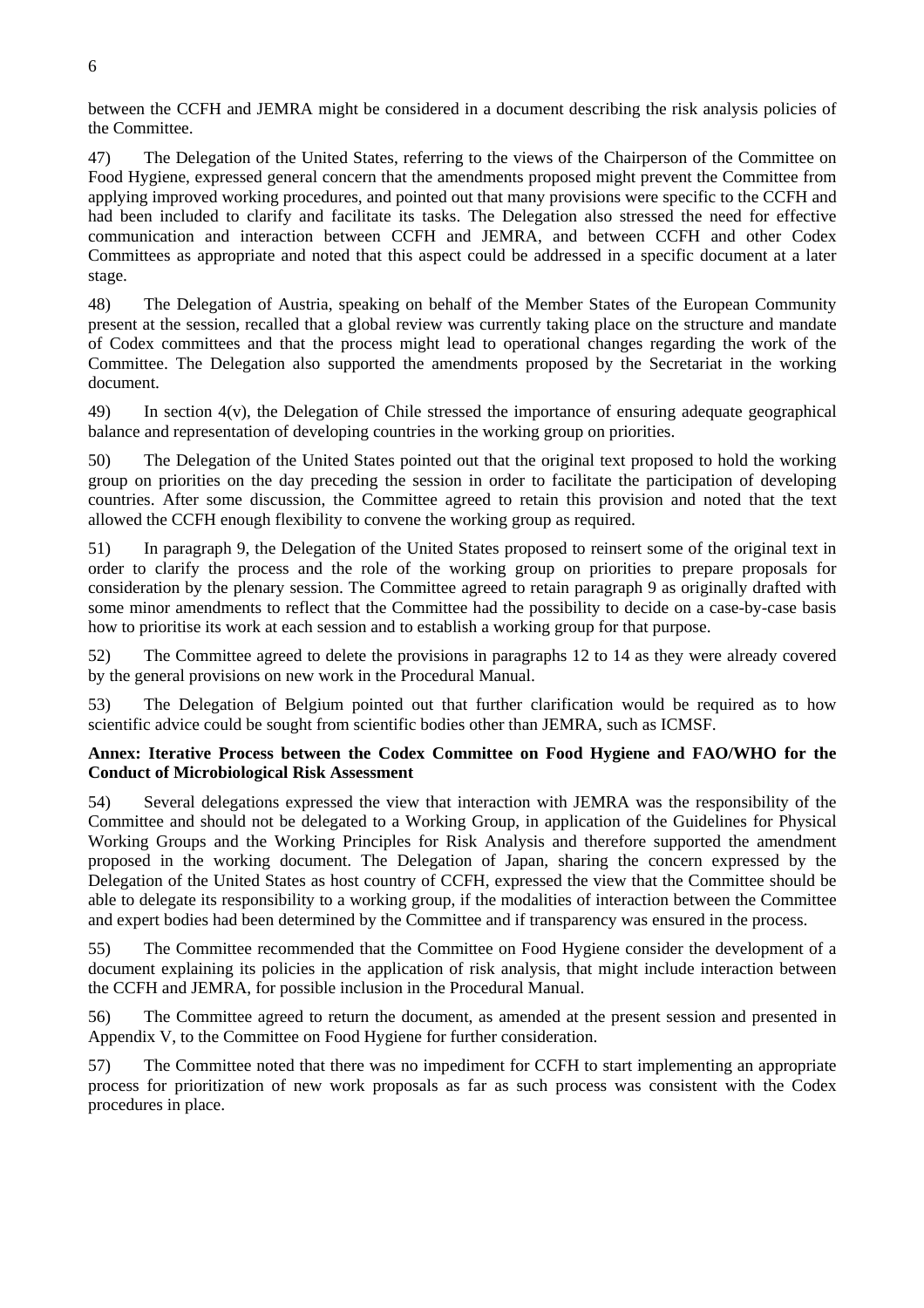between the CCFH and JEMRA might be considered in a document describing the risk analysis policies of the Committee.

47) The Delegation of the United States, referring to the views of the Chairperson of the Committee on Food Hygiene, expressed general concern that the amendments proposed might prevent the Committee from applying improved working procedures, and pointed out that many provisions were specific to the CCFH and had been included to clarify and facilitate its tasks. The Delegation also stressed the need for effective communication and interaction between CCFH and JEMRA, and between CCFH and other Codex Committees as appropriate and noted that this aspect could be addressed in a specific document at a later stage.

48) The Delegation of Austria, speaking on behalf of the Member States of the European Community present at the session, recalled that a global review was currently taking place on the structure and mandate of Codex committees and that the process might lead to operational changes regarding the work of the Committee. The Delegation also supported the amendments proposed by the Secretariat in the working document.

49) In section 4(v), the Delegation of Chile stressed the importance of ensuring adequate geographical balance and representation of developing countries in the working group on priorities.

50) The Delegation of the United States pointed out that the original text proposed to hold the working group on priorities on the day preceding the session in order to facilitate the participation of developing countries. After some discussion, the Committee agreed to retain this provision and noted that the text allowed the CCFH enough flexibility to convene the working group as required.

51) In paragraph 9, the Delegation of the United States proposed to reinsert some of the original text in order to clarify the process and the role of the working group on priorities to prepare proposals for consideration by the plenary session. The Committee agreed to retain paragraph 9 as originally drafted with some minor amendments to reflect that the Committee had the possibility to decide on a case-by-case basis how to prioritise its work at each session and to establish a working group for that purpose.

52) The Committee agreed to delete the provisions in paragraphs 12 to 14 as they were already covered by the general provisions on new work in the Procedural Manual.

53) The Delegation of Belgium pointed out that further clarification would be required as to how scientific advice could be sought from scientific bodies other than JEMRA, such as ICMSF.

# **Annex: Iterative Process between the Codex Committee on Food Hygiene and FAO/WHO for the Conduct of Microbiological Risk Assessment**

54) Several delegations expressed the view that interaction with JEMRA was the responsibility of the Committee and should not be delegated to a Working Group, in application of the Guidelines for Physical Working Groups and the Working Principles for Risk Analysis and therefore supported the amendment proposed in the working document. The Delegation of Japan, sharing the concern expressed by the Delegation of the United States as host country of CCFH, expressed the view that the Committee should be able to delegate its responsibility to a working group, if the modalities of interaction between the Committee and expert bodies had been determined by the Committee and if transparency was ensured in the process.

55) The Committee recommended that the Committee on Food Hygiene consider the development of a document explaining its policies in the application of risk analysis, that might include interaction between the CCFH and JEMRA, for possible inclusion in the Procedural Manual.

56) The Committee agreed to return the document, as amended at the present session and presented in Appendix V, to the Committee on Food Hygiene for further consideration.

57) The Committee noted that there was no impediment for CCFH to start implementing an appropriate process for prioritization of new work proposals as far as such process was consistent with the Codex procedures in place.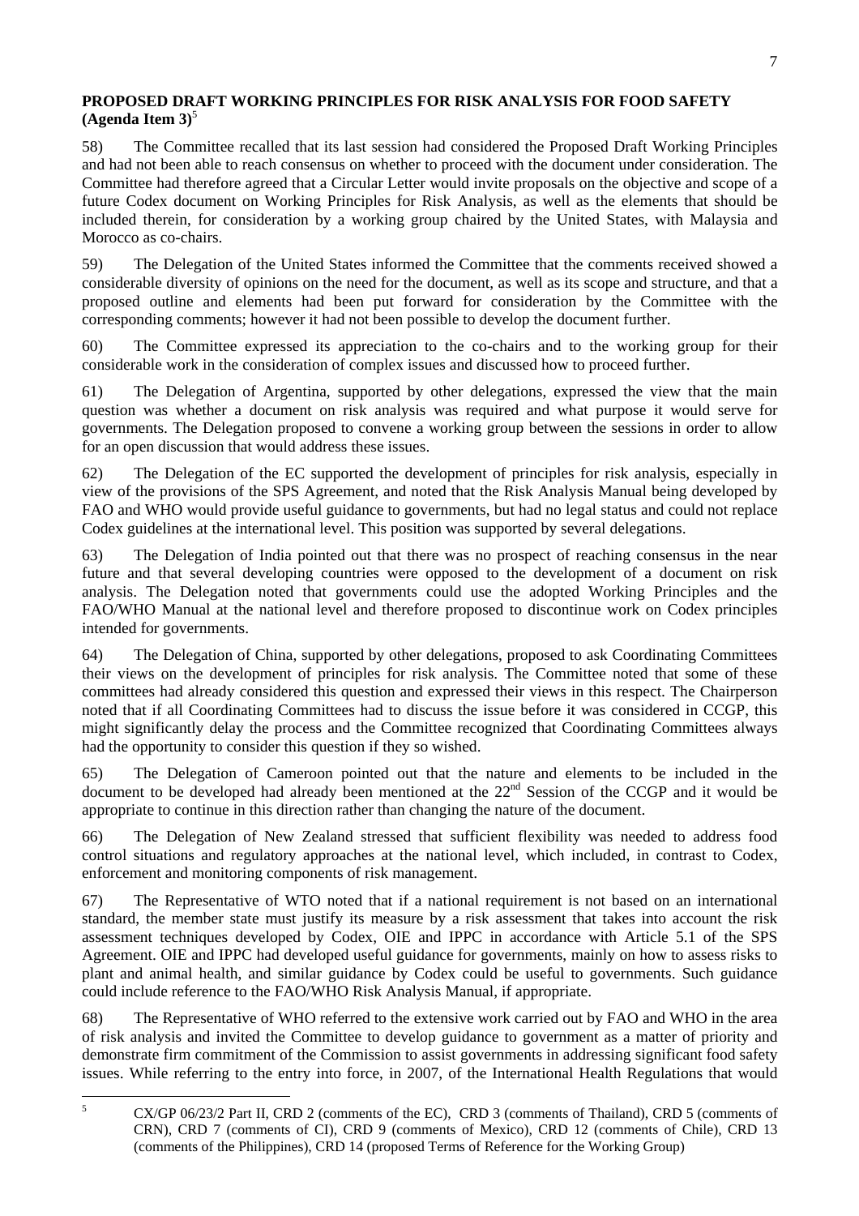# **PROPOSED DRAFT WORKING PRINCIPLES FOR RISK ANALYSIS FOR FOOD SAFETY**   $(A$ genda Item  $3^5$

58) The Committee recalled that its last session had considered the Proposed Draft Working Principles and had not been able to reach consensus on whether to proceed with the document under consideration. The Committee had therefore agreed that a Circular Letter would invite proposals on the objective and scope of a future Codex document on Working Principles for Risk Analysis, as well as the elements that should be included therein, for consideration by a working group chaired by the United States, with Malaysia and Morocco as co-chairs.

59) The Delegation of the United States informed the Committee that the comments received showed a considerable diversity of opinions on the need for the document, as well as its scope and structure, and that a proposed outline and elements had been put forward for consideration by the Committee with the corresponding comments; however it had not been possible to develop the document further.

60) The Committee expressed its appreciation to the co-chairs and to the working group for their considerable work in the consideration of complex issues and discussed how to proceed further.

61) The Delegation of Argentina, supported by other delegations, expressed the view that the main question was whether a document on risk analysis was required and what purpose it would serve for governments. The Delegation proposed to convene a working group between the sessions in order to allow for an open discussion that would address these issues.

62) The Delegation of the EC supported the development of principles for risk analysis, especially in view of the provisions of the SPS Agreement, and noted that the Risk Analysis Manual being developed by FAO and WHO would provide useful guidance to governments, but had no legal status and could not replace Codex guidelines at the international level. This position was supported by several delegations.

63) The Delegation of India pointed out that there was no prospect of reaching consensus in the near future and that several developing countries were opposed to the development of a document on risk analysis. The Delegation noted that governments could use the adopted Working Principles and the FAO/WHO Manual at the national level and therefore proposed to discontinue work on Codex principles intended for governments.

64) The Delegation of China, supported by other delegations, proposed to ask Coordinating Committees their views on the development of principles for risk analysis. The Committee noted that some of these committees had already considered this question and expressed their views in this respect. The Chairperson noted that if all Coordinating Committees had to discuss the issue before it was considered in CCGP, this might significantly delay the process and the Committee recognized that Coordinating Committees always had the opportunity to consider this question if they so wished.

65) The Delegation of Cameroon pointed out that the nature and elements to be included in the  $\frac{d}{dx}$  document to be developed had already been mentioned at the  $22<sup>nd</sup>$  Session of the CCGP and it would be appropriate to continue in this direction rather than changing the nature of the document.

66) The Delegation of New Zealand stressed that sufficient flexibility was needed to address food control situations and regulatory approaches at the national level, which included, in contrast to Codex, enforcement and monitoring components of risk management.

67) The Representative of WTO noted that if a national requirement is not based on an international standard, the member state must justify its measure by a risk assessment that takes into account the risk assessment techniques developed by Codex, OIE and IPPC in accordance with Article 5.1 of the SPS Agreement. OIE and IPPC had developed useful guidance for governments, mainly on how to assess risks to plant and animal health, and similar guidance by Codex could be useful to governments. Such guidance could include reference to the FAO/WHO Risk Analysis Manual, if appropriate.

68) The Representative of WHO referred to the extensive work carried out by FAO and WHO in the area of risk analysis and invited the Committee to develop guidance to government as a matter of priority and demonstrate firm commitment of the Commission to assist governments in addressing significant food safety issues. While referring to the entry into force, in 2007, of the International Health Regulations that would

 5 CX/GP 06/23/2 Part II, CRD 2 (comments of the EC), CRD 3 (comments of Thailand), CRD 5 (comments of CRN), CRD 7 (comments of CI), CRD 9 (comments of Mexico), CRD 12 (comments of Chile), CRD 13 (comments of the Philippines), CRD 14 (proposed Terms of Reference for the Working Group)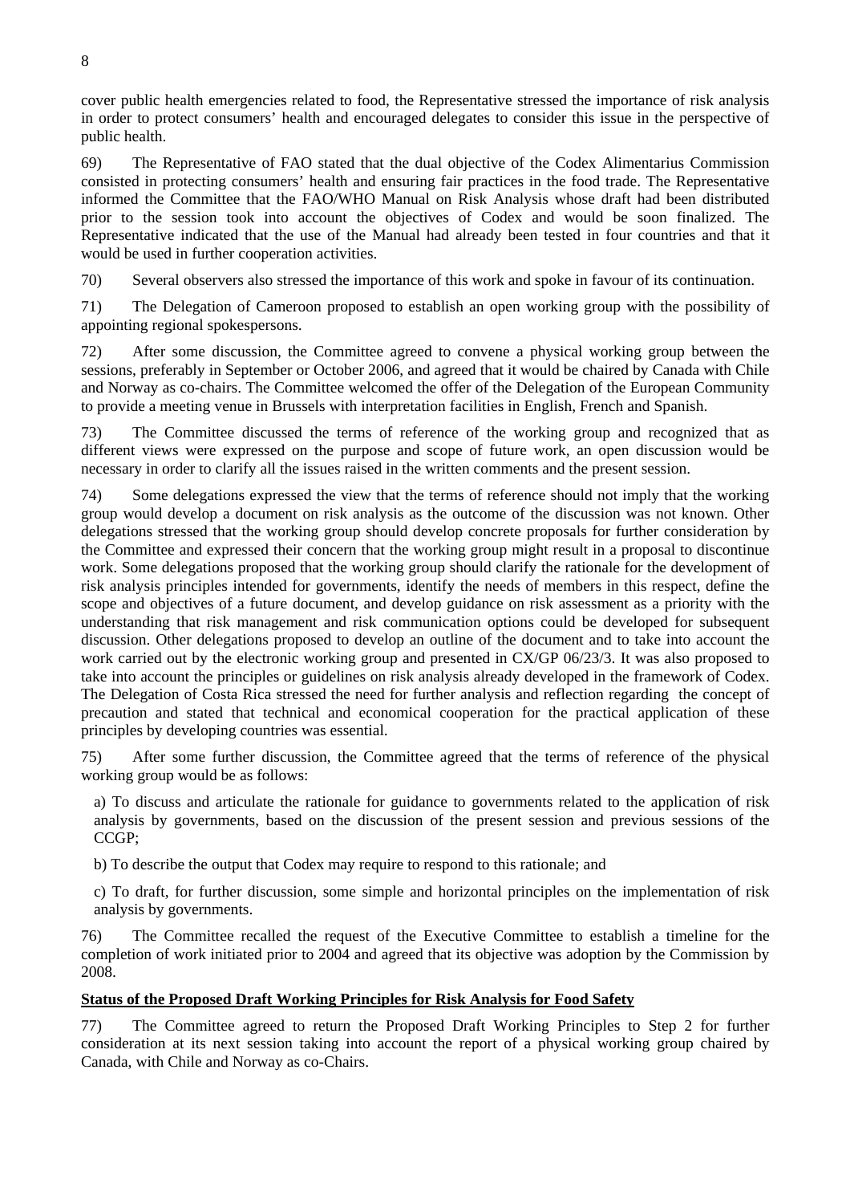cover public health emergencies related to food, the Representative stressed the importance of risk analysis in order to protect consumers' health and encouraged delegates to consider this issue in the perspective of public health.

69) The Representative of FAO stated that the dual objective of the Codex Alimentarius Commission consisted in protecting consumers' health and ensuring fair practices in the food trade. The Representative informed the Committee that the FAO/WHO Manual on Risk Analysis whose draft had been distributed prior to the session took into account the objectives of Codex and would be soon finalized. The Representative indicated that the use of the Manual had already been tested in four countries and that it would be used in further cooperation activities.

70) Several observers also stressed the importance of this work and spoke in favour of its continuation.

71) The Delegation of Cameroon proposed to establish an open working group with the possibility of appointing regional spokespersons.

72) After some discussion, the Committee agreed to convene a physical working group between the sessions, preferably in September or October 2006, and agreed that it would be chaired by Canada with Chile and Norway as co-chairs. The Committee welcomed the offer of the Delegation of the European Community to provide a meeting venue in Brussels with interpretation facilities in English, French and Spanish.

73) The Committee discussed the terms of reference of the working group and recognized that as different views were expressed on the purpose and scope of future work, an open discussion would be necessary in order to clarify all the issues raised in the written comments and the present session.

74) Some delegations expressed the view that the terms of reference should not imply that the working group would develop a document on risk analysis as the outcome of the discussion was not known. Other delegations stressed that the working group should develop concrete proposals for further consideration by the Committee and expressed their concern that the working group might result in a proposal to discontinue work. Some delegations proposed that the working group should clarify the rationale for the development of risk analysis principles intended for governments, identify the needs of members in this respect, define the scope and objectives of a future document, and develop guidance on risk assessment as a priority with the understanding that risk management and risk communication options could be developed for subsequent discussion. Other delegations proposed to develop an outline of the document and to take into account the work carried out by the electronic working group and presented in CX/GP 06/23/3. It was also proposed to take into account the principles or guidelines on risk analysis already developed in the framework of Codex. The Delegation of Costa Rica stressed the need for further analysis and reflection regarding the concept of precaution and stated that technical and economical cooperation for the practical application of these principles by developing countries was essential.

75) After some further discussion, the Committee agreed that the terms of reference of the physical working group would be as follows:

a) To discuss and articulate the rationale for guidance to governments related to the application of risk analysis by governments, based on the discussion of the present session and previous sessions of the CCGP;

b) To describe the output that Codex may require to respond to this rationale; and

c) To draft, for further discussion, some simple and horizontal principles on the implementation of risk analysis by governments.

76) The Committee recalled the request of the Executive Committee to establish a timeline for the completion of work initiated prior to 2004 and agreed that its objective was adoption by the Commission by 2008.

# **Status of the Proposed Draft Working Principles for Risk Analysis for Food Safety**

77) The Committee agreed to return the Proposed Draft Working Principles to Step 2 for further consideration at its next session taking into account the report of a physical working group chaired by Canada, with Chile and Norway as co-Chairs.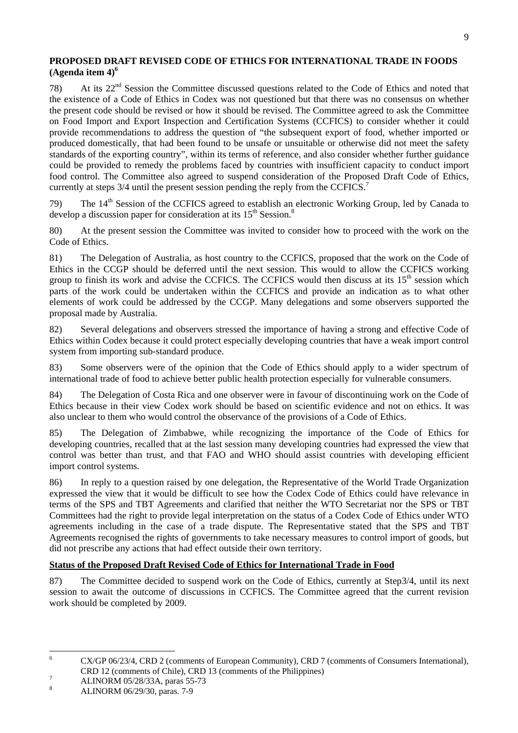# **PROPOSED DRAFT REVISED CODE OF ETHICS FOR INTERNATIONAL TRADE IN FOODS (Agenda item 4)6**

78) At its 22nd Session the Committee discussed questions related to the Code of Ethics and noted that the existence of a Code of Ethics in Codex was not questioned but that there was no consensus on whether the present code should be revised or how it should be revised. The Committee agreed to ask the Committee on Food Import and Export Inspection and Certification Systems (CCFICS) to consider whether it could provide recommendations to address the question of "the subsequent export of food, whether imported or produced domestically, that had been found to be unsafe or unsuitable or otherwise did not meet the safety standards of the exporting country", within its terms of reference, and also consider whether further guidance could be provided to remedy the problems faced by countries with insufficient capacity to conduct import food control. The Committee also agreed to suspend consideration of the Proposed Draft Code of Ethics, currently at steps  $3/4$  until the present session pending the reply from the CCFICS.<sup>7</sup>

79) The 14<sup>th</sup> Session of the CCFICS agreed to establish an electronic Working Group, led by Canada to develop a discussion paper for consideration at its  $15<sup>th</sup>$  Session.<sup>8</sup>

80) At the present session the Committee was invited to consider how to proceed with the work on the Code of Ethics.

81) The Delegation of Australia, as host country to the CCFICS, proposed that the work on the Code of Ethics in the CCGP should be deferred until the next session. This would to allow the CCFICS working group to finish its work and advise the CCFICS. The CCFICS would then discuss at its 15<sup>th</sup> session which parts of the work could be undertaken within the CCFICS and provide an indication as to what other elements of work could be addressed by the CCGP. Many delegations and some observers supported the proposal made by Australia.

82) Several delegations and observers stressed the importance of having a strong and effective Code of Ethics within Codex because it could protect especially developing countries that have a weak import control system from importing sub-standard produce.

83) Some observers were of the opinion that the Code of Ethics should apply to a wider spectrum of international trade of food to achieve better public health protection especially for vulnerable consumers.

84) The Delegation of Costa Rica and one observer were in favour of discontinuing work on the Code of Ethics because in their view Codex work should be based on scientific evidence and not on ethics. It was also unclear to them who would control the observance of the provisions of a Code of Ethics.

85) The Delegation of Zimbabwe, while recognizing the importance of the Code of Ethics for developing countries, recalled that at the last session many developing countries had expressed the view that control was better than trust, and that FAO and WHO should assist countries with developing efficient import control systems.

86) In reply to a question raised by one delegation, the Representative of the World Trade Organization expressed the view that it would be difficult to see how the Codex Code of Ethics could have relevance in terms of the SPS and TBT Agreements and clarified that neither the WTO Secretariat nor the SPS or TBT Committees had the right to provide legal interpretation on the status of a Codex Code of Ethics under WTO agreements including in the case of a trade dispute. The Representative stated that the SPS and TBT Agreements recognised the rights of governments to take necessary measures to control import of goods, but did not prescribe any actions that had effect outside their own territory.

# **Status of the Proposed Draft Revised Code of Ethics for International Trade in Food**

87) The Committee decided to suspend work on the Code of Ethics, currently at Step3/4, until its next session to await the outcome of discussions in CCFICS. The Committee agreed that the current revision work should be completed by 2009.

 $\frac{1}{6}$  CX/GP 06/23/4, CRD 2 (comments of European Community), CRD 7 (comments of Consumers International), CRD 12 (comments of Chile), CRD 13 (comments of the Philippines)

ALINORM 05/28/33A, paras 55-73

<sup>8</sup> ALINORM 06/29/30, paras. 7-9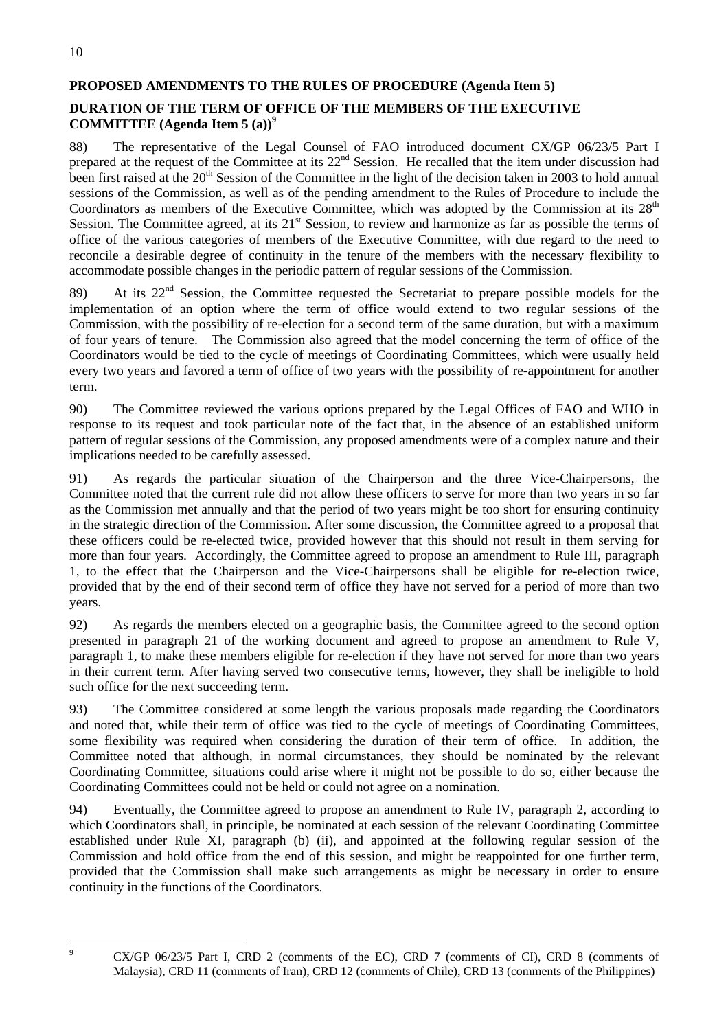# 10

# **PROPOSED AMENDMENTS TO THE RULES OF PROCEDURE (Agenda Item 5)**

# **DURATION OF THE TERM OF OFFICE OF THE MEMBERS OF THE EXECUTIVE COMMITTEE (Agenda Item 5 (a))<sup>9</sup>**

88) The representative of the Legal Counsel of FAO introduced document CX/GP 06/23/5 Part I prepared at the request of the Committee at its  $22<sup>nd</sup>$  Session. He recalled that the item under discussion had been first raised at the  $20<sup>th</sup>$  Session of the Committee in the light of the decision taken in 2003 to hold annual sessions of the Commission, as well as of the pending amendment to the Rules of Procedure to include the Coordinators as members of the Executive Committee, which was adopted by the Commission at its  $28<sup>th</sup>$ Session. The Committee agreed, at its  $21<sup>st</sup>$  Session, to review and harmonize as far as possible the terms of office of the various categories of members of the Executive Committee, with due regard to the need to reconcile a desirable degree of continuity in the tenure of the members with the necessary flexibility to accommodate possible changes in the periodic pattern of regular sessions of the Commission.

89) At its  $22<sup>nd</sup>$  Session, the Committee requested the Secretariat to prepare possible models for the implementation of an option where the term of office would extend to two regular sessions of the Commission, with the possibility of re-election for a second term of the same duration, but with a maximum of four years of tenure. The Commission also agreed that the model concerning the term of office of the Coordinators would be tied to the cycle of meetings of Coordinating Committees, which were usually held every two years and favored a term of office of two years with the possibility of re-appointment for another term.

90) The Committee reviewed the various options prepared by the Legal Offices of FAO and WHO in response to its request and took particular note of the fact that, in the absence of an established uniform pattern of regular sessions of the Commission, any proposed amendments were of a complex nature and their implications needed to be carefully assessed.

91) As regards the particular situation of the Chairperson and the three Vice-Chairpersons, the Committee noted that the current rule did not allow these officers to serve for more than two years in so far as the Commission met annually and that the period of two years might be too short for ensuring continuity in the strategic direction of the Commission. After some discussion, the Committee agreed to a proposal that these officers could be re-elected twice, provided however that this should not result in them serving for more than four years. Accordingly, the Committee agreed to propose an amendment to Rule III, paragraph 1, to the effect that the Chairperson and the Vice-Chairpersons shall be eligible for re-election twice, provided that by the end of their second term of office they have not served for a period of more than two years.

92) As regards the members elected on a geographic basis, the Committee agreed to the second option presented in paragraph 21 of the working document and agreed to propose an amendment to Rule V, paragraph 1, to make these members eligible for re-election if they have not served for more than two years in their current term. After having served two consecutive terms, however, they shall be ineligible to hold such office for the next succeeding term.

93) The Committee considered at some length the various proposals made regarding the Coordinators and noted that, while their term of office was tied to the cycle of meetings of Coordinating Committees, some flexibility was required when considering the duration of their term of office. In addition, the Committee noted that although, in normal circumstances, they should be nominated by the relevant Coordinating Committee, situations could arise where it might not be possible to do so, either because the Coordinating Committees could not be held or could not agree on a nomination.

94) Eventually, the Committee agreed to propose an amendment to Rule IV, paragraph 2, according to which Coordinators shall, in principle, be nominated at each session of the relevant Coordinating Committee established under Rule XI, paragraph (b) (ii), and appointed at the following regular session of the Commission and hold office from the end of this session, and might be reappointed for one further term, provided that the Commission shall make such arrangements as might be necessary in order to ensure continuity in the functions of the Coordinators.

-<br>9

CX/GP 06/23/5 Part I, CRD 2 (comments of the EC), CRD 7 (comments of CI), CRD 8 (comments of Malaysia), CRD 11 (comments of Iran), CRD 12 (comments of Chile), CRD 13 (comments of the Philippines)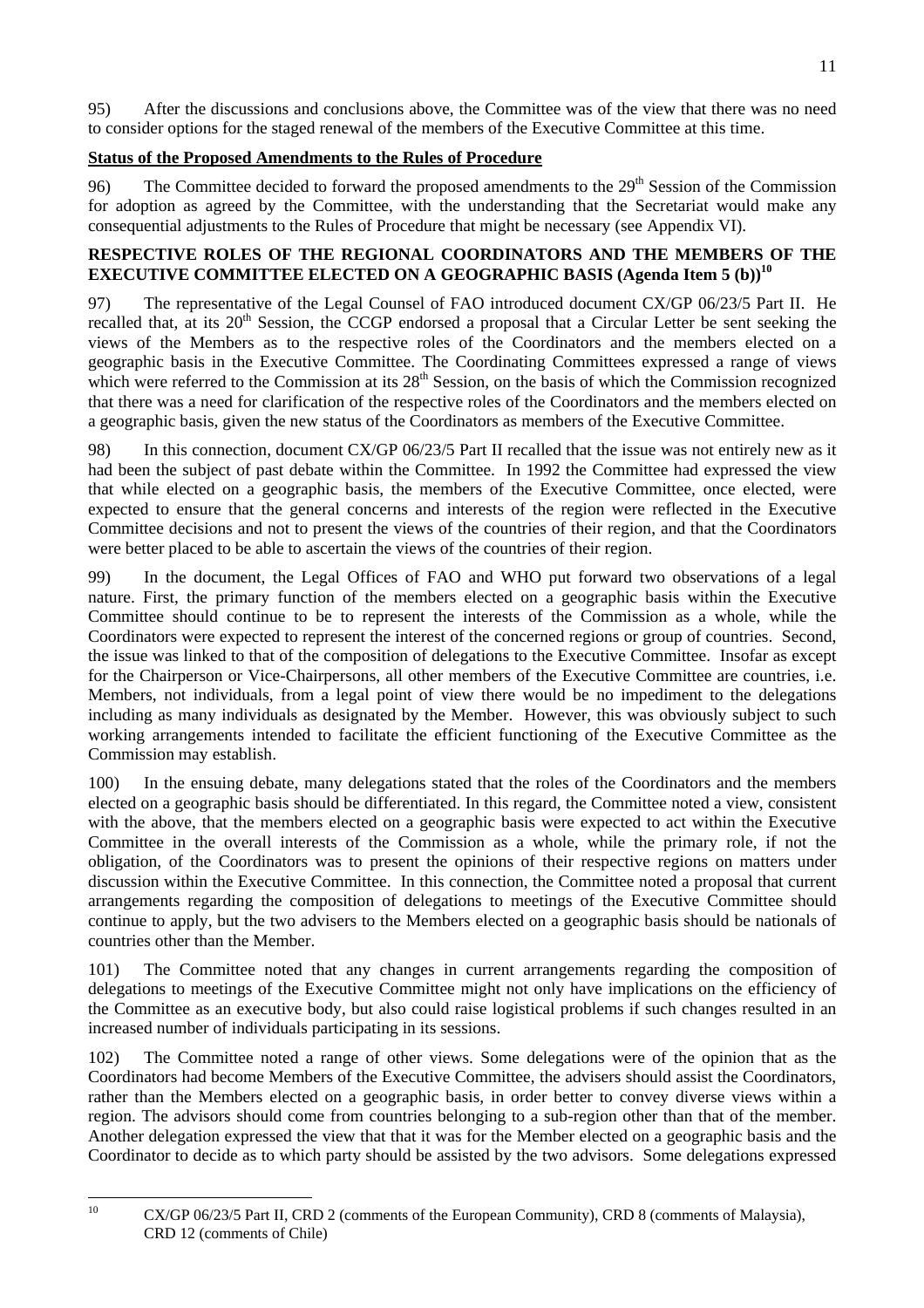95) After the discussions and conclusions above, the Committee was of the view that there was no need to consider options for the staged renewal of the members of the Executive Committee at this time.

# **Status of the Proposed Amendments to the Rules of Procedure**

96) The Committee decided to forward the proposed amendments to the  $29<sup>th</sup>$  Session of the Commission for adoption as agreed by the Committee, with the understanding that the Secretariat would make any consequential adjustments to the Rules of Procedure that might be necessary (see Appendix VI).

# **RESPECTIVE ROLES OF THE REGIONAL COORDINATORS AND THE MEMBERS OF THE EXECUTIVE COMMITTEE ELECTED ON A GEOGRAPHIC BASIS (Agenda Item 5 (b))<sup>10</sup>**

97) The representative of the Legal Counsel of FAO introduced document CX/GP 06/23/5 Part II. He recalled that, at its 20<sup>th</sup> Session, the CCGP endorsed a proposal that a Circular Letter be sent seeking the views of the Members as to the respective roles of the Coordinators and the members elected on a geographic basis in the Executive Committee. The Coordinating Committees expressed a range of views which were referred to the Commission at its 28<sup>th</sup> Session, on the basis of which the Commission recognized that there was a need for clarification of the respective roles of the Coordinators and the members elected on a geographic basis, given the new status of the Coordinators as members of the Executive Committee.

98) In this connection, document CX/GP 06/23/5 Part II recalled that the issue was not entirely new as it had been the subject of past debate within the Committee. In 1992 the Committee had expressed the view that while elected on a geographic basis, the members of the Executive Committee, once elected, were expected to ensure that the general concerns and interests of the region were reflected in the Executive Committee decisions and not to present the views of the countries of their region, and that the Coordinators were better placed to be able to ascertain the views of the countries of their region.

99) In the document, the Legal Offices of FAO and WHO put forward two observations of a legal nature. First, the primary function of the members elected on a geographic basis within the Executive Committee should continue to be to represent the interests of the Commission as a whole, while the Coordinators were expected to represent the interest of the concerned regions or group of countries. Second, the issue was linked to that of the composition of delegations to the Executive Committee. Insofar as except for the Chairperson or Vice-Chairpersons, all other members of the Executive Committee are countries, i.e. Members, not individuals, from a legal point of view there would be no impediment to the delegations including as many individuals as designated by the Member. However, this was obviously subject to such working arrangements intended to facilitate the efficient functioning of the Executive Committee as the Commission may establish.

100) In the ensuing debate, many delegations stated that the roles of the Coordinators and the members elected on a geographic basis should be differentiated. In this regard, the Committee noted a view, consistent with the above, that the members elected on a geographic basis were expected to act within the Executive Committee in the overall interests of the Commission as a whole, while the primary role, if not the obligation, of the Coordinators was to present the opinions of their respective regions on matters under discussion within the Executive Committee. In this connection, the Committee noted a proposal that current arrangements regarding the composition of delegations to meetings of the Executive Committee should continue to apply, but the two advisers to the Members elected on a geographic basis should be nationals of countries other than the Member.

101) The Committee noted that any changes in current arrangements regarding the composition of delegations to meetings of the Executive Committee might not only have implications on the efficiency of the Committee as an executive body, but also could raise logistical problems if such changes resulted in an increased number of individuals participating in its sessions.

102) The Committee noted a range of other views. Some delegations were of the opinion that as the Coordinators had become Members of the Executive Committee, the advisers should assist the Coordinators, rather than the Members elected on a geographic basis, in order better to convey diverse views within a region. The advisors should come from countries belonging to a sub-region other than that of the member. Another delegation expressed the view that that it was for the Member elected on a geographic basis and the Coordinator to decide as to which party should be assisted by the two advisors. Some delegations expressed

 $10\,$ 

<sup>10</sup> CX/GP 06/23/5 Part II, CRD 2 (comments of the European Community), CRD 8 (comments of Malaysia), CRD 12 (comments of Chile)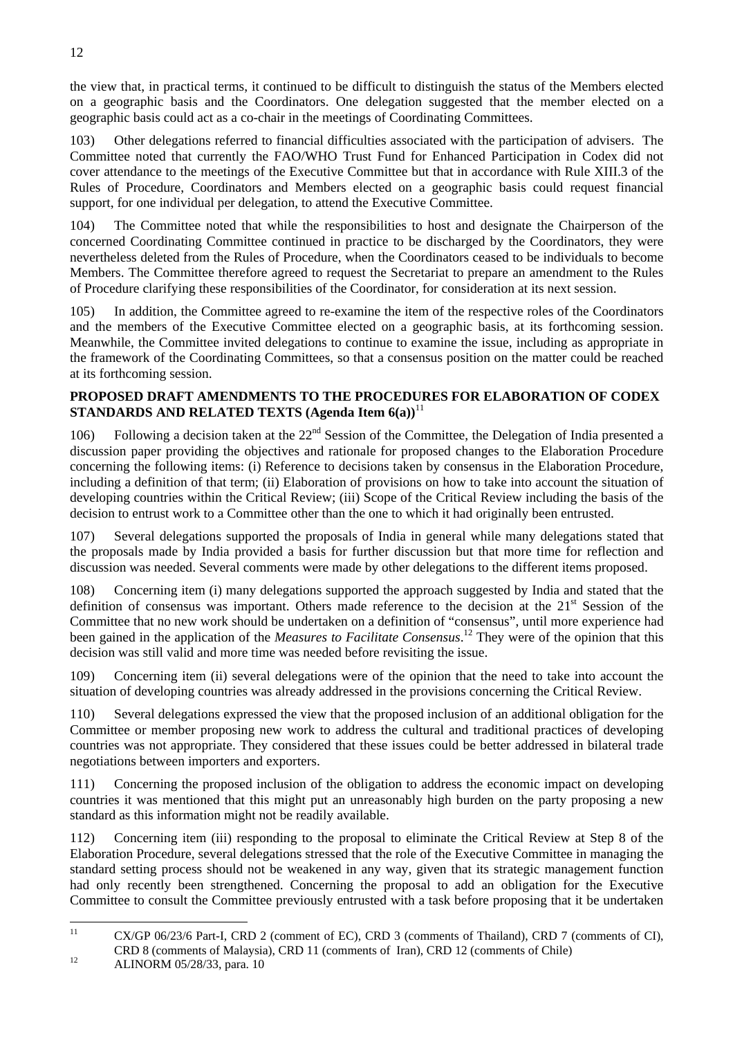the view that, in practical terms, it continued to be difficult to distinguish the status of the Members elected on a geographic basis and the Coordinators. One delegation suggested that the member elected on a geographic basis could act as a co-chair in the meetings of Coordinating Committees.

103) Other delegations referred to financial difficulties associated with the participation of advisers. The Committee noted that currently the FAO/WHO Trust Fund for Enhanced Participation in Codex did not cover attendance to the meetings of the Executive Committee but that in accordance with Rule XIII.3 of the Rules of Procedure, Coordinators and Members elected on a geographic basis could request financial support, for one individual per delegation, to attend the Executive Committee.

104) The Committee noted that while the responsibilities to host and designate the Chairperson of the concerned Coordinating Committee continued in practice to be discharged by the Coordinators, they were nevertheless deleted from the Rules of Procedure, when the Coordinators ceased to be individuals to become Members. The Committee therefore agreed to request the Secretariat to prepare an amendment to the Rules of Procedure clarifying these responsibilities of the Coordinator, for consideration at its next session.

105) In addition, the Committee agreed to re-examine the item of the respective roles of the Coordinators and the members of the Executive Committee elected on a geographic basis, at its forthcoming session. Meanwhile, the Committee invited delegations to continue to examine the issue, including as appropriate in the framework of the Coordinating Committees, so that a consensus position on the matter could be reached at its forthcoming session.

# **PROPOSED DRAFT AMENDMENTS TO THE PROCEDURES FOR ELABORATION OF CODEX STANDARDS AND RELATED TEXTS (Agenda Item 6(a))**<sup>11</sup>

106) Following a decision taken at the 22<sup>nd</sup> Session of the Committee, the Delegation of India presented a discussion paper providing the objectives and rationale for proposed changes to the Elaboration Procedure concerning the following items: (i) Reference to decisions taken by consensus in the Elaboration Procedure, including a definition of that term; (ii) Elaboration of provisions on how to take into account the situation of developing countries within the Critical Review; (iii) Scope of the Critical Review including the basis of the decision to entrust work to a Committee other than the one to which it had originally been entrusted.

107) Several delegations supported the proposals of India in general while many delegations stated that the proposals made by India provided a basis for further discussion but that more time for reflection and discussion was needed. Several comments were made by other delegations to the different items proposed.

108) Concerning item (i) many delegations supported the approach suggested by India and stated that the definition of consensus was important. Others made reference to the decision at the  $21<sup>st</sup>$  Session of the Committee that no new work should be undertaken on a definition of "consensus", until more experience had been gained in the application of the *Measures to Facilitate Consensus*. 12 They were of the opinion that this decision was still valid and more time was needed before revisiting the issue.

109) Concerning item (ii) several delegations were of the opinion that the need to take into account the situation of developing countries was already addressed in the provisions concerning the Critical Review.

110) Several delegations expressed the view that the proposed inclusion of an additional obligation for the Committee or member proposing new work to address the cultural and traditional practices of developing countries was not appropriate. They considered that these issues could be better addressed in bilateral trade negotiations between importers and exporters.

111) Concerning the proposed inclusion of the obligation to address the economic impact on developing countries it was mentioned that this might put an unreasonably high burden on the party proposing a new standard as this information might not be readily available.

112) Concerning item (iii) responding to the proposal to eliminate the Critical Review at Step 8 of the Elaboration Procedure, several delegations stressed that the role of the Executive Committee in managing the standard setting process should not be weakened in any way, given that its strategic management function had only recently been strengthened. Concerning the proposal to add an obligation for the Executive Committee to consult the Committee previously entrusted with a task before proposing that it be undertaken

 $11$ 11 CX/GP 06/23/6 Part-I, CRD 2 (comment of EC), CRD 3 (comments of Thailand), CRD 7 (comments of CI), CRD 8 (comments of Malaysia), CRD 11 (comments of Iran), CRD 12 (comments of Chile) 12 ALINORM 05/28/33, para. 10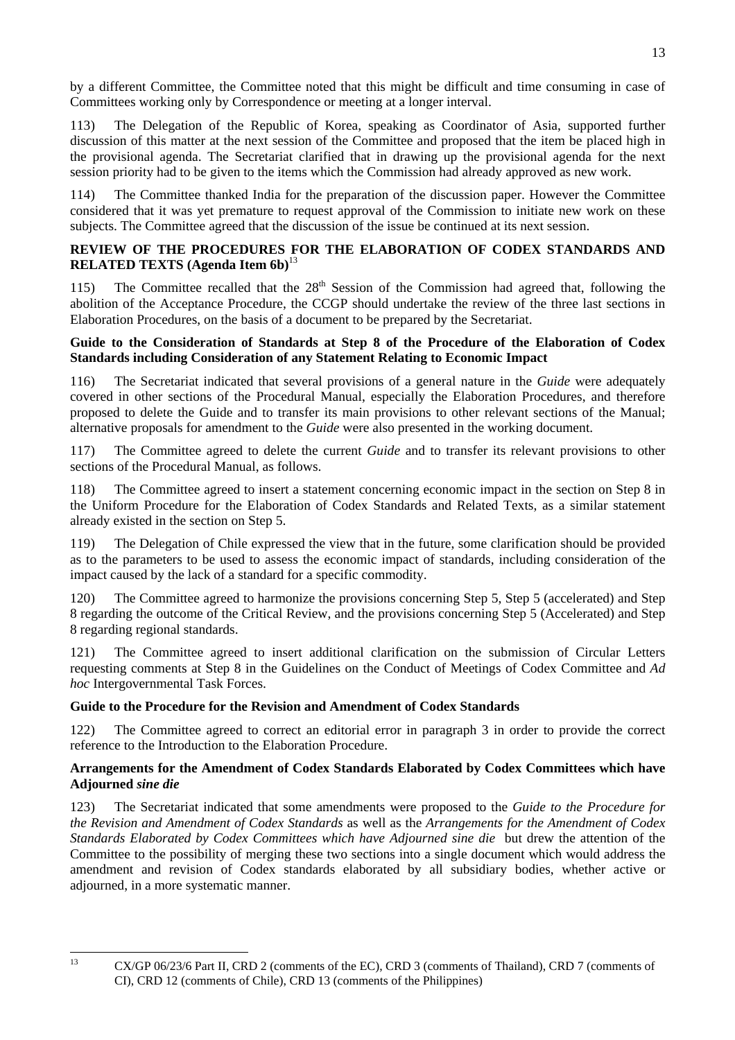by a different Committee, the Committee noted that this might be difficult and time consuming in case of Committees working only by Correspondence or meeting at a longer interval.

113) The Delegation of the Republic of Korea, speaking as Coordinator of Asia, supported further discussion of this matter at the next session of the Committee and proposed that the item be placed high in the provisional agenda. The Secretariat clarified that in drawing up the provisional agenda for the next session priority had to be given to the items which the Commission had already approved as new work.

114) The Committee thanked India for the preparation of the discussion paper. However the Committee considered that it was yet premature to request approval of the Commission to initiate new work on these subjects. The Committee agreed that the discussion of the issue be continued at its next session.

# **REVIEW OF THE PROCEDURES FOR THE ELABORATION OF CODEX STANDARDS AND RELATED TEXTS (Agenda Item 6b)**<sup>13</sup>

115) The Committee recalled that the  $28<sup>th</sup>$  Session of the Commission had agreed that, following the abolition of the Acceptance Procedure, the CCGP should undertake the review of the three last sections in Elaboration Procedures, on the basis of a document to be prepared by the Secretariat.

## **Guide to the Consideration of Standards at Step 8 of the Procedure of the Elaboration of Codex Standards including Consideration of any Statement Relating to Economic Impact**

116) The Secretariat indicated that several provisions of a general nature in the *Guide* were adequately covered in other sections of the Procedural Manual, especially the Elaboration Procedures, and therefore proposed to delete the Guide and to transfer its main provisions to other relevant sections of the Manual; alternative proposals for amendment to the *Guide* were also presented in the working document.

117) The Committee agreed to delete the current *Guide* and to transfer its relevant provisions to other sections of the Procedural Manual, as follows.

118) The Committee agreed to insert a statement concerning economic impact in the section on Step 8 in the Uniform Procedure for the Elaboration of Codex Standards and Related Texts, as a similar statement already existed in the section on Step 5.

119) The Delegation of Chile expressed the view that in the future, some clarification should be provided as to the parameters to be used to assess the economic impact of standards, including consideration of the impact caused by the lack of a standard for a specific commodity.

120) The Committee agreed to harmonize the provisions concerning Step 5, Step 5 (accelerated) and Step 8 regarding the outcome of the Critical Review, and the provisions concerning Step 5 (Accelerated) and Step 8 regarding regional standards.

121) The Committee agreed to insert additional clarification on the submission of Circular Letters requesting comments at Step 8 in the Guidelines on the Conduct of Meetings of Codex Committee and *Ad hoc* Intergovernmental Task Forces.

# **Guide to the Procedure for the Revision and Amendment of Codex Standards**

122) The Committee agreed to correct an editorial error in paragraph 3 in order to provide the correct reference to the Introduction to the Elaboration Procedure.

# **Arrangements for the Amendment of Codex Standards Elaborated by Codex Committees which have Adjourned** *sine die*

123) The Secretariat indicated that some amendments were proposed to the *Guide to the Procedure for the Revision and Amendment of Codex Standards* as well as the *Arrangements for the Amendment of Codex Standards Elaborated by Codex Committees which have Adjourned sine die* but drew the attention of the Committee to the possibility of merging these two sections into a single document which would address the amendment and revision of Codex standards elaborated by all subsidiary bodies, whether active or adjourned, in a more systematic manner.

 $13$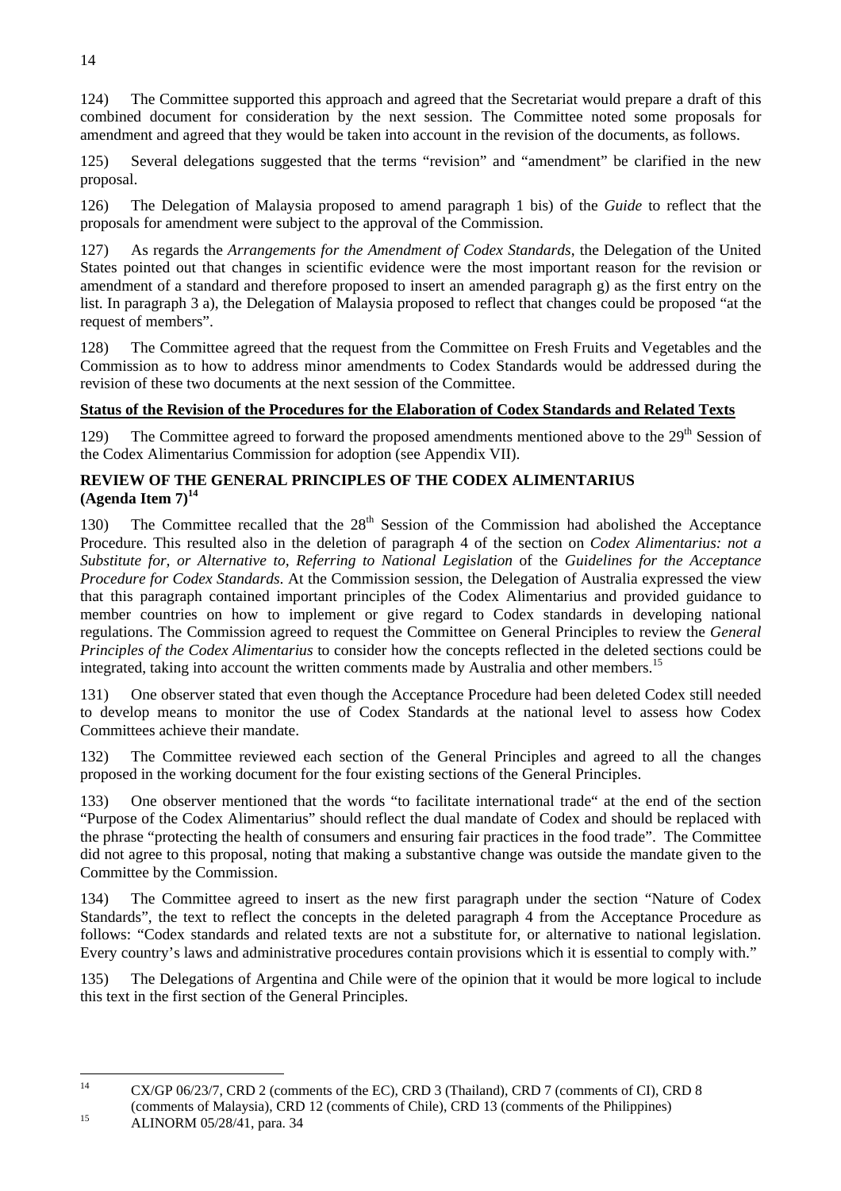124) The Committee supported this approach and agreed that the Secretariat would prepare a draft of this combined document for consideration by the next session. The Committee noted some proposals for amendment and agreed that they would be taken into account in the revision of the documents, as follows.

125) Several delegations suggested that the terms "revision" and "amendment" be clarified in the new proposal.

126) The Delegation of Malaysia proposed to amend paragraph 1 bis) of the *Guide* to reflect that the proposals for amendment were subject to the approval of the Commission.

127) As regards the *Arrangements for the Amendment of Codex Standards*, the Delegation of the United States pointed out that changes in scientific evidence were the most important reason for the revision or amendment of a standard and therefore proposed to insert an amended paragraph g) as the first entry on the list. In paragraph 3 a), the Delegation of Malaysia proposed to reflect that changes could be proposed "at the request of members".

128) The Committee agreed that the request from the Committee on Fresh Fruits and Vegetables and the Commission as to how to address minor amendments to Codex Standards would be addressed during the revision of these two documents at the next session of the Committee.

# **Status of the Revision of the Procedures for the Elaboration of Codex Standards and Related Texts**

129) The Committee agreed to forward the proposed amendments mentioned above to the  $29<sup>th</sup>$  Session of the Codex Alimentarius Commission for adoption (see Appendix VII).

# **REVIEW OF THE GENERAL PRINCIPLES OF THE CODEX ALIMENTARIUS (Agenda Item 7)** $^{14}$

130) The Committee recalled that the  $28<sup>th</sup>$  Session of the Commission had abolished the Acceptance Procedure. This resulted also in the deletion of paragraph 4 of the section on *Codex Alimentarius: not a Substitute for, or Alternative to, Referring to National Legislation* of the *Guidelines for the Acceptance Procedure for Codex Standards*. At the Commission session, the Delegation of Australia expressed the view that this paragraph contained important principles of the Codex Alimentarius and provided guidance to member countries on how to implement or give regard to Codex standards in developing national regulations. The Commission agreed to request the Committee on General Principles to review the *General Principles of the Codex Alimentarius* to consider how the concepts reflected in the deleted sections could be integrated, taking into account the written comments made by Australia and other members.<sup>15</sup>

131) One observer stated that even though the Acceptance Procedure had been deleted Codex still needed to develop means to monitor the use of Codex Standards at the national level to assess how Codex Committees achieve their mandate.

132) The Committee reviewed each section of the General Principles and agreed to all the changes proposed in the working document for the four existing sections of the General Principles.

133) One observer mentioned that the words "to facilitate international trade" at the end of the section "Purpose of the Codex Alimentarius" should reflect the dual mandate of Codex and should be replaced with the phrase "protecting the health of consumers and ensuring fair practices in the food trade". The Committee did not agree to this proposal, noting that making a substantive change was outside the mandate given to the Committee by the Commission.

134) The Committee agreed to insert as the new first paragraph under the section "Nature of Codex Standards", the text to reflect the concepts in the deleted paragraph 4 from the Acceptance Procedure as follows: "Codex standards and related texts are not a substitute for, or alternative to national legislation. Every country's laws and administrative procedures contain provisions which it is essential to comply with."

135) The Delegations of Argentina and Chile were of the opinion that it would be more logical to include this text in the first section of the General Principles.

 $14$ CX/GP 06/23/7, CRD 2 (comments of the EC), CRD 3 (Thailand), CRD 7 (comments of CI), CRD 8 (comments of Malaysia), CRD 12 (comments of Chile), CRD 13 (comments of the Philippines) 15 ALINORM 05/28/41, para. 34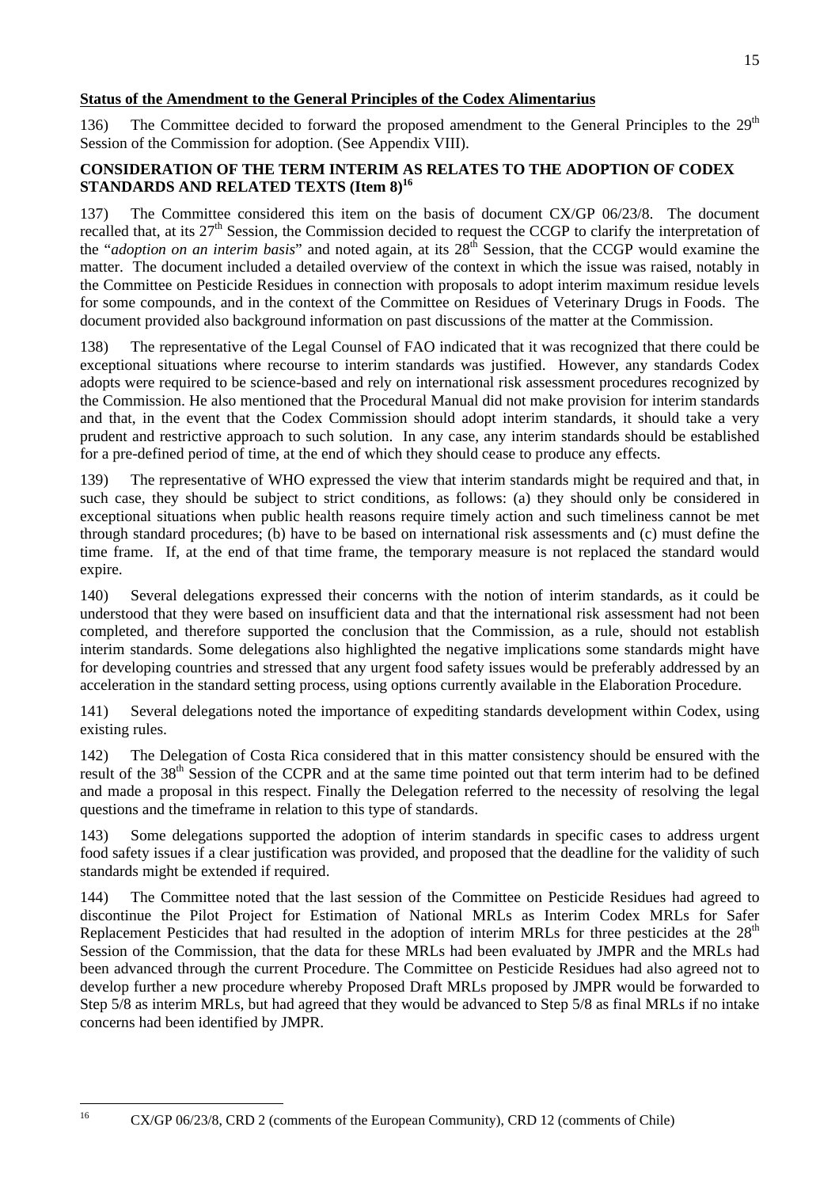# **Status of the Amendment to the General Principles of the Codex Alimentarius**

136) The Committee decided to forward the proposed amendment to the General Principles to the 29<sup>th</sup> Session of the Commission for adoption. (See Appendix VIII).

# **CONSIDERATION OF THE TERM INTERIM AS RELATES TO THE ADOPTION OF CODEX STANDARDS AND RELATED TEXTS (Item 8)16**

137) The Committee considered this item on the basis of document CX/GP 06/23/8. The document recalled that, at its 27<sup>th</sup> Session, the Commission decided to request the CCGP to clarify the interpretation of the "*adoption on an interim basis*" and noted again, at its 28<sup>th</sup> Session, that the CCGP would examine the matter. The document included a detailed overview of the context in which the issue was raised, notably in the Committee on Pesticide Residues in connection with proposals to adopt interim maximum residue levels for some compounds, and in the context of the Committee on Residues of Veterinary Drugs in Foods. The document provided also background information on past discussions of the matter at the Commission.

138) The representative of the Legal Counsel of FAO indicated that it was recognized that there could be exceptional situations where recourse to interim standards was justified. However, any standards Codex adopts were required to be science-based and rely on international risk assessment procedures recognized by the Commission. He also mentioned that the Procedural Manual did not make provision for interim standards and that, in the event that the Codex Commission should adopt interim standards, it should take a very prudent and restrictive approach to such solution. In any case, any interim standards should be established for a pre-defined period of time, at the end of which they should cease to produce any effects.

139) The representative of WHO expressed the view that interim standards might be required and that, in such case, they should be subject to strict conditions, as follows: (a) they should only be considered in exceptional situations when public health reasons require timely action and such timeliness cannot be met through standard procedures; (b) have to be based on international risk assessments and (c) must define the time frame. If, at the end of that time frame, the temporary measure is not replaced the standard would expire.

140) Several delegations expressed their concerns with the notion of interim standards, as it could be understood that they were based on insufficient data and that the international risk assessment had not been completed, and therefore supported the conclusion that the Commission, as a rule, should not establish interim standards. Some delegations also highlighted the negative implications some standards might have for developing countries and stressed that any urgent food safety issues would be preferably addressed by an acceleration in the standard setting process, using options currently available in the Elaboration Procedure.

141) Several delegations noted the importance of expediting standards development within Codex, using existing rules.

142) The Delegation of Costa Rica considered that in this matter consistency should be ensured with the result of the 38<sup>th</sup> Session of the CCPR and at the same time pointed out that term interim had to be defined and made a proposal in this respect. Finally the Delegation referred to the necessity of resolving the legal questions and the timeframe in relation to this type of standards.

143) Some delegations supported the adoption of interim standards in specific cases to address urgent food safety issues if a clear justification was provided, and proposed that the deadline for the validity of such standards might be extended if required.

144) The Committee noted that the last session of the Committee on Pesticide Residues had agreed to discontinue the Pilot Project for Estimation of National MRLs as Interim Codex MRLs for Safer Replacement Pesticides that had resulted in the adoption of interim MRLs for three pesticides at the 28<sup>th</sup> Session of the Commission, that the data for these MRLs had been evaluated by JMPR and the MRLs had been advanced through the current Procedure. The Committee on Pesticide Residues had also agreed not to develop further a new procedure whereby Proposed Draft MRLs proposed by JMPR would be forwarded to Step 5/8 as interim MRLs, but had agreed that they would be advanced to Step 5/8 as final MRLs if no intake concerns had been identified by JMPR.

 $16$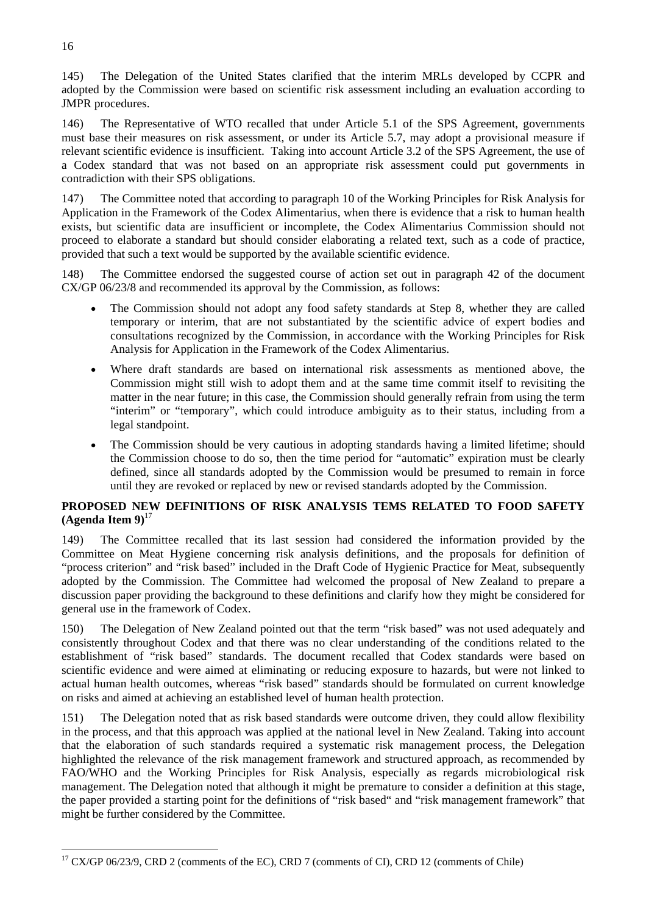145) The Delegation of the United States clarified that the interim MRLs developed by CCPR and adopted by the Commission were based on scientific risk assessment including an evaluation according to JMPR procedures.

146) The Representative of WTO recalled that under Article 5.1 of the SPS Agreement, governments must base their measures on risk assessment, or under its Article 5.7, may adopt a provisional measure if relevant scientific evidence is insufficient. Taking into account Article 3.2 of the SPS Agreement, the use of a Codex standard that was not based on an appropriate risk assessment could put governments in contradiction with their SPS obligations.

147) The Committee noted that according to paragraph 10 of the Working Principles for Risk Analysis for Application in the Framework of the Codex Alimentarius, when there is evidence that a risk to human health exists, but scientific data are insufficient or incomplete, the Codex Alimentarius Commission should not proceed to elaborate a standard but should consider elaborating a related text, such as a code of practice, provided that such a text would be supported by the available scientific evidence.

148) The Committee endorsed the suggested course of action set out in paragraph 42 of the document CX/GP 06/23/8 and recommended its approval by the Commission, as follows:

- The Commission should not adopt any food safety standards at Step 8, whether they are called temporary or interim, that are not substantiated by the scientific advice of expert bodies and consultations recognized by the Commission, in accordance with the Working Principles for Risk Analysis for Application in the Framework of the Codex Alimentarius.
- Where draft standards are based on international risk assessments as mentioned above, the Commission might still wish to adopt them and at the same time commit itself to revisiting the matter in the near future; in this case, the Commission should generally refrain from using the term "interim" or "temporary", which could introduce ambiguity as to their status, including from a legal standpoint.
- The Commission should be very cautious in adopting standards having a limited lifetime; should the Commission choose to do so, then the time period for "automatic" expiration must be clearly defined, since all standards adopted by the Commission would be presumed to remain in force until they are revoked or replaced by new or revised standards adopted by the Commission.

# **PROPOSED NEW DEFINITIONS OF RISK ANALYSIS TEMS RELATED TO FOOD SAFETY (Agenda Item 9)**<sup>17</sup>

149) The Committee recalled that its last session had considered the information provided by the Committee on Meat Hygiene concerning risk analysis definitions, and the proposals for definition of "process criterion" and "risk based" included in the Draft Code of Hygienic Practice for Meat, subsequently adopted by the Commission. The Committee had welcomed the proposal of New Zealand to prepare a discussion paper providing the background to these definitions and clarify how they might be considered for general use in the framework of Codex.

150) The Delegation of New Zealand pointed out that the term "risk based" was not used adequately and consistently throughout Codex and that there was no clear understanding of the conditions related to the establishment of "risk based" standards. The document recalled that Codex standards were based on scientific evidence and were aimed at eliminating or reducing exposure to hazards, but were not linked to actual human health outcomes, whereas "risk based" standards should be formulated on current knowledge on risks and aimed at achieving an established level of human health protection.

151) The Delegation noted that as risk based standards were outcome driven, they could allow flexibility in the process, and that this approach was applied at the national level in New Zealand. Taking into account that the elaboration of such standards required a systematic risk management process, the Delegation highlighted the relevance of the risk management framework and structured approach, as recommended by FAO/WHO and the Working Principles for Risk Analysis, especially as regards microbiological risk management. The Delegation noted that although it might be premature to consider a definition at this stage, the paper provided a starting point for the definitions of "risk based" and "risk management framework" that might be further considered by the Committee.

 $\overline{a}$ 

 $17$  CX/GP 06/23/9, CRD 2 (comments of the EC), CRD 7 (comments of CI), CRD 12 (comments of Chile)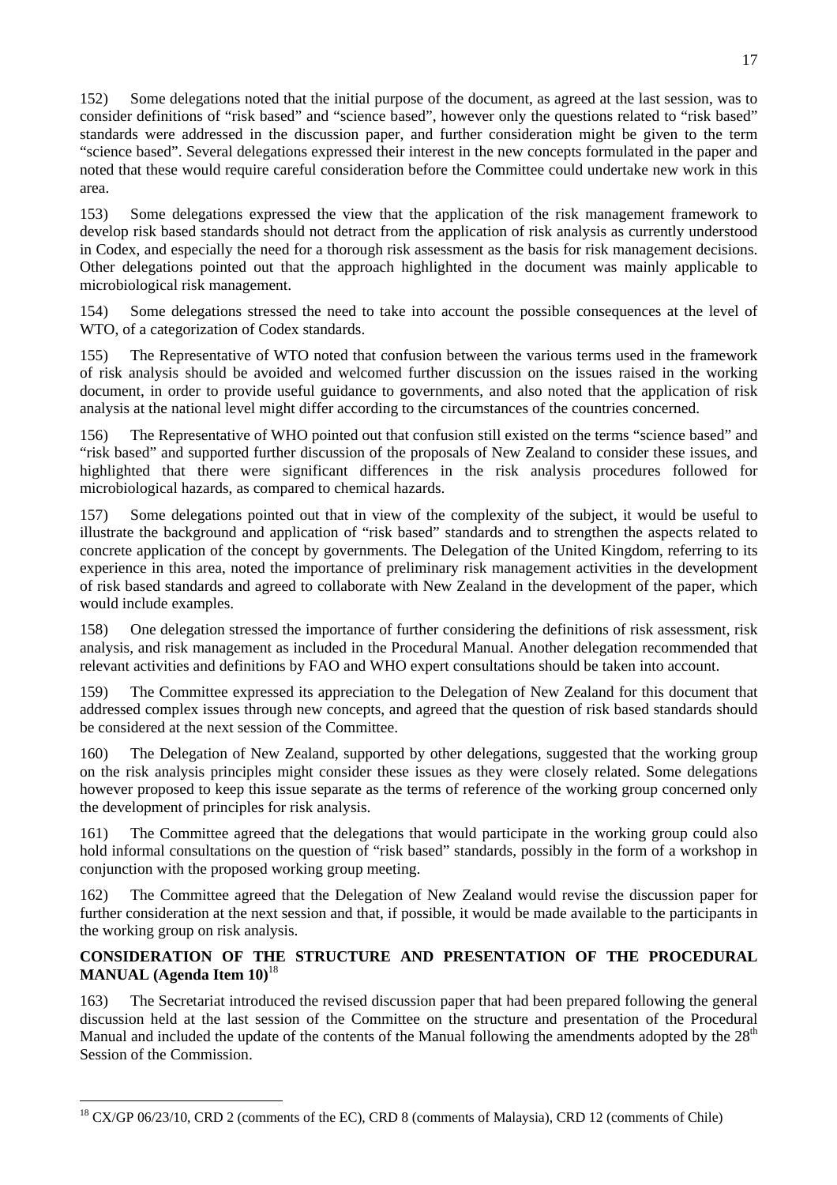152) Some delegations noted that the initial purpose of the document, as agreed at the last session, was to consider definitions of "risk based" and "science based", however only the questions related to "risk based" standards were addressed in the discussion paper, and further consideration might be given to the term "science based". Several delegations expressed their interest in the new concepts formulated in the paper and noted that these would require careful consideration before the Committee could undertake new work in this area.

153) Some delegations expressed the view that the application of the risk management framework to develop risk based standards should not detract from the application of risk analysis as currently understood in Codex, and especially the need for a thorough risk assessment as the basis for risk management decisions. Other delegations pointed out that the approach highlighted in the document was mainly applicable to microbiological risk management.

154) Some delegations stressed the need to take into account the possible consequences at the level of WTO, of a categorization of Codex standards.

155) The Representative of WTO noted that confusion between the various terms used in the framework of risk analysis should be avoided and welcomed further discussion on the issues raised in the working document, in order to provide useful guidance to governments, and also noted that the application of risk analysis at the national level might differ according to the circumstances of the countries concerned.

156) The Representative of WHO pointed out that confusion still existed on the terms "science based" and "risk based" and supported further discussion of the proposals of New Zealand to consider these issues, and highlighted that there were significant differences in the risk analysis procedures followed for microbiological hazards, as compared to chemical hazards.

157) Some delegations pointed out that in view of the complexity of the subject, it would be useful to illustrate the background and application of "risk based" standards and to strengthen the aspects related to concrete application of the concept by governments. The Delegation of the United Kingdom, referring to its experience in this area, noted the importance of preliminary risk management activities in the development of risk based standards and agreed to collaborate with New Zealand in the development of the paper, which would include examples.

158) One delegation stressed the importance of further considering the definitions of risk assessment, risk analysis, and risk management as included in the Procedural Manual. Another delegation recommended that relevant activities and definitions by FAO and WHO expert consultations should be taken into account.

159) The Committee expressed its appreciation to the Delegation of New Zealand for this document that addressed complex issues through new concepts, and agreed that the question of risk based standards should be considered at the next session of the Committee.

160) The Delegation of New Zealand, supported by other delegations, suggested that the working group on the risk analysis principles might consider these issues as they were closely related. Some delegations however proposed to keep this issue separate as the terms of reference of the working group concerned only the development of principles for risk analysis.

161) The Committee agreed that the delegations that would participate in the working group could also hold informal consultations on the question of "risk based" standards, possibly in the form of a workshop in conjunction with the proposed working group meeting.

162) The Committee agreed that the Delegation of New Zealand would revise the discussion paper for further consideration at the next session and that, if possible, it would be made available to the participants in the working group on risk analysis.

# **CONSIDERATION OF THE STRUCTURE AND PRESENTATION OF THE PROCEDURAL MANUAL (Agenda Item 10)**<sup>18</sup>

163) The Secretariat introduced the revised discussion paper that had been prepared following the general discussion held at the last session of the Committee on the structure and presentation of the Procedural Manual and included the update of the contents of the Manual following the amendments adopted by the  $28<sup>th</sup>$ Session of the Commission.

 $\overline{a}$ 

<sup>&</sup>lt;sup>18</sup> CX/GP 06/23/10, CRD 2 (comments of the EC), CRD 8 (comments of Malaysia), CRD 12 (comments of Chile)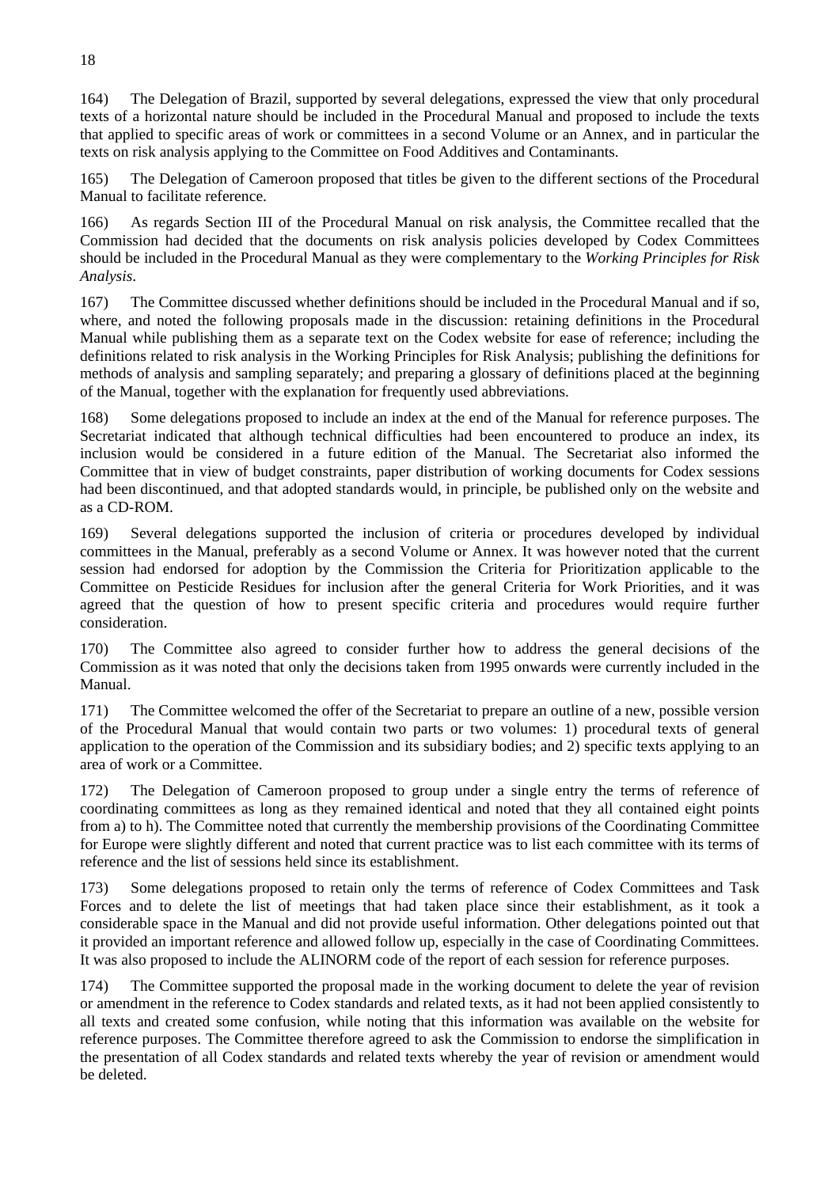164) The Delegation of Brazil, supported by several delegations, expressed the view that only procedural texts of a horizontal nature should be included in the Procedural Manual and proposed to include the texts that applied to specific areas of work or committees in a second Volume or an Annex, and in particular the texts on risk analysis applying to the Committee on Food Additives and Contaminants.

165) The Delegation of Cameroon proposed that titles be given to the different sections of the Procedural Manual to facilitate reference.

166) As regards Section III of the Procedural Manual on risk analysis, the Committee recalled that the Commission had decided that the documents on risk analysis policies developed by Codex Committees should be included in the Procedural Manual as they were complementary to the *Working Principles for Risk Analysis*.

167) The Committee discussed whether definitions should be included in the Procedural Manual and if so, where, and noted the following proposals made in the discussion: retaining definitions in the Procedural Manual while publishing them as a separate text on the Codex website for ease of reference; including the definitions related to risk analysis in the Working Principles for Risk Analysis; publishing the definitions for methods of analysis and sampling separately; and preparing a glossary of definitions placed at the beginning of the Manual, together with the explanation for frequently used abbreviations.

168) Some delegations proposed to include an index at the end of the Manual for reference purposes. The Secretariat indicated that although technical difficulties had been encountered to produce an index, its inclusion would be considered in a future edition of the Manual. The Secretariat also informed the Committee that in view of budget constraints, paper distribution of working documents for Codex sessions had been discontinued, and that adopted standards would, in principle, be published only on the website and as a CD-ROM.

169) Several delegations supported the inclusion of criteria or procedures developed by individual committees in the Manual, preferably as a second Volume or Annex. It was however noted that the current session had endorsed for adoption by the Commission the Criteria for Prioritization applicable to the Committee on Pesticide Residues for inclusion after the general Criteria for Work Priorities, and it was agreed that the question of how to present specific criteria and procedures would require further consideration.

170) The Committee also agreed to consider further how to address the general decisions of the Commission as it was noted that only the decisions taken from 1995 onwards were currently included in the Manual.

171) The Committee welcomed the offer of the Secretariat to prepare an outline of a new, possible version of the Procedural Manual that would contain two parts or two volumes: 1) procedural texts of general application to the operation of the Commission and its subsidiary bodies; and 2) specific texts applying to an area of work or a Committee.

172) The Delegation of Cameroon proposed to group under a single entry the terms of reference of coordinating committees as long as they remained identical and noted that they all contained eight points from a) to h). The Committee noted that currently the membership provisions of the Coordinating Committee for Europe were slightly different and noted that current practice was to list each committee with its terms of reference and the list of sessions held since its establishment.

173) Some delegations proposed to retain only the terms of reference of Codex Committees and Task Forces and to delete the list of meetings that had taken place since their establishment, as it took a considerable space in the Manual and did not provide useful information. Other delegations pointed out that it provided an important reference and allowed follow up, especially in the case of Coordinating Committees. It was also proposed to include the ALINORM code of the report of each session for reference purposes.

174) The Committee supported the proposal made in the working document to delete the year of revision or amendment in the reference to Codex standards and related texts, as it had not been applied consistently to all texts and created some confusion, while noting that this information was available on the website for reference purposes. The Committee therefore agreed to ask the Commission to endorse the simplification in the presentation of all Codex standards and related texts whereby the year of revision or amendment would be deleted.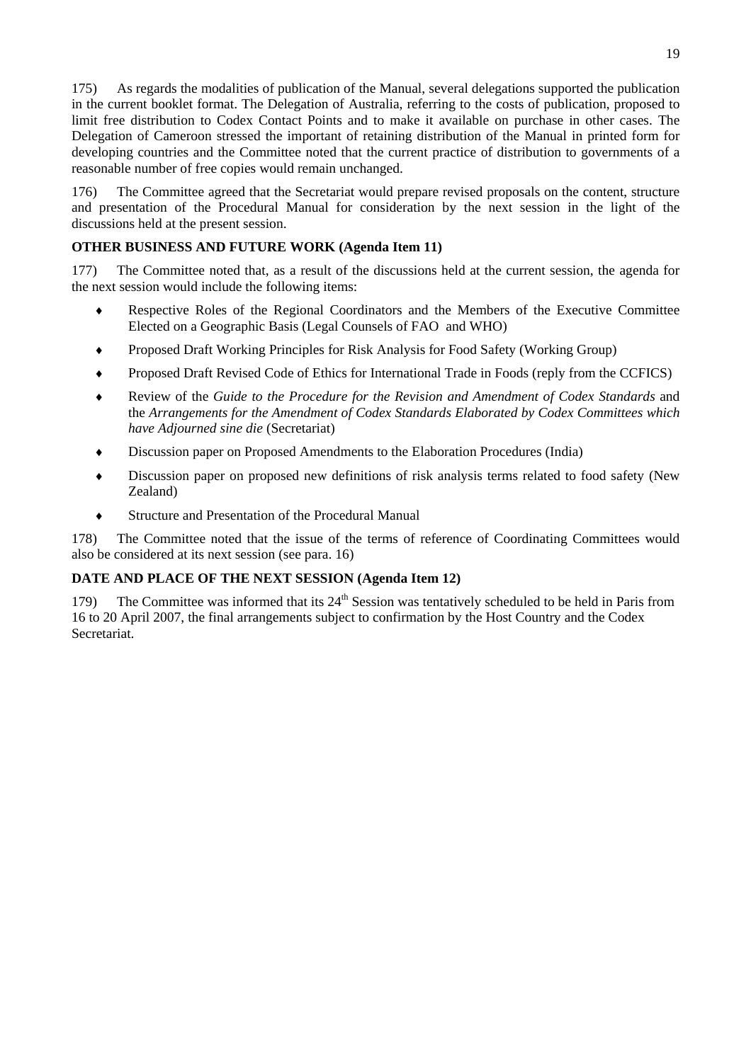175) As regards the modalities of publication of the Manual, several delegations supported the publication in the current booklet format. The Delegation of Australia, referring to the costs of publication, proposed to limit free distribution to Codex Contact Points and to make it available on purchase in other cases. The Delegation of Cameroon stressed the important of retaining distribution of the Manual in printed form for developing countries and the Committee noted that the current practice of distribution to governments of a reasonable number of free copies would remain unchanged.

176) The Committee agreed that the Secretariat would prepare revised proposals on the content, structure and presentation of the Procedural Manual for consideration by the next session in the light of the discussions held at the present session.

# **OTHER BUSINESS AND FUTURE WORK (Agenda Item 11)**

177) The Committee noted that, as a result of the discussions held at the current session, the agenda for the next session would include the following items:

- Respective Roles of the Regional Coordinators and the Members of the Executive Committee Elected on a Geographic Basis (Legal Counsels of FAO and WHO)
- ♦ Proposed Draft Working Principles for Risk Analysis for Food Safety (Working Group)
- ♦ Proposed Draft Revised Code of Ethics for International Trade in Foods (reply from the CCFICS)
- ♦ Review of the *Guide to the Procedure for the Revision and Amendment of Codex Standards* and the *Arrangements for the Amendment of Codex Standards Elaborated by Codex Committees which have Adjourned sine die* (Secretariat)
- Discussion paper on Proposed Amendments to the Elaboration Procedures (India)
- Discussion paper on proposed new definitions of risk analysis terms related to food safety (New Zealand)
- ♦ Structure and Presentation of the Procedural Manual

178) The Committee noted that the issue of the terms of reference of Coordinating Committees would also be considered at its next session (see para. 16)

# **DATE AND PLACE OF THE NEXT SESSION (Agenda Item 12)**

179) The Committee was informed that its  $24<sup>th</sup>$  Session was tentatively scheduled to be held in Paris from 16 to 20 April 2007, the final arrangements subject to confirmation by the Host Country and the Codex Secretariat.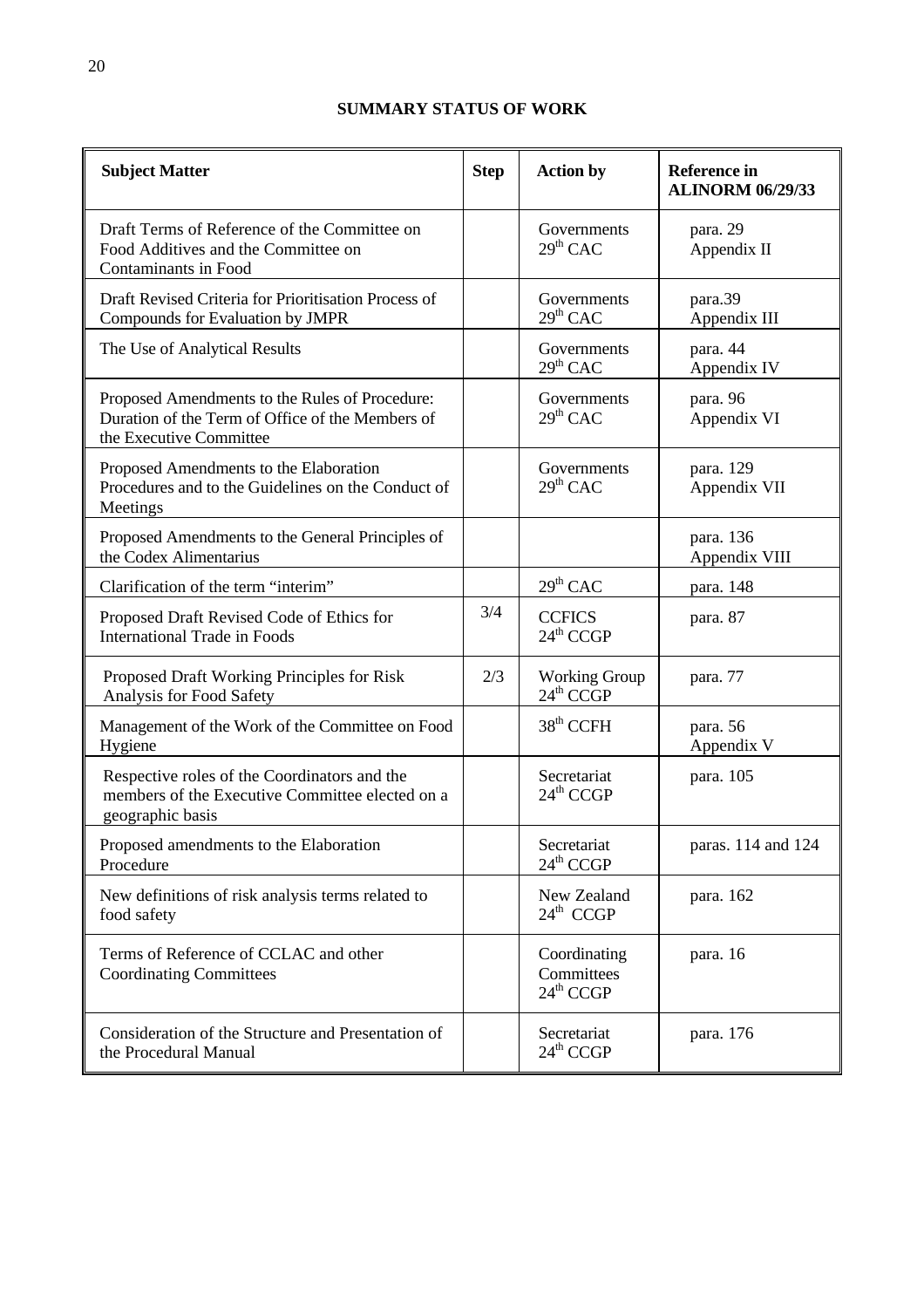# **SUMMARY STATUS OF WORK**

| <b>Subject Matter</b>                                                                                                         | <b>Step</b> | <b>Action by</b>                                    | <b>Reference</b> in<br><b>ALINORM 06/29/33</b> |
|-------------------------------------------------------------------------------------------------------------------------------|-------------|-----------------------------------------------------|------------------------------------------------|
| Draft Terms of Reference of the Committee on<br>Food Additives and the Committee on<br>Contaminants in Food                   |             | Governments<br>$29th$ CAC                           | para. 29<br>Appendix II                        |
| Draft Revised Criteria for Prioritisation Process of<br>Compounds for Evaluation by JMPR                                      |             | Governments<br>$29th$ CAC                           | para.39<br>Appendix III                        |
| The Use of Analytical Results                                                                                                 |             | Governments<br>$29th$ CAC                           | para. 44<br>Appendix IV                        |
| Proposed Amendments to the Rules of Procedure:<br>Duration of the Term of Office of the Members of<br>the Executive Committee |             | Governments<br>$29th$ CAC                           | para. 96<br>Appendix VI                        |
| Proposed Amendments to the Elaboration<br>Procedures and to the Guidelines on the Conduct of<br>Meetings                      |             | Governments<br>$29th$ CAC                           | para. 129<br>Appendix VII                      |
| Proposed Amendments to the General Principles of<br>the Codex Alimentarius                                                    |             |                                                     | para. 136<br>Appendix VIII                     |
| Clarification of the term "interim"                                                                                           |             | $29th$ CAC                                          | para. 148                                      |
| Proposed Draft Revised Code of Ethics for<br><b>International Trade in Foods</b>                                              | 3/4         | <b>CCFICS</b><br>24 <sup>th</sup> CCGP              | para. 87                                       |
| Proposed Draft Working Principles for Risk<br>Analysis for Food Safety                                                        | 2/3         | <b>Working Group</b><br>24 <sup>th</sup> CCGP       | para. 77                                       |
| Management of the Work of the Committee on Food<br>Hygiene                                                                    |             | 38 <sup>th</sup> CCFH                               | para. 56<br>Appendix V                         |
| Respective roles of the Coordinators and the<br>members of the Executive Committee elected on a<br>geographic basis           |             | Secretariat<br>$24^{\text{th}}$ CCGP                | para. 105                                      |
| Proposed amendments to the Elaboration<br>Procedure                                                                           |             | Secretariat<br>24 <sup>th</sup> CCGP                | paras. 114 and 124                             |
| New definitions of risk analysis terms related to<br>food safety                                                              |             | New Zealand<br>$24^{\text{th}}$ CCGP                | para. 162                                      |
| Terms of Reference of CCLAC and other<br><b>Coordinating Committees</b>                                                       |             | Coordinating<br>Committees<br>$24^{\text{th}}$ CCGP | para. 16                                       |
| Consideration of the Structure and Presentation of<br>the Procedural Manual                                                   |             | Secretariat<br>$24^{\text{th}}$ CCGP                | para. 176                                      |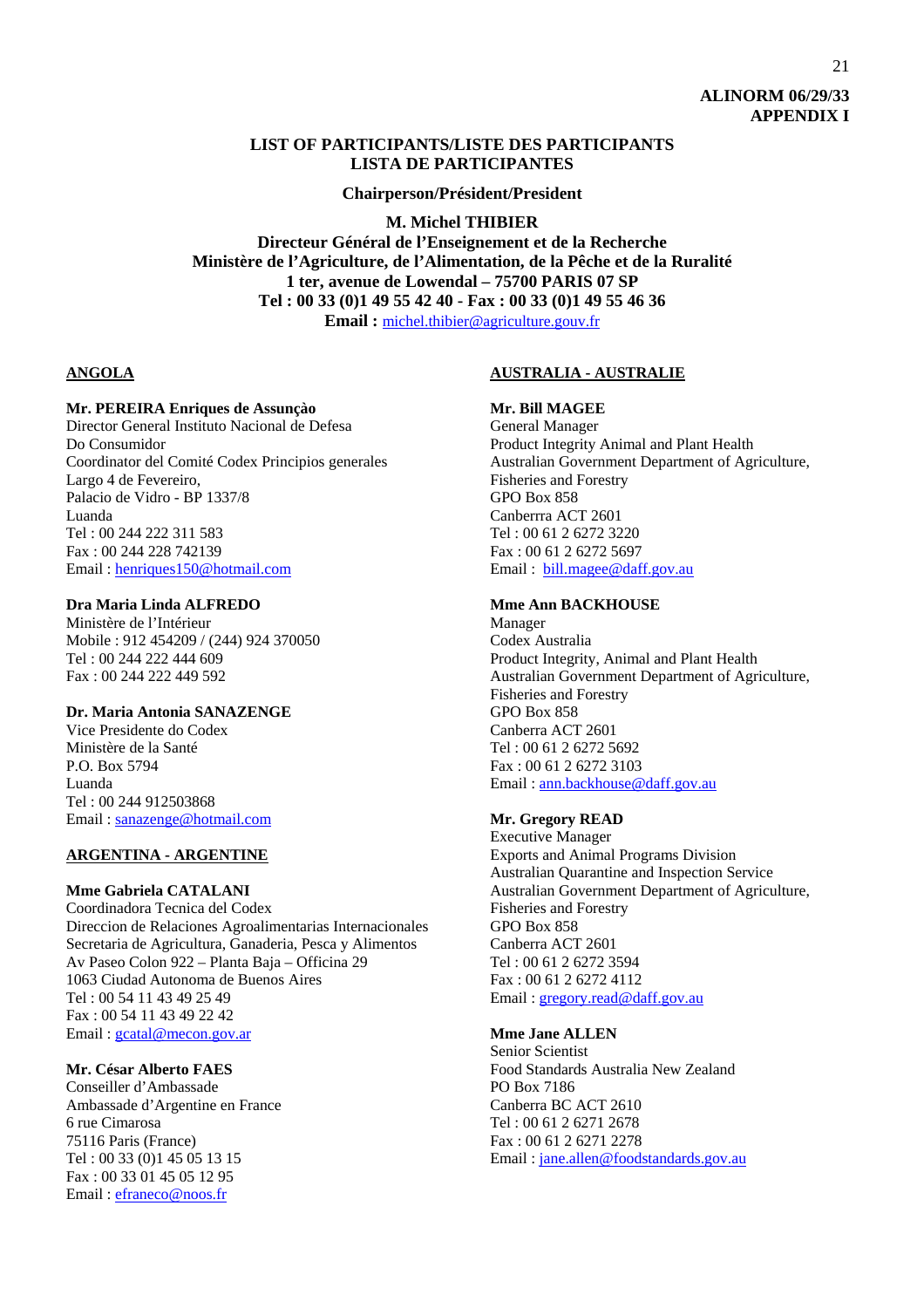## **LIST OF PARTICIPANTS/LISTE DES PARTICIPANTS LISTA DE PARTICIPANTES**

**Chairperson/Président/President** 

## **M. Michel THIBIER**

**Directeur Général de l'Enseignement et de la Recherche Ministère de l'Agriculture, de l'Alimentation, de la Pêche et de la Ruralité 1 ter, avenue de Lowendal – 75700 PARIS 07 SP Tel : 00 33 (0)1 49 55 42 40 - Fax : 00 33 (0)1 49 55 46 36 Email :** michel.thibier@agriculture.gouv.fr

## **ANGOLA**

## **Mr. PEREIRA Enriques de Assunçào**

Director General Instituto Nacional de Defesa Do Consumidor Coordinator del Comité Codex Principios generales Largo 4 de Fevereiro, Palacio de Vidro - BP 1337/8 Luanda Tel : 00 244 222 311 583 Fax : 00 244 228 742139 Email : henriques150@hotmail.com

## **Dra Maria Linda ALFREDO**

Ministère de l'Intérieur Mobile : 912 454209 / (244) 924 370050 Tel : 00 244 222 444 609 Fax : 00 244 222 449 592

#### **Dr. Maria Antonia SANAZENGE**

Vice Presidente do Codex Ministère de la Santé P.O. Box 5794 Luanda Tel : 00 244 912503868 Email : sanazenge@hotmail.com

#### **ARGENTINA - ARGENTINE**

#### **Mme Gabriela CATALANI**

Coordinadora Tecnica del Codex Direccion de Relaciones Agroalimentarias Internacionales Secretaria de Agricultura, Ganaderia, Pesca y Alimentos Av Paseo Colon 922 – Planta Baja – Officina 29 1063 Ciudad Autonoma de Buenos Aires Tel : 00 54 11 43 49 25 49 Fax : 00 54 11 43 49 22 42 Email : gcatal@mecon.gov.ar

## **Mr. César Alberto FAES**

Conseiller d'Ambassade Ambassade d'Argentine en France 6 rue Cimarosa 75116 Paris (France) Tel : 00 33 (0)1 45 05 13 15 Fax : 00 33 01 45 05 12 95 Email : efraneco@noos.fr

#### **AUSTRALIA - AUSTRALIE**

## **Mr. Bill MAGEE**

General Manager Product Integrity Animal and Plant Health Australian Government Department of Agriculture, Fisheries and Forestry GPO Box 858 Canberrra ACT 2601 Tel : 00 61 2 6272 3220 Fax : 00 61 2 6272 5697 Email : bill.magee@daff.gov.au

#### **Mme Ann BACKHOUSE**

Manager Codex Australia Product Integrity, Animal and Plant Health Australian Government Department of Agriculture, Fisheries and Forestry GPO Box 858 Canberra ACT 2601 Tel : 00 61 2 6272 5692 Fax : 00 61 2 6272 3103 Email : ann.backhouse@daff.gov.au

## **Mr. Gregory READ**

Executive Manager Exports and Animal Programs Division Australian Quarantine and Inspection Service Australian Government Department of Agriculture, Fisheries and Forestry GPO Box 858 Canberra ACT 2601 Tel : 00 61 2 6272 3594 Fax : 00 61 2 6272 4112 Email : gregory.read@daff.gov.au

#### **Mme Jane ALLEN**

Senior Scientist Food Standards Australia New Zealand PO Box 7186 Canberra BC ACT 2610 Tel : 00 61 2 6271 2678 Fax : 00 61 2 6271 2278 Email : jane.allen@foodstandards.gov.au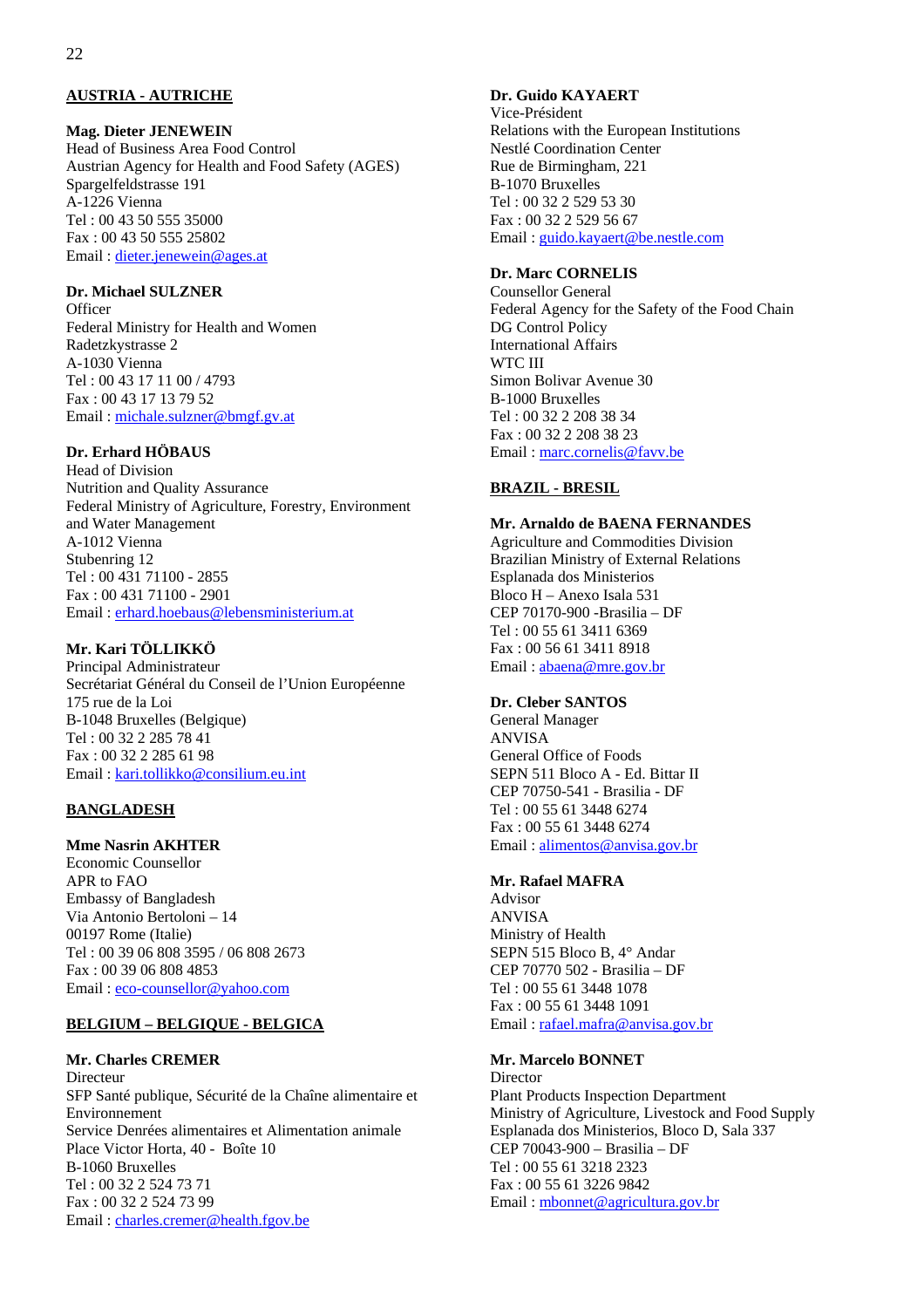# **AUSTRIA - AUTRICHE**

## **Mag. Dieter JENEWEIN**

Head of Business Area Food Control Austrian Agency for Health and Food Safety (AGES) Spargelfeldstrasse 191 A-1226 Vienna Tel : 00 43 50 555 35000 Fax : 00 43 50 555 25802 Email : dieter.jenewein@ages.at

#### **Dr. Michael SULZNER**

**Officer** Federal Ministry for Health and Women Radetzkystrasse 2 A-1030 Vienna Tel : 00 43 17 11 00 / 4793 Fax : 00 43 17 13 79 52 Email : michale.sulzner@bmgf.gv.at

## **Dr. Erhard HÖBAUS**

Head of Division Nutrition and Quality Assurance Federal Ministry of Agriculture, Forestry, Environment and Water Management A-1012 Vienna Stubenring 12 Tel : 00 431 71100 - 2855 Fax : 00 431 71100 - 2901 Email : erhard.hoebaus@lebensministerium.at

## **Mr. Kari TÖLLIKKÖ**

Principal Administrateur Secrétariat Général du Conseil de l'Union Européenne 175 rue de la Loi B-1048 Bruxelles (Belgique) Tel : 00 32 2 285 78 41 Fax : 00 32 2 285 61 98 Email : kari.tollikko@consilium.eu.int

## **BANGLADESH**

## **Mme Nasrin AKHTER**

Economic Counsellor APR to FAO Embassy of Bangladesh Via Antonio Bertoloni – 14 00197 Rome (Italie) Tel : 00 39 06 808 3595 / 06 808 2673 Fax : 00 39 06 808 4853 Email : eco-counsellor@yahoo.com

#### **BELGIUM – BELGIQUE - BELGICA**

#### **Mr. Charles CREMER**

Directeur SFP Santé publique, Sécurité de la Chaîne alimentaire et Environnement Service Denrées alimentaires et Alimentation animale Place Victor Horta, 40 - Boîte 10 B-1060 Bruxelles Tel : 00 32 2 524 73 71 Fax : 00 32 2 524 73 99 Email : charles.cremer@health.fgov.be

# **Dr. Guido KAYAERT**

Vice-Président Relations with the European Institutions Nestlé Coordination Center Rue de Birmingham, 221 B-1070 Bruxelles Tel : 00 32 2 529 53 30 Fax : 00 32 2 529 56 67 Email : guido.kayaert@be.nestle.com

# **Dr. Marc CORNELIS**

Counsellor General Federal Agency for the Safety of the Food Chain DG Control Policy International Affairs WTC III Simon Bolivar Avenue 30 B-1000 Bruxelles Tel : 00 32 2 208 38 34 Fax : 00 32 2 208 38 23 Email : marc.cornelis@favv.be

## **BRAZIL - BRESIL**

## **Mr. Arnaldo de BAENA FERNANDES**

Agriculture and Commodities Division Brazilian Ministry of External Relations Esplanada dos Ministerios Bloco H – Anexo Isala 531 CEP 70170-900 -Brasilia – DF Tel : 00 55 61 3411 6369 Fax : 00 56 61 3411 8918 Email : abaena@mre.gov.br

## **Dr. Cleber SANTOS**

General Manager ANVISA General Office of Foods SEPN 511 Bloco A - Ed. Bittar II CEP 70750-541 - Brasilia - DF Tel : 00 55 61 3448 6274 Fax : 00 55 61 3448 6274 Email : alimentos@anvisa.gov.br

#### **Mr. Rafael MAFRA**

Advisor ANVISA Ministry of Health SEPN 515 Bloco B, 4° Andar CEP 70770 502 - Brasilia – DF Tel : 00 55 61 3448 1078 Fax : 00 55 61 3448 1091 Email : rafael.mafra@anvisa.gov.br

#### **Mr. Marcelo BONNET**

Director Plant Products Inspection Department Ministry of Agriculture, Livestock and Food Supply Esplanada dos Ministerios, Bloco D, Sala 337 CEP 70043-900 – Brasilia – DF Tel : 00 55 61 3218 2323 Fax : 00 55 61 3226 9842 Email : mbonnet@agricultura.gov.br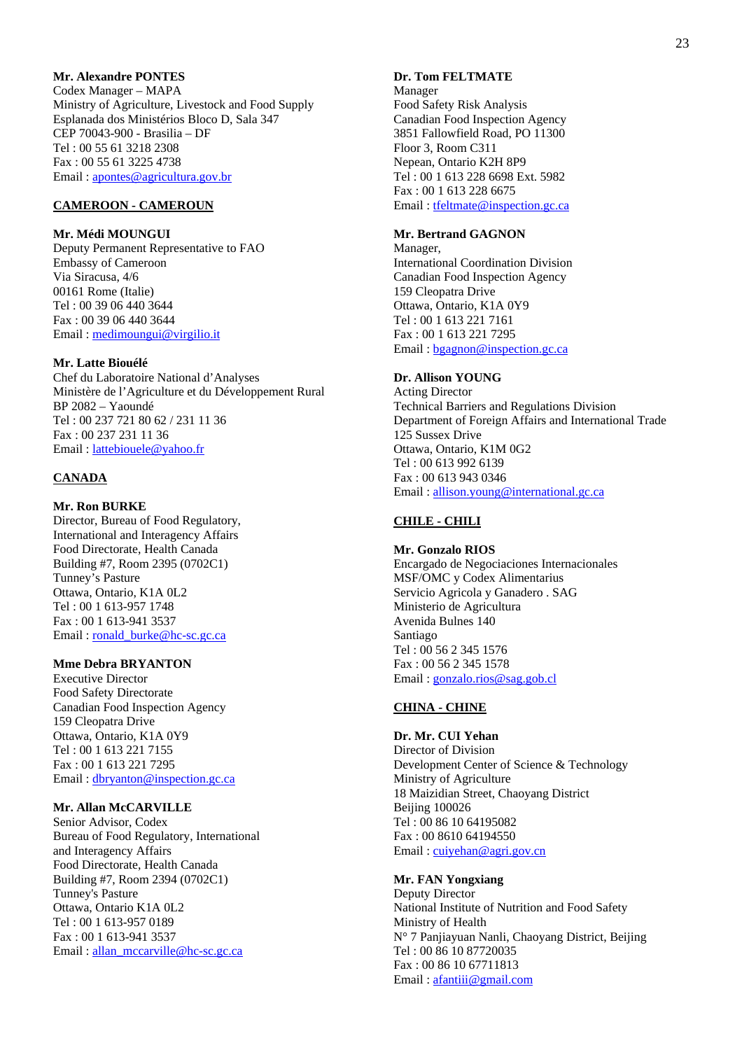## **Mr. Alexandre PONTES**

Codex Manager – MAPA Ministry of Agriculture, Livestock and Food Supply Esplanada dos Ministérios Bloco D, Sala 347 CEP 70043-900 - Brasilia – DF Tel : 00 55 61 3218 2308 Fax : 00 55 61 3225 4738 Email : apontes@agricultura.gov.br

#### **CAMEROON - CAMEROUN**

#### **Mr. Médi MOUNGUI**

Deputy Permanent Representative to FAO Embassy of Cameroon Via Siracusa, 4/6 00161 Rome (Italie) Tel : 00 39 06 440 3644 Fax : 00 39 06 440 3644 Email : medimoungui@virgilio.it

#### **Mr. Latte Biouélé**

Chef du Laboratoire National d'Analyses Ministère de l'Agriculture et du Développement Rural BP 2082 – Yaoundé Tel : 00 237 721 80 62 / 231 11 36 Fax : 00 237 231 11 36 Email : lattebiouele@yahoo.fr

#### **CANADA**

## **Mr. Ron BURKE**

Director, Bureau of Food Regulatory, International and Interagency Affairs Food Directorate, Health Canada Building #7, Room 2395 (0702C1) Tunney's Pasture Ottawa, Ontario, K1A 0L2 Tel : 00 1 613-957 1748 Fax : 00 1 613-941 3537 Email : ronald\_burke@hc-sc.gc.ca

#### **Mme Debra BRYANTON**

Executive Director Food Safety Directorate Canadian Food Inspection Agency 159 Cleopatra Drive Ottawa, Ontario, K1A 0Y9 Tel : 00 1 613 221 7155 Fax : 00 1 613 221 7295 Email : dbryanton@inspection.gc.ca

#### **Mr. Allan McCARVILLE**

Senior Advisor, Codex Bureau of Food Regulatory, International and Interagency Affairs Food Directorate, Health Canada Building #7, Room 2394 (0702C1) Tunney's Pasture Ottawa, Ontario K1A 0L2 Tel : 00 1 613-957 0189 Fax : 00 1 613-941 3537 Email : allan\_mccarville@hc-sc.gc.ca

## **Dr. Tom FELTMATE**

Manager Food Safety Risk Analysis Canadian Food Inspection Agency 3851 Fallowfield Road, PO 11300 Floor 3, Room C311 Nepean, Ontario K2H 8P9 Tel : 00 1 613 228 6698 Ext. 5982 Fax : 00 1 613 228 6675 Email : tfeltmate@inspection.gc.ca

#### **Mr. Bertrand GAGNON**

Manager, International Coordination Division Canadian Food Inspection Agency 159 Cleopatra Drive Ottawa, Ontario, K1A 0Y9 Tel : 00 1 613 221 7161 Fax : 00 1 613 221 7295 Email : bgagnon@inspection.gc.ca

## **Dr. Allison YOUNG**

Acting Director Technical Barriers and Regulations Division Department of Foreign Affairs and International Trade 125 Sussex Drive Ottawa, Ontario, K1M 0G2 Tel : 00 613 992 6139 Fax : 00 613 943 0346 Email : allison.young@international.gc.ca

## **CHILE - CHILI**

**Mr. Gonzalo RIOS**  Encargado de Negociaciones Internacionales MSF/OMC y Codex Alimentarius Servicio Agricola y Ganadero . SAG Ministerio de Agricultura Avenida Bulnes 140 Santiago Tel : 00 56 2 345 1576 Fax : 00 56 2 345 1578 Email : gonzalo.rios@sag.gob.cl

## **CHINA - CHINE**

**Dr. Mr. CUI Yehan**  Director of Division Development Center of Science & Technology Ministry of Agriculture 18 Maizidian Street, Chaoyang District Beijing 100026 Tel : 00 86 10 64195082 Fax : 00 8610 64194550 Email : cuiyehan@agri.gov.cn

# **Mr. FAN Yongxiang**

Deputy Director National Institute of Nutrition and Food Safety Ministry of Health N° 7 Panjiayuan Nanli, Chaoyang District, Beijing Tel : 00 86 10 87720035 Fax : 00 86 10 67711813 Email : afantiii@gmail.com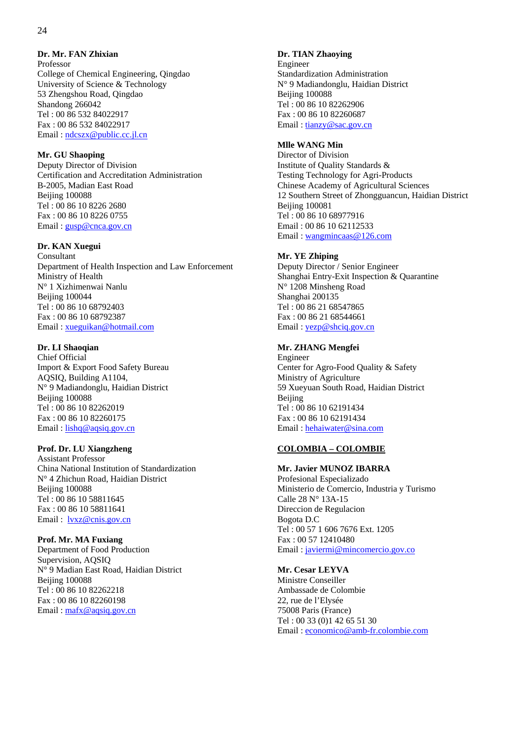# **Dr. Mr. FAN Zhixian**

Professor College of Chemical Engineering, Qingdao University of Science & Technology 53 Zhengshou Road, Qingdao Shandong 266042 Tel : 00 86 532 84022917 Fax : 00 86 532 84022917 Email : ndcszx@public.cc.jl.cn

## **Mr. GU Shaoping**

Deputy Director of Division Certification and Accreditation Administration B-2005, Madian East Road Beijing 100088 Tel : 00 86 10 8226 2680 Fax : 00 86 10 8226 0755 Email : gusp@cnca.gov.cn

## **Dr. KAN Xuegui**

Consultant Department of Health Inspection and Law Enforcement Ministry of Health N° 1 Xizhimenwai Nanlu Beijing 100044 Tel : 00 86 10 68792403 Fax : 00 86 10 68792387 Email : xueguikan@hotmail.com

## **Dr. LI Shaoqian**

Chief Official Import & Export Food Safety Bureau AQSIQ, Building A1104, N° 9 Madiandonglu, Haidian District Beijing 100088 Tel : 00 86 10 82262019 Fax : 00 86 10 82260175 Email:  $l$ <u>ishq@aqsiq.gov.cn</u>

# **Prof. Dr. LU Xiangzheng**

Assistant Professor China National Institution of Standardization N° 4 Zhichun Road, Haidian District Beijing 100088 Tel : 00 86 10 58811645 Fax : 00 86 10 58811641 Email : lvxz@cnis.gov.cn

## **Prof. Mr. MA Fuxiang**

Department of Food Production Supervision, AQSIQ N° 9 Madian East Road, Haidian District Beijing 100088 Tel : 00 86 10 82262218 Fax : 00 86 10 82260198 Email: mafx@aqsiq.gov.cn

## **Dr. TIAN Zhaoying**

Engineer Standardization Administration N° 9 Madiandonglu, Haidian District Beijing 100088 Tel : 00 86 10 82262906 Fax : 00 86 10 82260687 Email: tianzy@sac.gov.cn

## **Mlle WANG Min**

Director of Division Institute of Quality Standards & Testing Technology for Agri-Products Chinese Academy of Agricultural Sciences 12 Southern Street of Zhongguancun, Haidian District Beijing 100081 Tel : 00 86 10 68977916 Email : 00 86 10 62112533 Email : wangmincaas@126.com

# **Mr. YE Zhiping**

Deputy Director / Senior Engineer Shanghai Entry-Exit Inspection & Quarantine N° 1208 Minsheng Road Shanghai 200135 Tel : 00 86 21 68547865 Fax : 00 86 21 68544661 Email : yezp@shciq.gov.cn

## **Mr. ZHANG Mengfei**

Engineer Center for Agro-Food Quality & Safety Ministry of Agriculture 59 Xueyuan South Road, Haidian District Beijing Tel : 00 86 10 62191434 Fax : 00 86 10 62191434 Email : hehaiwater@sina.com

# **COLOMBIA – COLOMBIE**

**Mr. Javier MUNOZ IBARRA** 

Profesional Especializado Ministerio de Comercio, Industria y Turismo Calle 28 N° 13A-15 Direccion de Regulacion Bogota D.C Tel : 00 57 1 606 7676 Ext. 1205 Fax : 00 57 12410480 Email : javiermi@mincomercio.gov.co

**Mr. Cesar LEYVA**  Ministre Conseiller Ambassade de Colombie 22, rue de l'Elysée 75008 Paris (France) Tel : 00 33 (0)1 42 65 51 30 Email : economico@amb-fr.colombie.com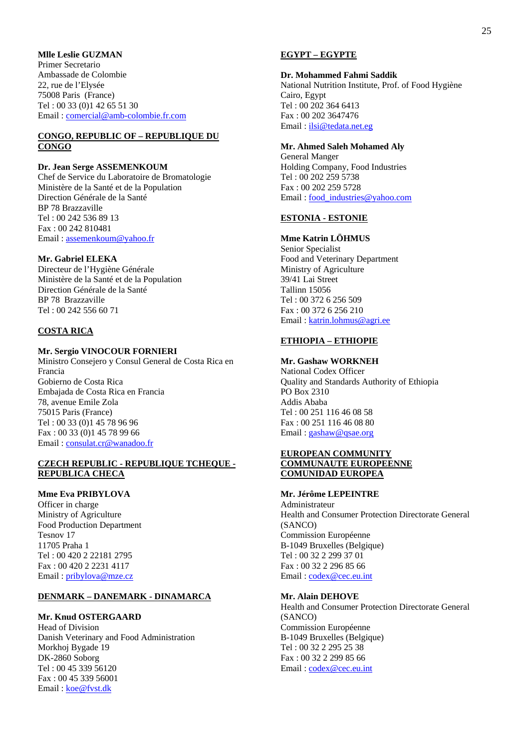**Mlle Leslie GUZMAN**  Primer Secretario Ambassade de Colombie 22, rue de l'Elysée 75008 Paris (France) Tel : 00 33 (0)1 42 65 51 30 Email : comercial@amb-colombie.fr.com

## **CONGO, REPUBLIC OF – REPUBLIQUE DU CONGO**

#### **Dr. Jean Serge ASSEMENKOUM**

Chef de Service du Laboratoire de Bromatologie Ministère de la Santé et de la Population Direction Générale de la Santé BP 78 Brazzaville Tel : 00 242 536 89 13 Fax : 00 242 810481 Email : assemenkoum@yahoo.fr

#### **Mr. Gabriel ELEKA**

Directeur de l'Hygiène Générale Ministère de la Santé et de la Population Direction Générale de la Santé BP 78 Brazzaville Tel : 00 242 556 60 71

# **COSTA RICA**

## **Mr. Sergio VINOCOUR FORNIERI**

Ministro Consejero y Consul General de Costa Rica en Francia Gobierno de Costa Rica Embajada de Costa Rica en Francia 78, avenue Emile Zola 75015 Paris (France) Tel : 00 33 (0)1 45 78 96 96 Fax : 00 33 (0)1 45 78 99 66 Email: consulat.cr@wanadoo.fr

#### **CZECH REPUBLIC - REPUBLIQUE TCHEQUE - REPUBLICA CHECA**

#### **Mme Eva PRIBYLOVA**

Officer in charge Ministry of Agriculture Food Production Department Tesnov 17 11705 Praha 1 Tel : 00 420 2 22181 2795 Fax : 00 420 2 2231 4117 Email : pribylova@mze.cz

#### **DENMARK – DANEMARK - DINAMARCA**

#### **Mr. Knud OSTERGAARD**

Head of Division Danish Veterinary and Food Administration Morkhoj Bygade 19 DK-2860 Soborg Tel : 00 45 339 56120 Fax : 00 45 339 56001 Email : koe@fvst.dk

#### **EGYPT – EGYPTE**

**Dr. Mohammed Fahmi Saddik** 

National Nutrition Institute, Prof. of Food Hygiène Cairo, Egypt Tel : 00 202 364 6413 Fax : 00 202 3647476 Email : ilsi@tedata.net.eg

#### **Mr. Ahmed Saleh Mohamed Aly**

General Manger Holding Company, Food Industries Tel : 00 202 259 5738 Fax : 00 202 259 5728 Email : food\_industries@yahoo.com

## **ESTONIA - ESTONIE**

## **Mme Katrin LÖHMUS**

Senior Specialist Food and Veterinary Department Ministry of Agriculture 39/41 Lai Street Tallinn 15056 Tel : 00 372 6 256 509 Fax : 00 372 6 256 210 Email : katrin.lohmus@agri.ee

#### **ETHIOPIA – ETHIOPIE**

#### **Mr. Gashaw WORKNEH**

National Codex Officer Quality and Standards Authority of Ethiopia PO Box 2310 Addis Ababa Tel : 00 251 116 46 08 58 Fax : 00 251 116 46 08 80 Email : gashaw@qsae.org

#### **EUROPEAN COMMUNITY COMMUNAUTE EUROPEENNE COMUNIDAD EUROPEA**

#### **Mr. Jérôme LEPEINTRE**

Administrateur Health and Consumer Protection Directorate General (SANCO) Commission Européenne B-1049 Bruxelles (Belgique) Tel : 00 32 2 299 37 01 Fax : 00 32 2 296 85 66 Email: codex@cec.eu.int

#### **Mr. Alain DEHOVE**

Health and Consumer Protection Directorate General (SANCO) Commission Européenne B-1049 Bruxelles (Belgique) Tel : 00 32 2 295 25 38 Fax : 00 32 2 299 85 66 Email : codex@cec.eu.int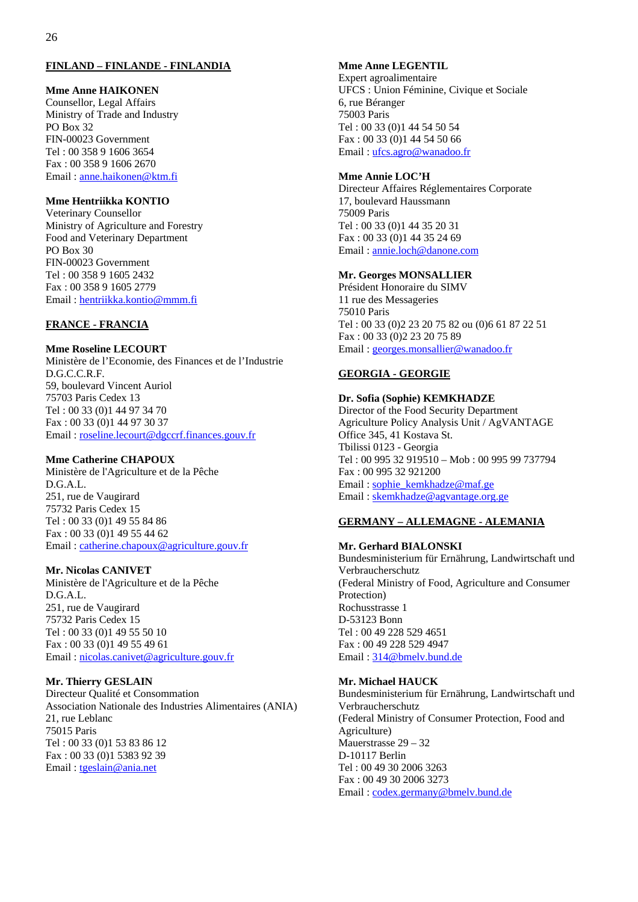## **FINLAND – FINLANDE - FINLANDIA**

# **Mme Anne HAIKONEN**

Counsellor, Legal Affairs Ministry of Trade and Industry PO Box 32 FIN-00023 Government Tel : 00 358 9 1606 3654 Fax : 00 358 9 1606 2670 Email : anne.haikonen@ktm.fi

#### **Mme Hentriikka KONTIO**

Veterinary Counsellor Ministry of Agriculture and Forestry Food and Veterinary Department PO Box 30 FIN-00023 Government Tel : 00 358 9 1605 2432 Fax : 00 358 9 1605 2779 Email : hentriikka.kontio@mmm.fi

## **FRANCE - FRANCIA**

#### **Mme Roseline LECOURT**

Ministère de l'Economie, des Finances et de l'Industrie D.G.C.C.R.F. 59, boulevard Vincent Auriol 75703 Paris Cedex 13 Tel : 00 33 (0)1 44 97 34 70 Fax : 00 33 (0)1 44 97 30 37 Email : roseline.lecourt@dgccrf.finances.gouv.fr

## **Mme Catherine CHAPOUX**

Ministère de l'Agriculture et de la Pêche D.G.A.L. 251, rue de Vaugirard 75732 Paris Cedex 15 Tel : 00 33 (0)1 49 55 84 86 Fax : 00 33 (0)1 49 55 44 62 Email : catherine.chapoux@agriculture.gouv.fr

## **Mr. Nicolas CANIVET**

Ministère de l'Agriculture et de la Pêche D.G.A.L. 251, rue de Vaugirard 75732 Paris Cedex 15 Tel : 00 33 (0)1 49 55 50 10 Fax : 00 33 (0)1 49 55 49 61 Email : nicolas.canivet@agriculture.gouv.fr

#### **Mr. Thierry GESLAIN**

Directeur Qualité et Consommation Association Nationale des Industries Alimentaires (ANIA) 21, rue Leblanc 75015 Paris Tel : 00 33 (0)1 53 83 86 12 Fax : 00 33 (0)1 5383 92 39 Email : tgeslain@ania.net

## **Mme Anne LEGENTIL**

Expert agroalimentaire UFCS : Union Féminine, Civique et Sociale 6, rue Béranger 75003 Paris Tel : 00 33 (0)1 44 54 50 54 Fax : 00 33 (0)1 44 54 50 66 Email : ufcs.agro@wanadoo.fr

#### **Mme Annie LOC'H**

Directeur Affaires Réglementaires Corporate 17, boulevard Haussmann 75009 Paris Tel : 00 33 (0)1 44 35 20 31 Fax : 00 33 (0)1 44 35 24 69 Email : annie.loch@danone.com

#### **Mr. Georges MONSALLIER**

Président Honoraire du SIMV 11 rue des Messageries 75010 Paris Tel : 00 33 (0)2 23 20 75 82 ou (0)6 61 87 22 51 Fax : 00 33 (0)2 23 20 75 89 Email : georges.monsallier@wanadoo.fr

## **GEORGIA - GEORGIE**

## **Dr. Sofia (Sophie) KEMKHADZE**

Director of the Food Security Department Agriculture Policy Analysis Unit / AgVANTAGE Office 345, 41 Kostava St. Tbilissi 0123 - Georgia Tel : 00 995 32 919510 – Mob : 00 995 99 737794 Fax : 00 995 32 921200 Email : sophie\_kemkhadze@maf.ge Email : skemkhadze@agvantage.org.ge

## **GERMANY – ALLEMAGNE - ALEMANIA**

**Mr. Gerhard BIALONSKI**  Bundesministerium für Ernährung, Landwirtschaft und Verbraucherschutz (Federal Ministry of Food, Agriculture and Consumer Protection) Rochusstrasse 1 D-53123 Bonn Tel : 00 49 228 529 4651 Fax : 00 49 228 529 4947 Email : 314@bmelv.bund.de

#### **Mr. Michael HAUCK**

Bundesministerium für Ernährung, Landwirtschaft und Verbraucherschutz (Federal Ministry of Consumer Protection, Food and Agriculture) Mauerstrasse 29 – 32 D-10117 Berlin Tel : 00 49 30 2006 3263 Fax : 00 49 30 2006 3273 Email : codex.germany@bmelv.bund.de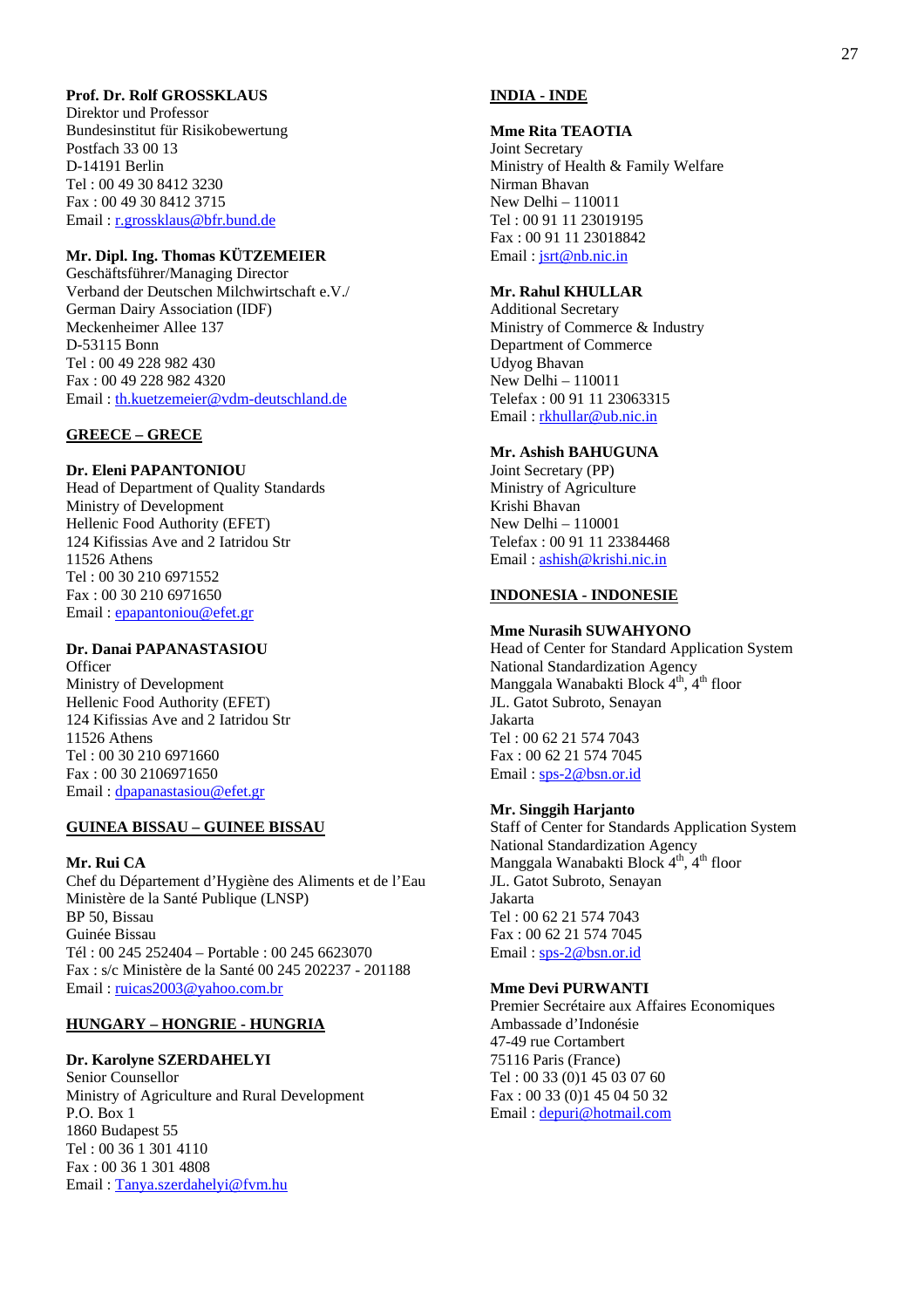## **Prof. Dr. Rolf GROSSKLAUS**

Direktor und Professor Bundesinstitut für Risikobewertung Postfach 33 00 13 D-14191 Berlin Tel : 00 49 30 8412 3230 Fax : 00 49 30 8412 3715 Email : r.grossklaus@bfr.bund.de

## **Mr. Dipl. Ing. Thomas KÜTZEMEIER**

Geschäftsführer/Managing Director Verband der Deutschen Milchwirtschaft e.V./ German Dairy Association (IDF) Meckenheimer Allee 137 D-53115 Bonn Tel : 00 49 228 982 430 Fax : 00 49 228 982 4320 Email : th.kuetzemeier@vdm-deutschland.de

## **GREECE – GRECE**

## **Dr. Eleni PAPANTONIOU**

Head of Department of Quality Standards Ministry of Development Hellenic Food Authority (EFET) 124 Kifissias Ave and 2 Iatridou Str 11526 Athens Tel : 00 30 210 6971552 Fax : 00 30 210 6971650 Email : epapantoniou@efet.gr

## **Dr. Danai PAPANASTASIOU**

**Officer** Ministry of Development Hellenic Food Authority (EFET) 124 Kifissias Ave and 2 Iatridou Str 11526 Athens Tel : 00 30 210 6971660 Fax : 00 30 2106971650 Email : dpapanastasiou@efet.gr

## **GUINEA BISSAU – GUINEE BISSAU**

#### **Mr. Rui CA**

Chef du Département d'Hygiène des Aliments et de l'Eau Ministère de la Santé Publique (LNSP) BP 50, Bissau Guinée Bissau Tél : 00 245 252404 – Portable : 00 245 6623070 Fax : s/c Ministère de la Santé 00 245 202237 - 201188 Email: ruicas2003@yahoo.com.br

#### **HUNGARY – HONGRIE - HUNGRIA**

#### **Dr. Karolyne SZERDAHELYI**

Senior Counsellor Ministry of Agriculture and Rural Development P.O. Box 1 1860 Budapest 55 Tel : 00 36 1 301 4110 Fax : 00 36 1 301 4808 Email : Tanya.szerdahelyi@fvm.hu

#### **INDIA - INDE**

#### **Mme Rita TEAOTIA**

Joint Secretary Ministry of Health & Family Welfare Nirman Bhavan New Delhi – 110011 Tel : 00 91 11 23019195 Fax : 00 91 11 23018842 Email : jsrt@nb.nic.in

#### **Mr. Rahul KHULLAR**

Additional Secretary Ministry of Commerce & Industry Department of Commerce Udyog Bhavan New Delhi – 110011 Telefax : 00 91 11 23063315 Email : rkhullar@ub.nic.in

#### **Mr. Ashish BAHUGUNA**

Joint Secretary (PP) Ministry of Agriculture Krishi Bhavan New Delhi – 110001 Telefax : 00 91 11 23384468 Email : ashish@krishi.nic.in

#### **INDONESIA - INDONESIE**

#### **Mme Nurasih SUWAHYONO**

Head of Center for Standard Application System National Standardization Agency Manggala Wanabakti Block 4<sup>th</sup>, 4<sup>th</sup> floor JL. Gatot Subroto, Senayan Jakarta Tel : 00 62 21 574 7043 Fax : 00 62 21 574 7045 Email : sps-2@bsn.or.id

#### **Mr. Singgih Harjanto**

Staff of Center for Standards Application System National Standardization Agency Manggala Wanabakti Block $4^{\text{th}},4^{\text{th}}$  floor JL. Gatot Subroto, Senayan Jakarta Tel : 00 62 21 574 7043 Fax : 00 62 21 574 7045 Email : sps-2@bsn.or.id

#### **Mme Devi PURWANTI**

Premier Secrétaire aux Affaires Economiques Ambassade d'Indonésie 47-49 rue Cortambert 75116 Paris (France) Tel : 00 33 (0)1 45 03 07 60 Fax : 00 33 (0)1 45 04 50 32 Email : depuri@hotmail.com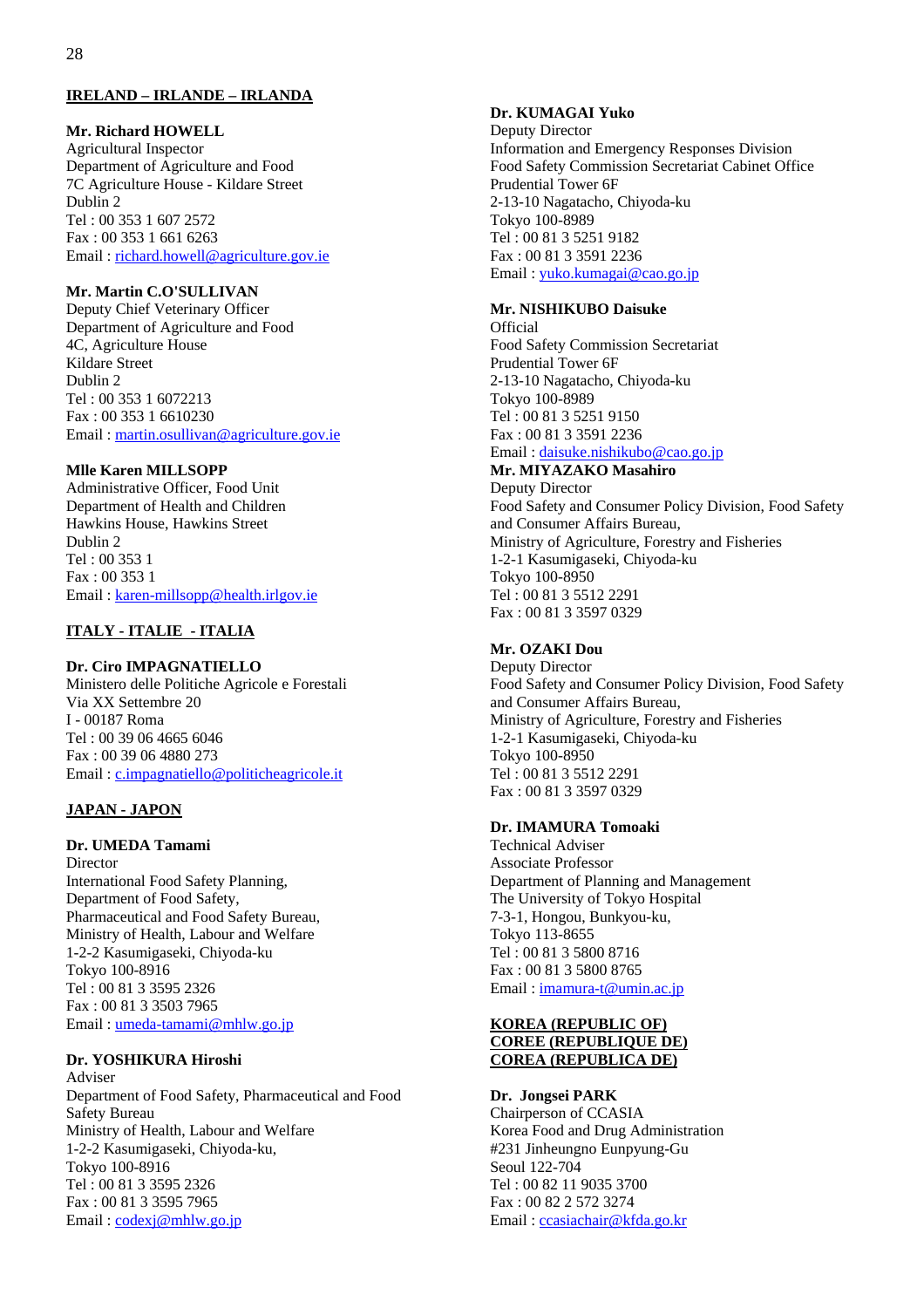# **IRELAND – IRLANDE – IRLANDA**

# **Mr. Richard HOWELL**

Agricultural Inspector Department of Agriculture and Food 7C Agriculture House - Kildare Street Dublin 2 Tel : 00 353 1 607 2572 Fax : 00 353 1 661 6263 Email : richard.howell@agriculture.gov.ie

#### **Mr. Martin C.O'SULLIVAN**

Deputy Chief Veterinary Officer Department of Agriculture and Food 4C, Agriculture House Kildare Street Dublin 2 Tel : 00 353 1 6072213 Fax : 00 353 1 6610230 Email : martin.osullivan@agriculture.gov.ie

## **Mlle Karen MILLSOPP**

Administrative Officer, Food Unit Department of Health and Children Hawkins House, Hawkins Street Dublin 2  $Tel \cdot 00$  353 1 Fax : 00 353 1 Email : karen-millsopp@health.irlgov.ie

## **ITALY - ITALIE - ITALIA**

#### **Dr. Ciro IMPAGNATIELLO**

Ministero delle Politiche Agricole e Forestali Via XX Settembre 20 I - 00187 Roma Tel : 00 39 06 4665 6046 Fax : 00 39 06 4880 273 Email : c.impagnatiello@politicheagricole.it

# **JAPAN - JAPON**

## **Dr. UMEDA Tamami**

Director International Food Safety Planning, Department of Food Safety, Pharmaceutical and Food Safety Bureau, Ministry of Health, Labour and Welfare 1-2-2 Kasumigaseki, Chiyoda-ku Tokyo 100-8916 Tel : 00 81 3 3595 2326 Fax : 00 81 3 3503 7965 Email : umeda-tamami@mhlw.go.jp

#### **Dr. YOSHIKURA Hiroshi**

Adviser Department of Food Safety, Pharmaceutical and Food Safety Bureau Ministry of Health, Labour and Welfare 1-2-2 Kasumigaseki, Chiyoda-ku, Tokyo 100-8916 Tel : 00 81 3 3595 2326 Fax : 00 81 3 3595 7965 Email : codexj@mhlw.go.jp

#### **Dr. KUMAGAI Yuko**

Deputy Director Information and Emergency Responses Division Food Safety Commission Secretariat Cabinet Office Prudential Tower 6F 2-13-10 Nagatacho, Chiyoda-ku Tokyo 100-8989 Tel : 00 81 3 5251 9182 Fax : 00 81 3 3591 2236 Email : yuko.kumagai@cao.go.jp

#### **Mr. NISHIKUBO Daisuke**

**Official** Food Safety Commission Secretariat Prudential Tower 6F 2-13-10 Nagatacho, Chiyoda-ku Tokyo 100-8989 Tel : 00 81 3 5251 9150 Fax : 00 81 3 3591 2236 Email : daisuke.nishikubo@cao.go.jp

# **Mr. MIYAZAKO Masahiro**

Deputy Director Food Safety and Consumer Policy Division, Food Safety and Consumer Affairs Bureau, Ministry of Agriculture, Forestry and Fisheries 1-2-1 Kasumigaseki, Chiyoda-ku Tokyo 100-8950 Tel : 00 81 3 5512 2291 Fax : 00 81 3 3597 0329

#### **Mr. OZAKI Dou**

Deputy Director Food Safety and Consumer Policy Division, Food Safety and Consumer Affairs Bureau, Ministry of Agriculture, Forestry and Fisheries 1-2-1 Kasumigaseki, Chiyoda-ku Tokyo 100-8950 Tel : 00 81 3 5512 2291 Fax : 00 81 3 3597 0329

#### **Dr. IMAMURA Tomoaki**

Technical Adviser Associate Professor Department of Planning and Management The University of Tokyo Hospital 7-3-1, Hongou, Bunkyou-ku, Tokyo 113-8655 Tel : 00 81 3 5800 8716 Fax : 00 81 3 5800 8765 Email: imamura-t@umin.ac.jp

## **KOREA (REPUBLIC OF) COREE (REPUBLIQUE DE) COREA (REPUBLICA DE)**

## **Dr. Jongsei PARK**

Chairperson of CCASIA Korea Food and Drug Administration #231 Jinheungno Eunpyung-Gu Seoul 122-704 Tel : 00 82 11 9035 3700 Fax : 00 82 2 572 3274 Email : ccasiachair@kfda.go.kr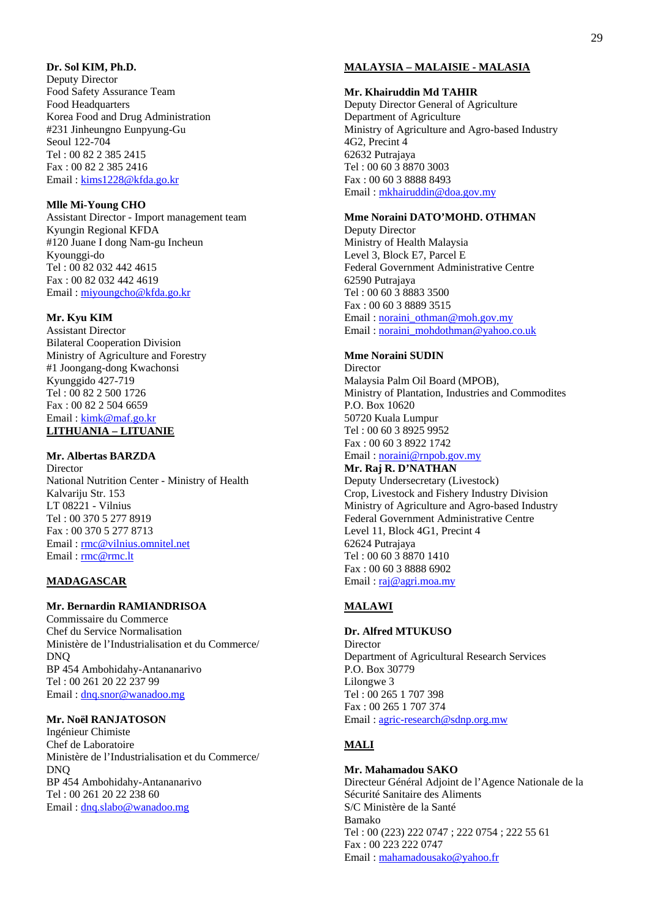## **Dr. Sol KIM, Ph.D.**  Deputy Director Food Safety Assurance Team Food Headquarters Korea Food and Drug Administration #231 Jinheungno Eunpyung-Gu Seoul 122-704 Tel : 00 82 2 385 2415 Fax : 00 82 2 385 2416 Email : kims1228@kfda.go.kr

## **Mlle Mi-Young CHO**

Assistant Director - Import management team Kyungin Regional KFDA #120 Juane I dong Nam-gu Incheun Kyounggi-do Tel : 00 82 032 442 4615 Fax : 00 82 032 442 4619 Email : miyoungcho@kfda.go.kr

## **Mr. Kyu KIM**

Assistant Director Bilateral Cooperation Division Ministry of Agriculture and Forestry #1 Joongang-dong Kwachonsi Kyunggido 427-719 Tel : 00 82 2 500 1726 Fax : 00 82 2 504 6659 Email : kimk@maf.go.kr **LITHUANIA – LITUANIE**

## **Mr. Albertas BARZDA**

Director National Nutrition Center - Ministry of Health Kalvariju Str. 153 LT 08221 - Vilnius Tel : 00 370 5 277 8919 Fax : 00 370 5 277 8713 Email : rmc@vilnius.omnitel.net Email : rmc@rmc.lt

# **MADAGASCAR**

## **Mr. Bernardin RAMIANDRISOA**

Commissaire du Commerce Chef du Service Normalisation Ministère de l'Industrialisation et du Commerce/ DNQ BP 454 Ambohidahy-Antananarivo Tel : 00 261 20 22 237 99 Email: dnq.snor@wanadoo.mg

## **Mr. Noël RANJATOSON**

Ingénieur Chimiste Chef de Laboratoire Ministère de l'Industrialisation et du Commerce/ DNQ BP 454 Ambohidahy-Antananarivo Tel : 00 261 20 22 238 60 Email : dnq.slabo@wanadoo.mg

# **MALAYSIA – MALAISIE - MALASIA**

#### **Mr. Khairuddin Md TAHIR**

Deputy Director General of Agriculture Department of Agriculture Ministry of Agriculture and Agro-based Industry 4G2, Precint 4 62632 Putrajaya Tel : 00 60 3 8870 3003 Fax : 00 60 3 8888 8493 Email : mkhairuddin@doa.gov.my

## **Mme Noraini DATO'MOHD. OTHMAN**

Deputy Director Ministry of Health Malaysia Level 3, Block E7, Parcel E Federal Government Administrative Centre 62590 Putrajaya Tel : 00 60 3 8883 3500 Fax : 00 60 3 8889 3515 Email: noraini\_othman@moh.gov.my Email : noraini\_mohdothman@yahoo.co.uk

## **Mme Noraini SUDIN**

Director Malaysia Palm Oil Board (MPOB), Ministry of Plantation, Industries and Commodites P.O. Box 10620 50720 Kuala Lumpur Tel : 00 60 3 8925 9952 Fax : 00 60 3 8922 1742 Email : noraini@rnpob.gov.my

## **Mr. Raj R. D'NATHAN**

Deputy Undersecretary (Livestock) Crop, Livestock and Fishery Industry Division Ministry of Agriculture and Agro-based Industry Federal Government Administrative Centre Level 11, Block 4G1, Precint 4 62624 Putrajaya Tel : 00 60 3 8870 1410 Fax : 00 60 3 8888 6902 Email : raj@agri.moa.my

## **MALAWI**

#### **Dr. Alfred MTUKUSO Director** Department of Agricultural Research Services P.O. Box 30779 Lilongwe 3 Tel : 00 265 1 707 398 Fax : 00 265 1 707 374 Email : agric-research@sdnp.org.mw

# **MALI**

**Mr. Mahamadou SAKO**  Directeur Général Adjoint de l'Agence Nationale de la Sécurité Sanitaire des Aliments S/C Ministère de la Santé Bamako Tel : 00 (223) 222 0747 ; 222 0754 ; 222 55 61 Fax : 00 223 222 0747 Email : mahamadousako@yahoo.fr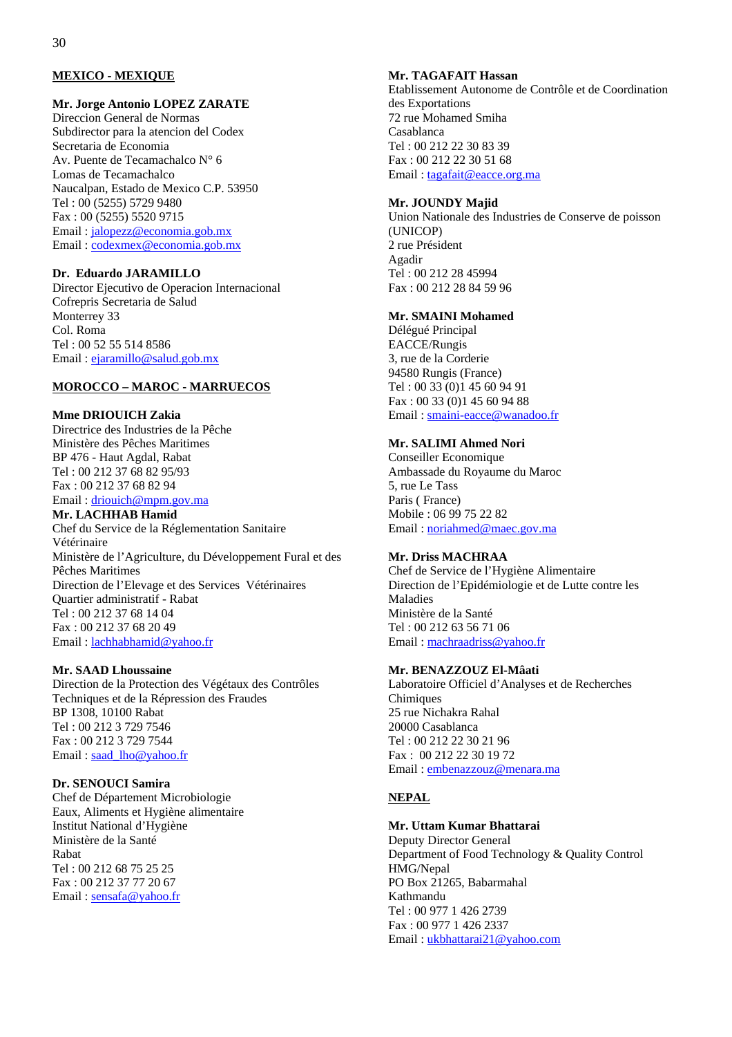# **MEXICO - MEXIQUE**

## **Mr. Jorge Antonio LOPEZ ZARATE**

Direccion General de Normas Subdirector para la atencion del Codex Secretaria de Economia Av. Puente de Tecamachalco N° 6 Lomas de Tecamachalco Naucalpan, Estado de Mexico C.P. 53950 Tel : 00 (5255) 5729 9480 Fax : 00 (5255) 5520 9715 Email : jalopezz@economia.gob.mx Email : codexmex@economia.gob.mx

#### **Dr. Eduardo JARAMILLO**

Director Ejecutivo de Operacion Internacional Cofrepris Secretaria de Salud Monterrey 33 Col. Roma Tel : 00 52 55 514 8586 Email : ejaramillo@salud.gob.mx

## **MOROCCO – MAROC - MARRUECOS**

## **Mme DRIOUICH Zakia**

Directrice des Industries de la Pêche Ministère des Pêches Maritimes BP 476 - Haut Agdal, Rabat Tel : 00 212 37 68 82 95/93 Fax : 00 212 37 68 82 94 Email : driouich@mpm.gov.ma

**Mr. LACHHAB Hamid**  Chef du Service de la Réglementation Sanitaire Vétérinaire Ministère de l'Agriculture, du Développement Fural et des Pêches Maritimes Direction de l'Elevage et des Services Vétérinaires Quartier administratif - Rabat Tel : 00 212 37 68 14 04 Fax : 00 212 37 68 20 49

Email : lachhabhamid@yahoo.fr

#### **Mr. SAAD Lhoussaine**

Direction de la Protection des Végétaux des Contrôles Techniques et de la Répression des Fraudes BP 1308, 10100 Rabat Tel : 00 212 3 729 7546 Fax : 00 212 3 729 7544 Email : saad\_lho@yahoo.fr

## **Dr. SENOUCI Samira**

Chef de Département Microbiologie Eaux, Aliments et Hygiène alimentaire Institut National d'Hygiène Ministère de la Santé Rabat Tel : 00 212 68 75 25 25 Fax : 00 212 37 77 20 67 Email : sensafa@yahoo.fr

#### **Mr. TAGAFAIT Hassan**

Etablissement Autonome de Contrôle et de Coordination des Exportations 72 rue Mohamed Smiha Casablanca Tel : 00 212 22 30 83 39 Fax : 00 212 22 30 51 68 Email : tagafait@eacce.org.ma

#### **Mr. JOUNDY Majid**

Union Nationale des Industries de Conserve de poisson (UNICOP) 2 rue Président Agadir Tel : 00 212 28 45994 Fax : 00 212 28 84 59 96

## **Mr. SMAINI Mohamed**

Délégué Principal EACCE/Rungis 3, rue de la Corderie 94580 Rungis (France) Tel : 00 33 (0)1 45 60 94 91 Fax : 00 33 (0)1 45 60 94 88 Email : smaini-eacce@wanadoo.fr

### **Mr. SALIMI Ahmed Nori**

Conseiller Economique Ambassade du Royaume du Maroc 5, rue Le Tass Paris ( France) Mobile : 06 99 75 22 82 Email : noriahmed@maec.gov.ma

## **Mr. Driss MACHRAA**

Chef de Service de l'Hygiène Alimentaire Direction de l'Epidémiologie et de Lutte contre les Maladies Ministère de la Santé Tel : 00 212 63 56 71 06 Email : machraadriss@yahoo.fr

#### **Mr. BENAZZOUZ El-Mâati**

Laboratoire Officiel d'Analyses et de Recherches **Chimiques** 25 rue Nichakra Rahal 20000 Casablanca Tel : 00 212 22 30 21 96 Fax : 00 212 22 30 19 72 Email : embenazzouz@menara.ma

## **NEPAL**

## **Mr. Uttam Kumar Bhattarai**

Deputy Director General Department of Food Technology & Quality Control HMG/Nepal PO Box 21265, Babarmahal Kathmandu Tel : 00 977 1 426 2739 Fax : 00 977 1 426 2337 Email : ukbhattarai21@yahoo.com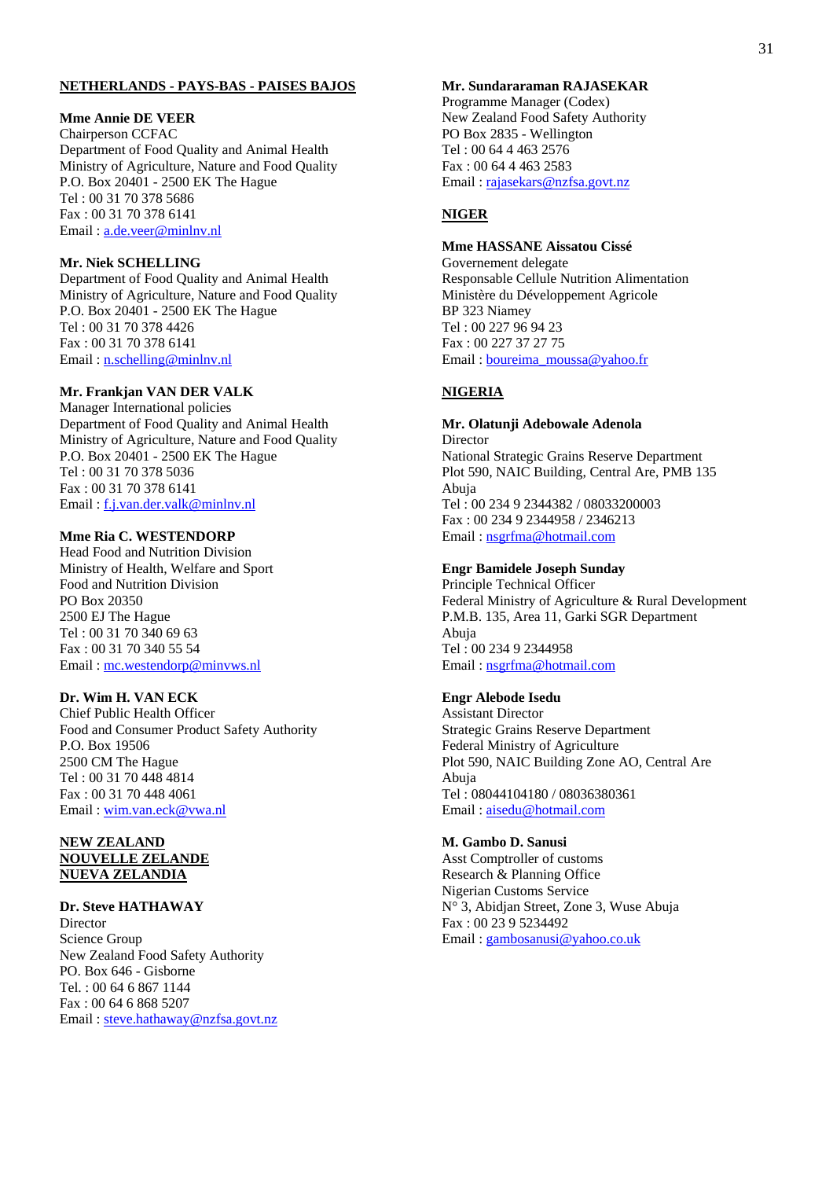#### **NETHERLANDS - PAYS-BAS - PAISES BAJOS**

## **Mme Annie DE VEER**

Chairperson CCFAC Department of Food Quality and Animal Health Ministry of Agriculture, Nature and Food Quality P.O. Box 20401 - 2500 EK The Hague Tel : 00 31 70 378 5686 Fax : 00 31 70 378 6141 Email : a.de.veer@minlnv.nl

#### **Mr. Niek SCHELLING**

Department of Food Quality and Animal Health Ministry of Agriculture, Nature and Food Quality P.O. Box 20401 - 2500 EK The Hague Tel : 00 31 70 378 4426 Fax : 00 31 70 378 6141 Email : n.schelling@minlnv.nl

# **Mr. Frankjan VAN DER VALK**

Manager International policies Department of Food Quality and Animal Health Ministry of Agriculture, Nature and Food Quality P.O. Box 20401 - 2500 EK The Hague Tel : 00 31 70 378 5036 Fax : 00 31 70 378 6141 Email : f.j.van.der.valk@minlnv.nl

## **Mme Ria C. WESTENDORP**

Head Food and Nutrition Division Ministry of Health, Welfare and Sport Food and Nutrition Division PO Box 20350 2500 EJ The Hague Tel : 00 31 70 340 69 63 Fax : 00 31 70 340 55 54 Email : mc.westendorp@minvws.nl

## **Dr. Wim H. VAN ECK**

Chief Public Health Officer Food and Consumer Product Safety Authority P.O. Box 19506 2500 CM The Hague Tel : 00 31 70 448 4814 Fax : 00 31 70 448 4061 Email : wim.van.eck@vwa.nl

#### **NEW ZEALAND NOUVELLE ZELANDE NUEVA ZELANDIA**

#### **Dr. Steve HATHAWAY**

Director Science Group New Zealand Food Safety Authority PO. Box 646 - Gisborne Tel. : 00 64 6 867 1144 Fax : 00 64 6 868 5207 Email : steve.hathaway@nzfsa.govt.nz

#### **Mr. Sundararaman RAJASEKAR**

Programme Manager (Codex) New Zealand Food Safety Authority PO Box 2835 - Wellington Tel : 00 64 4 463 2576 Fax : 00 64 4 463 2583 Email : rajasekars@nzfsa.govt.nz

#### **NIGER**

## **Mme HASSANE Aissatou Cissé**

Governement delegate Responsable Cellule Nutrition Alimentation Ministère du Développement Agricole BP 323 Niamey Tel : 00 227 96 94 23 Fax : 00 227 37 27 75 Email : boureima\_moussa@yahoo.fr

#### **NIGERIA**

**Mr. Olatunji Adebowale Adenola Director** National Strategic Grains Reserve Department Plot 590, NAIC Building, Central Are, PMB 135 Abuja Tel : 00 234 9 2344382 / 08033200003 Fax : 00 234 9 2344958 / 2346213 Email : nsgrfma@hotmail.com

## **Engr Bamidele Joseph Sunday**

Principle Technical Officer Federal Ministry of Agriculture & Rural Development P.M.B. 135, Area 11, Garki SGR Department Abuja Tel : 00 234 9 2344958 Email : nsgrfma@hotmail.com

#### **Engr Alebode Isedu**

Assistant Director Strategic Grains Reserve Department Federal Ministry of Agriculture Plot 590, NAIC Building Zone AO, Central Are Abuja Tel : 08044104180 / 08036380361 Email : aisedu@hotmail.com

## **M. Gambo D. Sanusi**

Asst Comptroller of customs Research & Planning Office Nigerian Customs Service N° 3, Abidjan Street, Zone 3, Wuse Abuja Fax : 00 23 9 5234492 Email : gambosanusi@yahoo.co.uk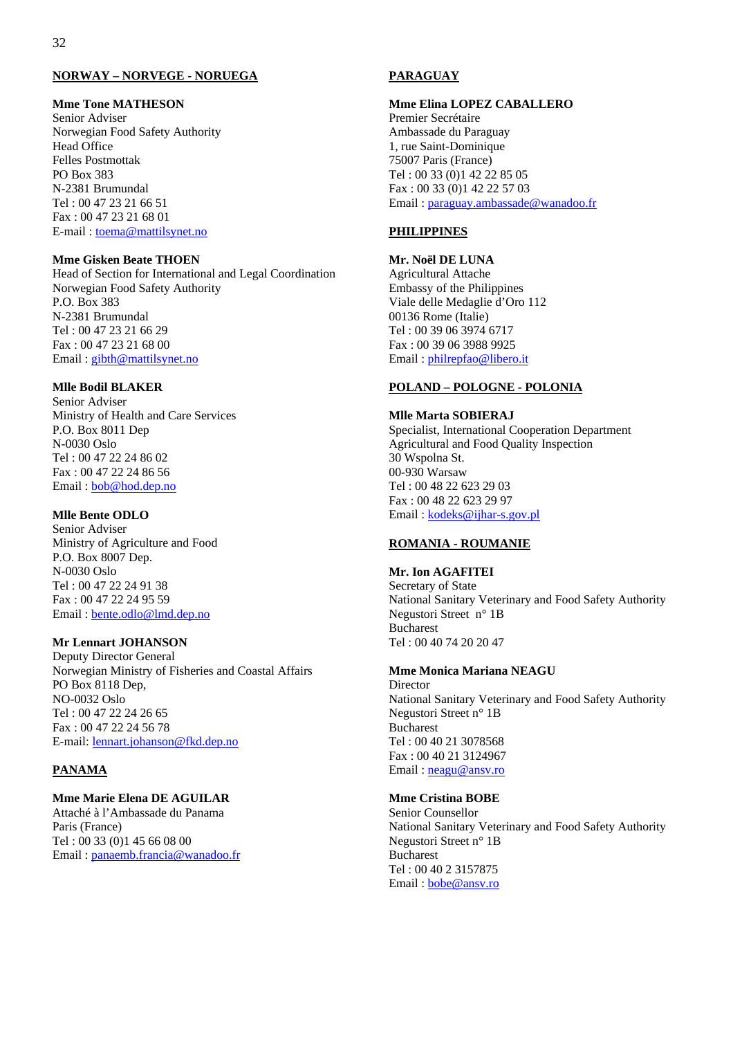## **NORWAY – NORVEGE - NORUEGA**

# **Mme Tone MATHESON**

Senior Adviser Norwegian Food Safety Authority Head Office Felles Postmottak PO Box 383 N-2381 Brumundal Tel : 00 47 23 21 66 51 Fax : 00 47 23 21 68 01 E-mail : toema@mattilsynet.no

## **Mme Gisken Beate THOEN**

Head of Section for International and Legal Coordination Norwegian Food Safety Authority P.O. Box 383 N-2381 Brumundal Tel : 00 47 23 21 66 29 Fax : 00 47 23 21 68 00 Email : gibth@mattilsynet.no

## **Mlle Bodil BLAKER**

Senior Adviser Ministry of Health and Care Services P.O. Box 8011 Dep N-0030 Oslo Tel : 00 47 22 24 86 02 Fax : 00 47 22 24 86 56 Email : bob@hod.dep.no

#### **Mlle Bente ODLO**

Senior Adviser Ministry of Agriculture and Food P.O. Box 8007 Dep. N-0030 Oslo Tel : 00 47 22 24 91 38 Fax : 00 47 22 24 95 59 Email : bente.odlo@lmd.dep.no

## **Mr Lennart JOHANSON**

Deputy Director General Norwegian Ministry of Fisheries and Coastal Affairs PO Box 8118 Dep. NO-0032 Oslo Tel : 00 47 22 24 26 65 Fax : 00 47 22 24 56 78 E-mail: lennart.johanson@fkd.dep.no

# **PANAMA**

# **Mme Marie Elena DE AGUILAR**

Attaché à l'Ambassade du Panama Paris (France) Tel : 00 33 (0)1 45 66 08 00 Email : panaemb.francia@wanadoo.fr

# **PARAGUAY**

**Mme Elina LOPEZ CABALLERO**  Premier Secrétaire Ambassade du Paraguay 1, rue Saint-Dominique 75007 Paris (France) Tel : 00 33 (0)1 42 22 85 05 Fax : 00 33 (0)1 42 22 57 03 Email : paraguay.ambassade@wanadoo.fr

## **PHILIPPINES**

**Mr. Noël DE LUNA**  Agricultural Attache Embassy of the Philippines Viale delle Medaglie d'Oro 112 00136 Rome (Italie) Tel : 00 39 06 3974 6717 Fax : 00 39 06 3988 9925 Email : philrepfao@libero.it

## **POLAND – POLOGNE - POLONIA**

## **Mlle Marta SOBIERAJ**

Specialist, International Cooperation Department Agricultural and Food Quality Inspection 30 Wspolna St. 00-930 Warsaw Tel : 00 48 22 623 29 03 Fax : 00 48 22 623 29 97 Email : kodeks@ijhar-s.gov.pl

## **ROMANIA - ROUMANIE**

## **Mr. Ion AGAFITEI**

Secretary of State National Sanitary Veterinary and Food Safety Authority Negustori Street n° 1B Bucharest Tel : 00 40 74 20 20 47

## **Mme Monica Mariana NEAGU**

Director National Sanitary Veterinary and Food Safety Authority Negustori Street n° 1B Bucharest Tel : 00 40 21 3078568 Fax : 00 40 21 3124967 Email: <u>neagu@ansv.ro</u>

## **Mme Cristina BOBE**

Senior Counsellor National Sanitary Veterinary and Food Safety Authority Negustori Street n° 1B Bucharest Tel : 00 40 2 3157875 Email : bobe@ansv.ro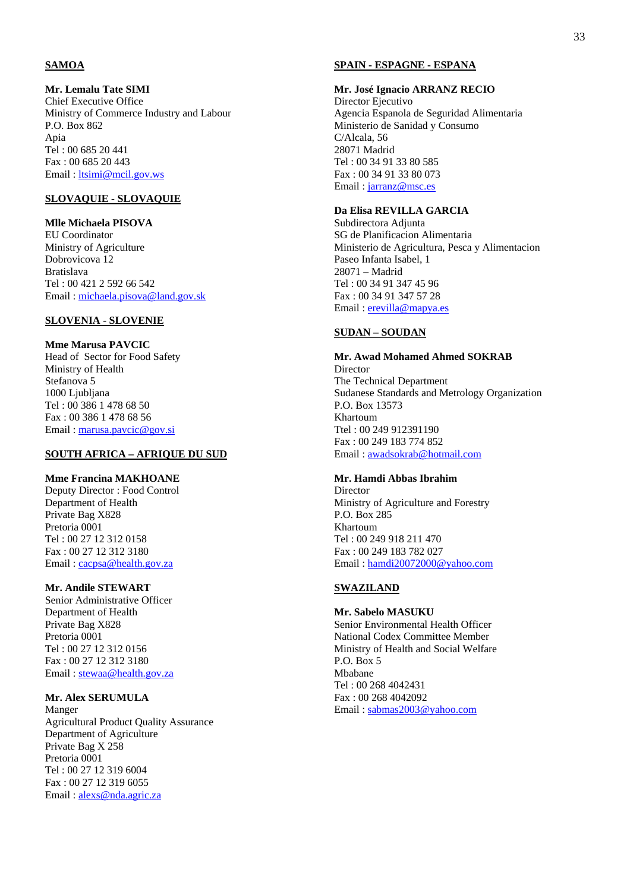# **SAMOA**

# **Mr. Lemalu Tate SIMI**

Chief Executive Office Ministry of Commerce Industry and Labour P.O. Box 862 Apia Tel : 00 685 20 441 Fax : 00 685 20 443 Email : ltsimi@mcil.gov.ws

#### **SLOVAQUIE - SLOVAQUIE**

#### **Mlle Michaela PISOVA**

EU Coordinator Ministry of Agriculture Dobrovicova 12 Bratislava Tel : 00 421 2 592 66 542 Email : michaela.pisova@land.gov.sk

## **SLOVENIA - SLOVENIE**

## **Mme Marusa PAVCIC**

Head of Sector for Food Safety Ministry of Health Stefanova 5 1000 Liubliana Tel : 00 386 1 478 68 50 Fax : 00 386 1 478 68 56 Email : marusa.pavcic@gov.si

## **SOUTH AFRICA – AFRIQUE DU SUD**

# **Mme Francina MAKHOANE**

Deputy Director : Food Control Department of Health Private Bag X828 Pretoria 0001 Tel : 00 27 12 312 0158 Fax : 00 27 12 312 3180 Email : cacpsa@health.gov.za

## **Mr. Andile STEWART**

Senior Administrative Officer Department of Health Private Bag X828 Pretoria 0001 Tel : 00 27 12 312 0156 Fax : 00 27 12 312 3180 Email : stewaa@health.gov.za

#### **Mr. Alex SERUMULA**

Manger Agricultural Product Quality Assurance Department of Agriculture Private Bag X 258 Pretoria 0001 Tel : 00 27 12 319 6004 Fax : 00 27 12 319 6055 Email : alexs@nda.agric.za

#### **SPAIN - ESPAGNE - ESPANA**

### **Mr. José Ignacio ARRANZ RECIO**

Director Ejecutivo Agencia Espanola de Seguridad Alimentaria Ministerio de Sanidad y Consumo C/Alcala, 56 28071 Madrid Tel : 00 34 91 33 80 585 Fax : 00 34 91 33 80 073 Email : jarranz@msc.es

## **Da Elisa REVILLA GARCIA**

Subdirectora Adjunta SG de Planificacion Alimentaria Ministerio de Agricultura, Pesca y Alimentacion Paseo Infanta Isabel, 1 28071 – Madrid Tel : 00 34 91 347 45 96 Fax : 00 34 91 347 57 28 Email : erevilla@mapya.es

## **SUDAN – SOUDAN**

## **Mr. Awad Mohamed Ahmed SOKRAB**  Director The Technical Department Sudanese Standards and Metrology Organization P.O. Box 13573 Khartoum Ttel : 00 249 912391190 Fax : 00 249 183 774 852 Email : awadsokrab@hotmail.com

## **Mr. Hamdi Abbas Ibrahim**

Director Ministry of Agriculture and Forestry P.O. Box 285 Khartoum Tel : 00 249 918 211 470 Fax : 00 249 183 782 027 Email : hamdi20072000@yahoo.com

## **SWAZILAND**

**Mr. Sabelo MASUKU**  Senior Environmental Health Officer National Codex Committee Member Ministry of Health and Social Welfare P.O. Box 5 Mbabane Tel : 00 268 4042431 Fax : 00 268 4042092 Email : sabmas2003@yahoo.com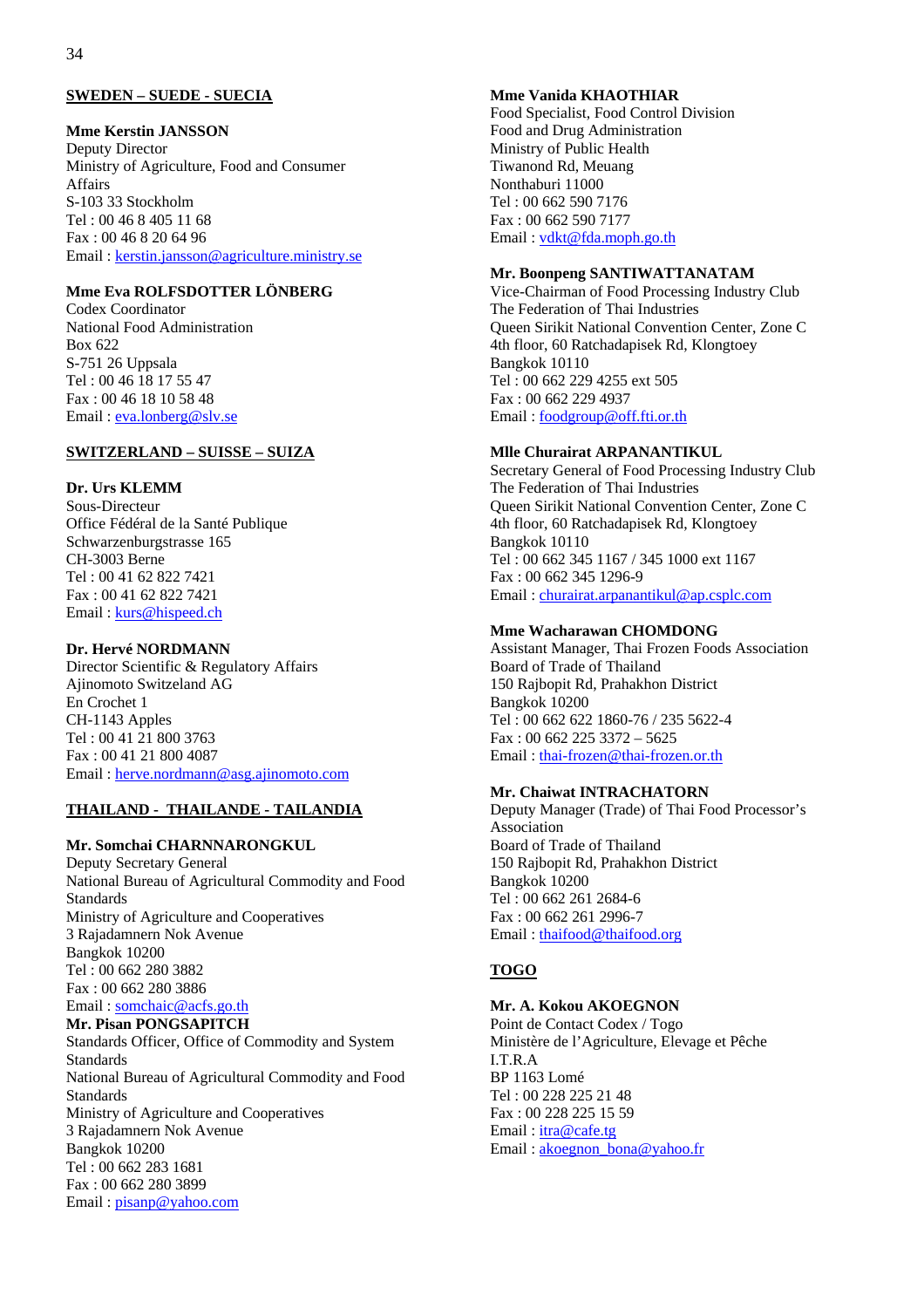# **SWEDEN – SUEDE - SUECIA**

## **Mme Kerstin JANSSON**

Deputy Director Ministry of Agriculture, Food and Consumer Affairs S-103 33 Stockholm Tel : 00 46 8 405 11 68 Fax : 00 46 8 20 64 96 Email : kerstin.jansson@agriculture.ministry.se

## **Mme Eva ROLFSDOTTER LÖNBERG**

Codex Coordinator National Food Administration Box 622 S-751 26 Uppsala Tel : 00 46 18 17 55 47 Fax : 00 46 18 10 58 48 Email : eva.lonberg@slv.se

## **SWITZERLAND – SUISSE – SUIZA**

#### **Dr. Urs KLEMM**

Sous-Directeur Office Fédéral de la Santé Publique Schwarzenburgstrasse 165 CH-3003 Berne Tel : 00 41 62 822 7421 Fax : 00 41 62 822 7421 Email: kurs@hispeed.ch

#### **Dr. Hervé NORDMANN**

Director Scientific & Regulatory Affairs Ajinomoto Switzeland AG En Crochet 1 CH-1143 Apples Tel : 00 41 21 800 3763 Fax : 00 41 21 800 4087 Email : herve.nordmann@asg.ajinomoto.com

#### **THAILAND - THAILANDE - TAILANDIA**

#### **Mr. Somchai CHARNNARONGKUL**

Deputy Secretary General National Bureau of Agricultural Commodity and Food Standards Ministry of Agriculture and Cooperatives 3 Rajadamnern Nok Avenue Bangkok 10200 Tel : 00 662 280 3882 Fax : 00 662 280 3886 Email : somchaic@acfs.go.th

#### **Mr. Pisan PONGSAPITCH**

Standards Officer, Office of Commodity and System **Standards** National Bureau of Agricultural Commodity and Food **Standards** Ministry of Agriculture and Cooperatives 3 Rajadamnern Nok Avenue Bangkok 10200 Tel : 00 662 283 1681 Fax : 00 662 280 3899 Email : pisanp@yahoo.com

#### **Mme Vanida KHAOTHIAR**

Food Specialist, Food Control Division Food and Drug Administration Ministry of Public Health Tiwanond Rd, Meuang Nonthaburi 11000 Tel : 00 662 590 7176 Fax : 00 662 590 7177 Email : vdkt@fda.moph.go.th

#### **Mr. Boonpeng SANTIWATTANATAM**

Vice-Chairman of Food Processing Industry Club The Federation of Thai Industries Queen Sirikit National Convention Center, Zone C 4th floor, 60 Ratchadapisek Rd, Klongtoey Bangkok 10110 Tel : 00 662 229 4255 ext 505 Fax : 00 662 229 4937 Email : foodgroup@off.fti.or.th

#### **Mlle Churairat ARPANANTIKUL**

Secretary General of Food Processing Industry Club The Federation of Thai Industries Queen Sirikit National Convention Center, Zone C 4th floor, 60 Ratchadapisek Rd, Klongtoey Bangkok 10110 Tel : 00 662 345 1167 / 345 1000 ext 1167 Fax : 00 662 345 1296-9 Email : churairat.arpanantikul@ap.csplc.com

#### **Mme Wacharawan CHOMDONG**

Assistant Manager, Thai Frozen Foods Association Board of Trade of Thailand 150 Rajbopit Rd, Prahakhon District Bangkok 10200 Tel : 00 662 622 1860-76 / 235 5622-4  $Fax: 00 662 225 3372 - 5625$ Email : thai-frozen@thai-frozen.or.th

## **Mr. Chaiwat INTRACHATORN**

Deputy Manager (Trade) of Thai Food Processor's Association Board of Trade of Thailand 150 Rajbopit Rd, Prahakhon District Bangkok 10200 Tel : 00 662 261 2684-6 Fax : 00 662 261 2996-7 Email : thaifood@thaifood.org

#### **TOGO**

#### **Mr. A. Kokou AKOEGNON**

Point de Contact Codex / Togo Ministère de l'Agriculture, Elevage et Pêche I.T.R.A BP 1163 Lomé Tel : 00 228 225 21 48 Fax : 00 228 225 15 59 Email : itra@cafe.tg Email: akoegnon\_bona@yahoo.fr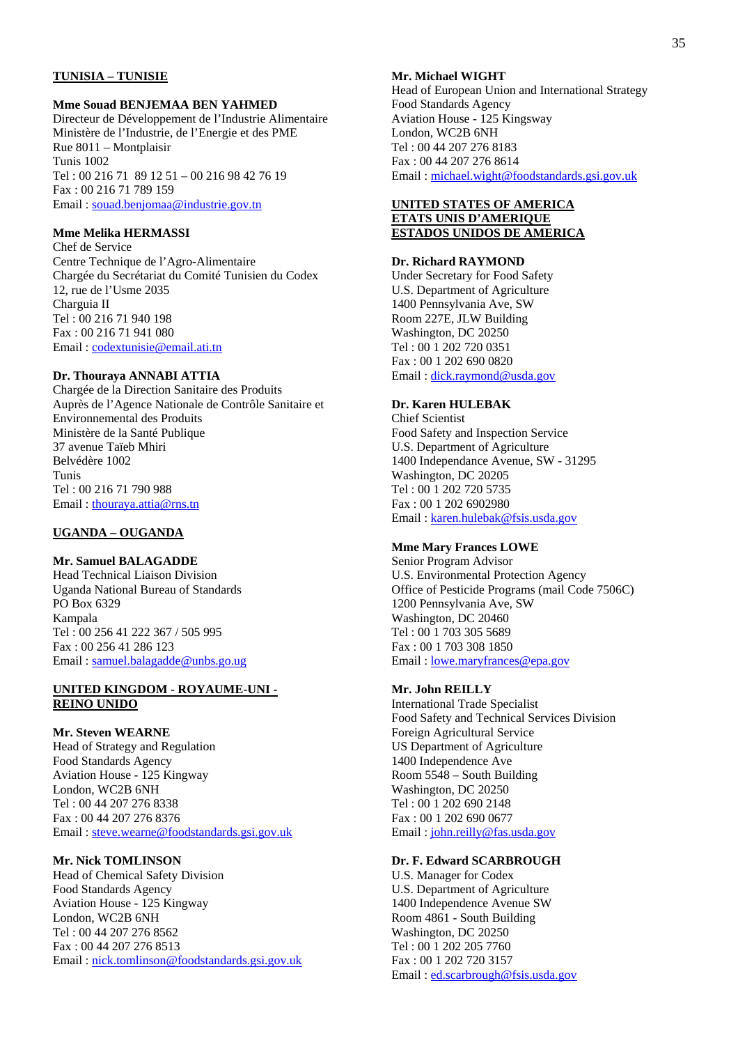## **TUNISIA – TUNISIE**

#### **Mme Souad BENJEMAA BEN YAHMED**

Directeur de Développement de l'Industrie Alimentaire Ministère de l'Industrie, de l'Energie et des PME Rue 8011 – Montplaisir Tunis 1002 Tel : 00 216 71 89 12 51 – 00 216 98 42 76 19 Fax : 00 216 71 789 159 Email : souad.benjomaa@industrie.gov.tn

#### **Mme Melika HERMASSI**

Chef de Service Centre Technique de l'Agro-Alimentaire Chargée du Secrétariat du Comité Tunisien du Codex 12, rue de l'Usme 2035 Charguia II Tel : 00 216 71 940 198 Fax : 00 216 71 941 080 Email : codextunisie@email.ati.tn

## **Dr. Thouraya ANNABI ATTIA**

Chargée de la Direction Sanitaire des Produits Auprès de l'Agence Nationale de Contrôle Sanitaire et Environnemental des Produits Ministère de la Santé Publique 37 avenue Taïeb Mhiri Belvédère 1002 Tunis Tel : 00 216 71 790 988 Email : thouraya.attia@rns.tn

#### **UGANDA – OUGANDA**

## **Mr. Samuel BALAGADDE**

Head Technical Liaison Division Uganda National Bureau of Standards PO Box 6329 Kampala Tel : 00 256 41 222 367 / 505 995 Fax : 00 256 41 286 123 Email : samuel.balagadde@unbs.go.ug

#### **UNITED KINGDOM - ROYAUME-UNI - REINO UNIDO**

#### **Mr. Steven WEARNE**

Head of Strategy and Regulation Food Standards Agency Aviation House - 125 Kingway London, WC2B 6NH Tel : 00 44 207 276 8338 Fax : 00 44 207 276 8376 Email : steve.wearne@foodstandards.gsi.gov.uk

## **Mr. Nick TOMLINSON**

Head of Chemical Safety Division Food Standards Agency Aviation House - 125 Kingway London, WC2B 6NH Tel : 00 44 207 276 8562 Fax : 00 44 207 276 8513 Email : nick.tomlinson@foodstandards.gsi.gov.uk

## **Mr. Michael WIGHT**

Head of European Union and International Strategy Food Standards Agency Aviation House - 125 Kingsway London, WC2B 6NH Tel : 00 44 207 276 8183 Fax : 00 44 207 276 8614 Email : michael.wight@foodstandards.gsi.gov.uk

#### **UNITED STATES OF AMERICA ETATS UNIS D'AMERIQUE ESTADOS UNIDOS DE AMERICA**

#### **Dr. Richard RAYMOND**

Under Secretary for Food Safety U.S. Department of Agriculture 1400 Pennsylvania Ave, SW Room 227E, JLW Building Washington, DC 20250 Tel : 00 1 202 720 0351 Fax : 00 1 202 690 0820 Email : dick.raymond@usda.gov

#### **Dr. Karen HULEBAK**

Chief Scientist Food Safety and Inspection Service U.S. Department of Agriculture 1400 Independance Avenue, SW - 31295 Washington, DC 20205 Tel : 00 1 202 720 5735 Fax : 00 1 202 6902980 Email : karen.hulebak@fsis.usda.gov

## **Mme Mary Frances LOWE**

Senior Program Advisor U.S. Environmental Protection Agency Office of Pesticide Programs (mail Code 7506C) 1200 Pennsylvania Ave, SW Washington, DC 20460 Tel : 00 1 703 305 5689 Fax : 00 1 703 308 1850 Email : lowe.maryfrances@epa.gov

#### **Mr. John REILLY**

International Trade Specialist Food Safety and Technical Services Division Foreign Agricultural Service US Department of Agriculture 1400 Independence Ave Room 5548 – South Building Washington, DC 20250 Tel : 00 1 202 690 2148 Fax : 00 1 202 690 0677 Email : john.reilly@fas.usda.gov

## **Dr. F. Edward SCARBROUGH**

U.S. Manager for Codex U.S. Department of Agriculture 1400 Independence Avenue SW Room 4861 - South Building Washington, DC 20250 Tel : 00 1 202 205 7760 Fax : 00 1 202 720 3157 Email : ed.scarbrough@fsis.usda.gov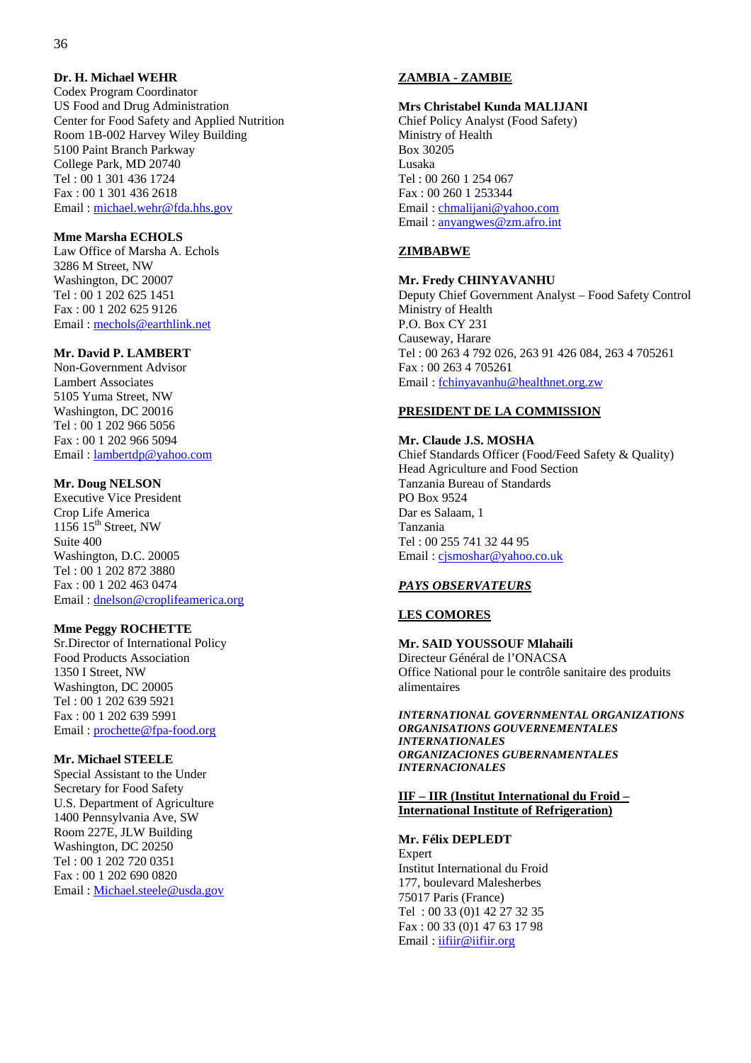## **Dr. H. Michael WEHR**

Codex Program Coordinator US Food and Drug Administration Center for Food Safety and Applied Nutrition Room 1B-002 Harvey Wiley Building 5100 Paint Branch Parkway College Park, MD 20740 Tel : 00 1 301 436 1724 Fax : 00 1 301 436 2618 Email : michael.wehr@fda.hhs.gov

## **Mme Marsha ECHOLS**

Law Office of Marsha A. Echols 3286 M Street, NW Washington, DC 20007 Tel : 00 1 202 625 1451 Fax : 00 1 202 625 9126 Email : mechols@earthlink.net

## **Mr. David P. LAMBERT**

Non-Government Advisor Lambert Associates 5105 Yuma Street, NW Washington, DC 20016 Tel : 00 1 202 966 5056 Fax : 00 1 202 966 5094 Email : lambertdp@yahoo.com

#### **Mr. Doug NELSON**

Executive Vice President Crop Life America  $1156$   $15<sup>th</sup>$  Street, NW Suite 400 Washington, D.C. 20005 Tel : 00 1 202 872 3880 Fax : 00 1 202 463 0474 Email : dnelson@croplifeamerica.org

## **Mme Peggy ROCHETTE**

Sr.Director of International Policy Food Products Association 1350 I Street, NW Washington, DC 20005 Tel : 00 1 202 639 5921 Fax : 00 1 202 639 5991 Email : prochette@fpa-food.org

#### **Mr. Michael STEELE**

Special Assistant to the Under Secretary for Food Safety U.S. Department of Agriculture 1400 Pennsylvania Ave, SW Room 227E, JLW Building Washington, DC 20250 Tel : 00 1 202 720 0351 Fax : 00 1 202 690 0820 Email : Michael.steele@usda.gov

## **ZAMBIA - ZAMBIE**

## **Mrs Christabel Kunda MALIJANI**

Chief Policy Analyst (Food Safety) Ministry of Health Box 30205 Lusaka Tel : 00 260 1 254 067 Fax : 00 260 1 253344 Email : chmalijani@yahoo.com Email : anyangwes@zm.afro.int

#### **ZIMBABWE**

#### **Mr. Fredy CHINYAVANHU**

Deputy Chief Government Analyst – Food Safety Control Ministry of Health P.O. Box CY 231 Causeway, Harare Tel : 00 263 4 792 026, 263 91 426 084, 263 4 705261 Fax : 00 263 4 705261 Email : fchinyavanhu@healthnet.org.zw

#### **PRESIDENT DE LA COMMISSION**

#### **Mr. Claude J.S. MOSHA**

Chief Standards Officer (Food/Feed Safety & Quality) Head Agriculture and Food Section Tanzania Bureau of Standards PO Box 9524 Dar es Salaam, 1 Tanzania Tel : 00 255 741 32 44 95 Email : cjsmoshar@yahoo.co.uk

#### *PAYS OBSERVATEURS*

## **LES COMORES**

**Mr. SAID YOUSSOUF Mlahaili**  Directeur Général de l'ONACSA Office National pour le contrôle sanitaire des produits alimentaires

*INTERNATIONAL GOVERNMENTAL ORGANIZATIONS ORGANISATIONS GOUVERNEMENTALES INTERNATIONALES ORGANIZACIONES GUBERNAMENTALES INTERNACIONALES* 

## **IIF – IIR (Institut International du Froid – International Institute of Refrigeration)**

## **Mr. Félix DEPLEDT**

Expert Institut International du Froid 177, boulevard Malesherbes 75017 Paris (France) Tel : 00 33 (0)1 42 27 32 35 Fax : 00 33 (0)1 47 63 17 98 Email: iifiir@iifiir.org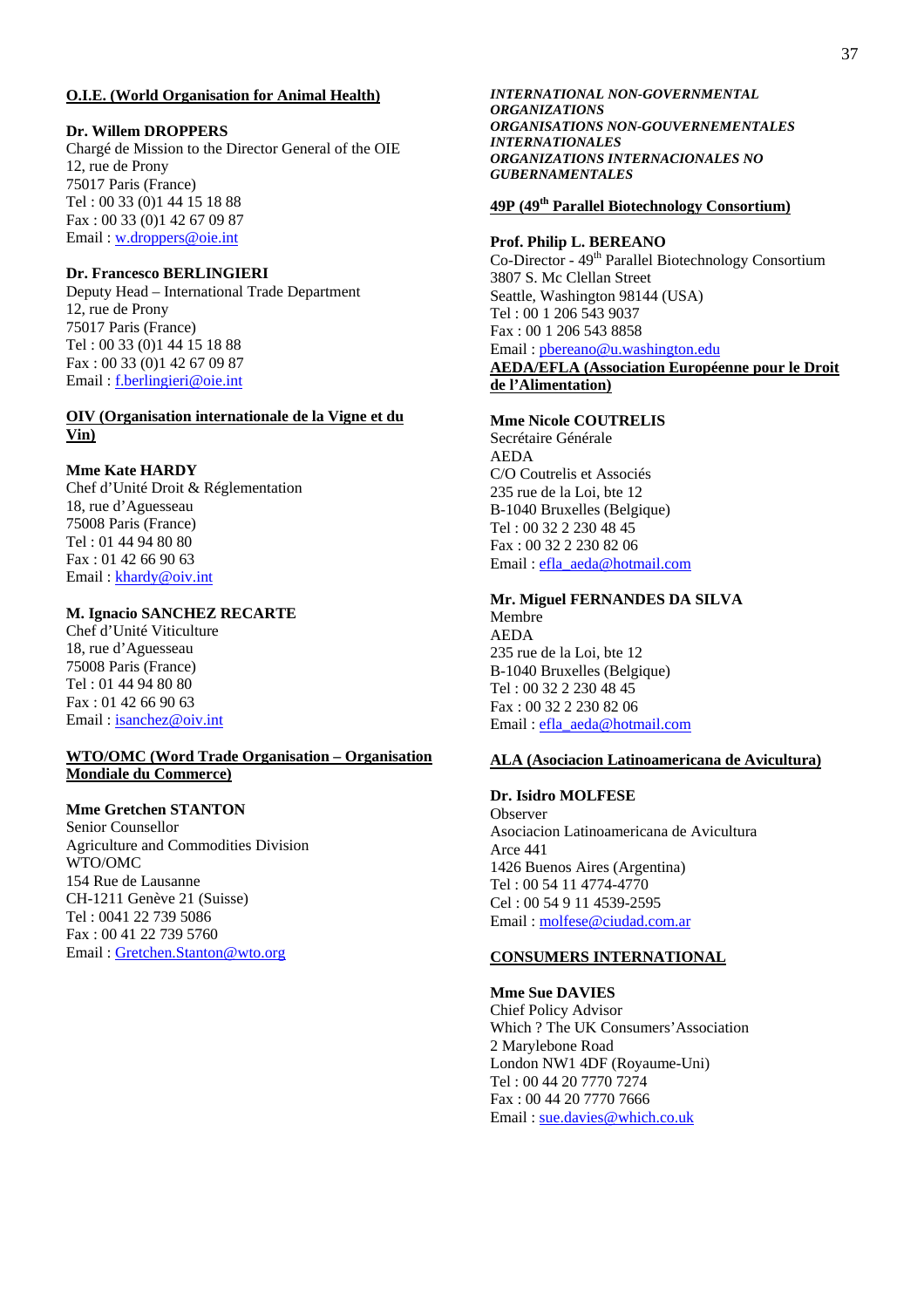#### **O.I.E. (World Organisation for Animal Health)**

#### **Dr. Willem DROPPERS**

Chargé de Mission to the Director General of the OIE 12, rue de Prony 75017 Paris (France) Tel : 00 33 (0)1 44 15 18 88 Fax : 00 33 (0)1 42 67 09 87 Email : w.droppers@oie.int

#### **Dr. Francesco BERLINGIERI**

Deputy Head – International Trade Department 12, rue de Prony 75017 Paris (France) Tel : 00 33 (0)1 44 15 18 88 Fax : 00 33 (0)1 42 67 09 87 Email : f.berlingieri@oie.int

## **OIV (Organisation internationale de la Vigne et du Vin)**

#### **Mme Kate HARDY**

Chef d'Unité Droit & Réglementation 18, rue d'Aguesseau 75008 Paris (France) Tel : 01 44 94 80 80 Fax : 01 42 66 90 63 Email : khardy@oiv.int

#### **M. Ignacio SANCHEZ RECARTE**

Chef d'Unité Viticulture 18, rue d'Aguesseau 75008 Paris (France) Tel : 01 44 94 80 80 Fax : 01 42 66 90 63 Email : isanchez@oiv.int

#### **WTO/OMC (Word Trade Organisation – Organisation Mondiale du Commerce)**

#### **Mme Gretchen STANTON**

Senior Counsellor Agriculture and Commodities Division WTO/OMC 154 Rue de Lausanne CH-1211 Genève 21 (Suisse) Tel : 0041 22 739 5086 Fax : 00 41 22 739 5760 Email : Gretchen.Stanton@wto.org

*INTERNATIONAL NON-GOVERNMENTAL ORGANIZATIONS ORGANISATIONS NON-GOUVERNEMENTALES INTERNATIONALES ORGANIZATIONS INTERNACIONALES NO GUBERNAMENTALES*

# **49P (49th Parallel Biotechnology Consortium)**

#### **Prof. Philip L. BEREANO**

Co-Director - 49<sup>th</sup> Parallel Biotechnology Consortium 3807 S. Mc Clellan Street Seattle, Washington 98144 (USA) Tel : 00 1 206 543 9037 Fax : 00 1 206 543 8858 Email : pbereano@u.washington.edu **AEDA/EFLA (Association Européenne pour le Droit de l'Alimentation)**

## **Mme Nicole COUTRELIS**

Secrétaire Générale AEDA C/O Coutrelis et Associés 235 rue de la Loi, bte 12 B-1040 Bruxelles (Belgique) Tel : 00 32 2 230 48 45 Fax : 00 32 2 230 82 06 Email : efla\_aeda@hotmail.com

## **Mr. Miguel FERNANDES DA SILVA**

Membre AEDA 235 rue de la Loi, bte 12 B-1040 Bruxelles (Belgique) Tel : 00 32 2 230 48 45 Fax : 00 32 2 230 82 06 Email : efla\_aeda@hotmail.com

#### **ALA (Asociacion Latinoamericana de Avicultura)**

## **Dr. Isidro MOLFESE**

Observer Asociacion Latinoamericana de Avicultura Arce 441 1426 Buenos Aires (Argentina) Tel : 00 54 11 4774-4770 Cel : 00 54 9 11 4539-2595 Email : molfese@ciudad.com.ar

#### **CONSUMERS INTERNATIONAL**

**Mme Sue DAVIES**  Chief Policy Advisor Which ? The UK Consumers'Association 2 Marylebone Road London NW1 4DF (Royaume-Uni) Tel : 00 44 20 7770 7274 Fax : 00 44 20 7770 7666 Email : sue.davies@which.co.uk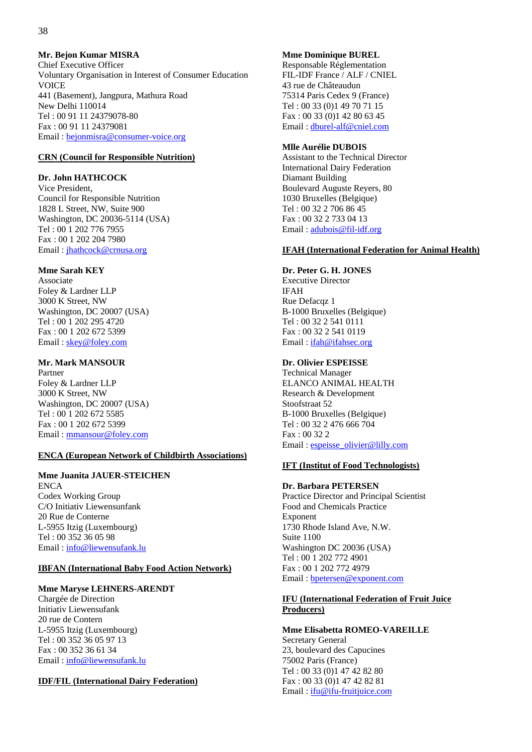## **Mr. Bejon Kumar MISRA**

Chief Executive Officer Voluntary Organisation in Interest of Consumer Education **VOICE** 441 (Basement), Jangpura, Mathura Road New Delhi 110014 Tel : 00 91 11 24379078-80 Fax : 00 91 11 24379081 Email : bejonmisra@consumer-voice.org

#### **CRN (Council for Responsible Nutrition)**

#### **Dr. John HATHCOCK**

Vice President, Council for Responsible Nutrition 1828 L Street, NW, Suite 900 Washington, DC 20036-5114 (USA) Tel : 00 1 202 776 7955 Fax : 00 1 202 204 7980 Email : jhathcock@crnusa.org

## **Mme Sarah KEY**

Associate Foley & Lardner LLP 3000 K Street, NW Washington, DC 20007 (USA) Tel : 00 1 202 295 4720 Fax : 00 1 202 672 5399 Email : skey@foley.com

## **Mr. Mark MANSOUR**

Partner Foley & Lardner LLP 3000 K Street, NW Washington, DC 20007 (USA) Tel : 00 1 202 672 5585 Fax : 00 1 202 672 5399 Email : mmansour@foley.com

## **ENCA (European Network of Childbirth Associations)**

#### **Mme Juanita JAUER-STEICHEN**

ENCA Codex Working Group C/O Initiativ Liewensunfank 20 Rue de Conterne L-5955 Itzig (Luxembourg) Tel : 00 352 36 05 98 Email : info@liewensufank.lu

## **IBFAN (International Baby Food Action Network)**

#### **Mme Maryse LEHNERS-ARENDT**

Chargée de Direction Initiativ Liewensufank 20 rue de Contern L-5955 Itzig (Luxembourg) Tel : 00 352 36 05 97 13 Fax : 00 352 36 61 34 Email : info@liewensufank.lu

#### **IDF/FIL (International Dairy Federation)**

#### **Mme Dominique BUREL**

Responsable Réglementation FIL-IDF France / ALF / CNIEL 43 rue de Châteaudun 75314 Paris Cedex 9 (France) Tel : 00 33 (0)1 49 70 71 15 Fax : 00 33 (0)1 42 80 63 45 Email : dburel-alf@cniel.com

#### **Mlle Aurélie DUBOIS**

Assistant to the Technical Director International Dairy Federation Diamant Building Boulevard Auguste Reyers, 80 1030 Bruxelles (Belgique) Tel : 00 32 2 706 86 45 Fax : 00 32 2 733 04 13 Email : adubois@fil-idf.org

#### **IFAH (International Federation for Animal Health)**

## **Dr. Peter G. H. JONES**

Executive Director IFAH Rue Defacqz 1 B-1000 Bruxelles (Belgique) Tel : 00 32 2 541 0111 Fax : 00 32 2 541 0119 Email : ifah@ifahsec.org

#### **Dr. Olivier ESPEISSE**

Technical Manager ELANCO ANIMAL HEALTH Research & Development Stoofstraat 52 B-1000 Bruxelles (Belgique) Tel : 00 32 2 476 666 704 Fax : 00 32 2 Email : espeisse\_olivier@lilly.com

## **IFT (Institut of Food Technologists)**

#### **Dr. Barbara PETERSEN**

Practice Director and Principal Scientist Food and Chemicals Practice Exponent 1730 Rhode Island Ave, N.W. Suite 1100 Washington DC 20036 (USA) Tel : 00 1 202 772 4901 Fax : 00 1 202 772 4979 Email : bpetersen@exponent.com

#### **IFU (International Federation of Fruit Juice Producers)**

#### **Mme Elisabetta ROMEO-VAREILLE**  Secretary General

23, boulevard des Capucines 75002 Paris (France) Tel : 00 33 (0)1 47 42 82 80 Fax : 00 33 (0)1 47 42 82 81 Email : ifu@ifu-fruitjuice.com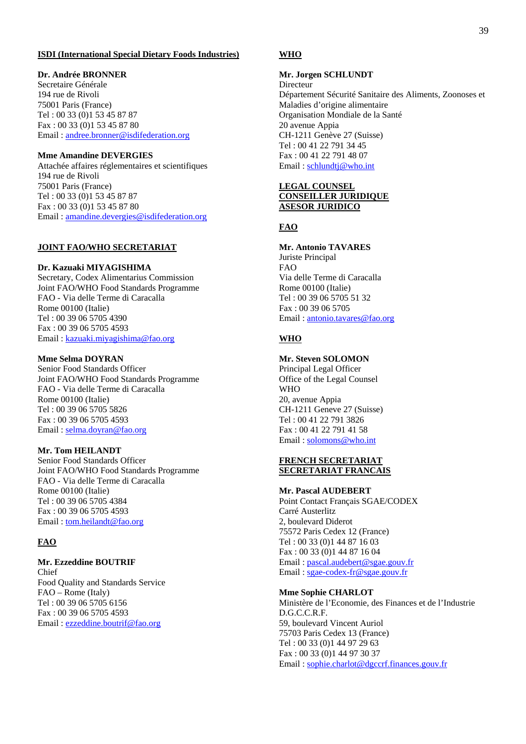#### **ISDI (International Special Dietary Foods Industries)**

#### **Dr. Andrée BRONNER**

Secretaire Générale 194 rue de Rivoli 75001 Paris (France) Tel : 00 33 (0)1 53 45 87 87 Fax : 00 33 (0)1 53 45 87 80 Email : andree.bronner@isdifederation.org

#### **Mme Amandine DEVERGIES**

Attachée affaires réglementaires et scientifiques 194 rue de Rivoli 75001 Paris (France) Tel : 00 33 (0)1 53 45 87 87 Fax : 00 33 (0)1 53 45 87 80 Email : amandine.devergies@isdifederation.org

#### **JOINT FAO/WHO SECRETARIAT**

#### **Dr. Kazuaki MIYAGISHIMA**

Secretary, Codex Alimentarius Commission Joint FAO/WHO Food Standards Programme FAO - Via delle Terme di Caracalla Rome 00100 (Italie) Tel : 00 39 06 5705 4390 Fax : 00 39 06 5705 4593 Email : kazuaki.miyagishima@fao.org

#### **Mme Selma DOYRAN**

Senior Food Standards Officer Joint FAO/WHO Food Standards Programme FAO - Via delle Terme di Caracalla Rome 00100 (Italie) Tel : 00 39 06 5705 5826 Fax : 00 39 06 5705 4593 Email : selma.doyran@fao.org

## **Mr. Tom HEILANDT**

Senior Food Standards Officer Joint FAO/WHO Food Standards Programme FAO - Via delle Terme di Caracalla Rome 00100 (Italie) Tel : 00 39 06 5705 4384 Fax : 00 39 06 5705 4593 Email : tom.heilandt@fao.org

# **FAO**

#### **Mr. Ezzeddine BOUTRIF**

Chief Food Quality and Standards Service FAO – Rome (Italy) Tel : 00 39 06 5705 6156 Fax : 00 39 06 5705 4593 Email : ezzeddine.boutrif@fao.org

# **WHO**

#### **Mr. Jorgen SCHLUNDT**

Directeur Département Sécurité Sanitaire des Aliments, Zoonoses et Maladies d'origine alimentaire Organisation Mondiale de la Santé 20 avenue Appia CH-1211 Genève 27 (Suisse) Tel : 00 41 22 791 34 45 Fax : 00 41 22 791 48 07 Email : schlundtj@who.int

#### **LEGAL COUNSEL CONSEILLER JURIDIQUE ASESOR JURIDICO**

# **FAO**

**Mr. Antonio TAVARES**  Juriste Principal FAO Via delle Terme di Caracalla Rome 00100 (Italie) Tel : 00 39 06 5705 51 32 Fax : 00 39 06 5705 Email : antonio.tavares@fao.org

## **WHO**

#### **Mr. Steven SOLOMON**

Principal Legal Officer Office of the Legal Counsel WHO 20, avenue Appia CH-1211 Geneve 27 (Suisse) Tel : 00 41 22 791 3826 Fax : 00 41 22 791 41 58 Email : solomons@who.int

#### **FRENCH SECRETARIAT SECRETARIAT FRANCAIS**

#### **Mr. Pascal AUDEBERT**

Point Contact Français SGAE/CODEX Carré Austerlitz 2, boulevard Diderot 75572 Paris Cedex 12 (France) Tel : 00 33 (0)1 44 87 16 03 Fax : 00 33 (0)1 44 87 16 04 Email : pascal.audebert@sgae.gouv.fr Email : sgae-codex-fr@sgae.gouv.fr

#### **Mme Sophie CHARLOT**

Ministère de l'Economie, des Finances et de l'Industrie D.G.C.C.R.F. 59, boulevard Vincent Auriol 75703 Paris Cedex 13 (France) Tel : 00 33 (0)1 44 97 29 63 Fax : 00 33 (0)1 44 97 30 37 Email : sophie.charlot@dgccrf.finances.gouv.fr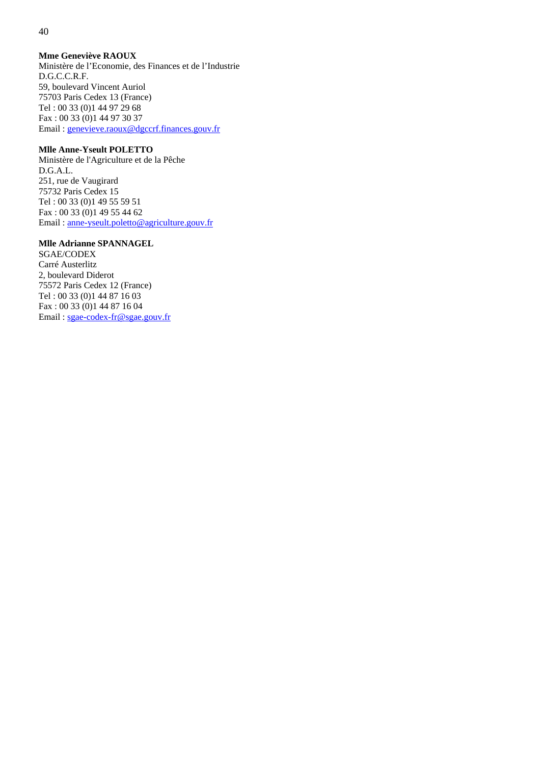# **Mme Geneviève RAOUX**

Ministère de l'Economie, des Finances et de l'Industrie D.G.C.C.R.F. 59, boulevard Vincent Auriol 75703 Paris Cedex 13 (France) Tel : 00 33 (0)1 44 97 29 68 Fax : 00 33 (0)1 44 97 30 37 Email : genevieve.raoux@dgccrf.finances.gouv.fr

# **Mlle Anne-Yseult POLETTO**

Ministère de l'Agriculture et de la Pêche D.G.A.L. 251, rue de Vaugirard 75732 Paris Cedex 15 Tel : 00 33 (0)1 49 55 59 51 Fax : 00 33 (0)1 49 55 44 62 Email : anne-yseult.poletto@agriculture.gouv.fr

# **Mlle Adrianne SPANNAGEL**

SGAE/CODEX Carré Austerlitz 2, boulevard Diderot 75572 Paris Cedex 12 (France) Tel : 00 33 (0)1 44 87 16 03 Fax : 00 33 (0)1 44 87 16 04 Email : sgae-codex-fr@sgae.gouv.fr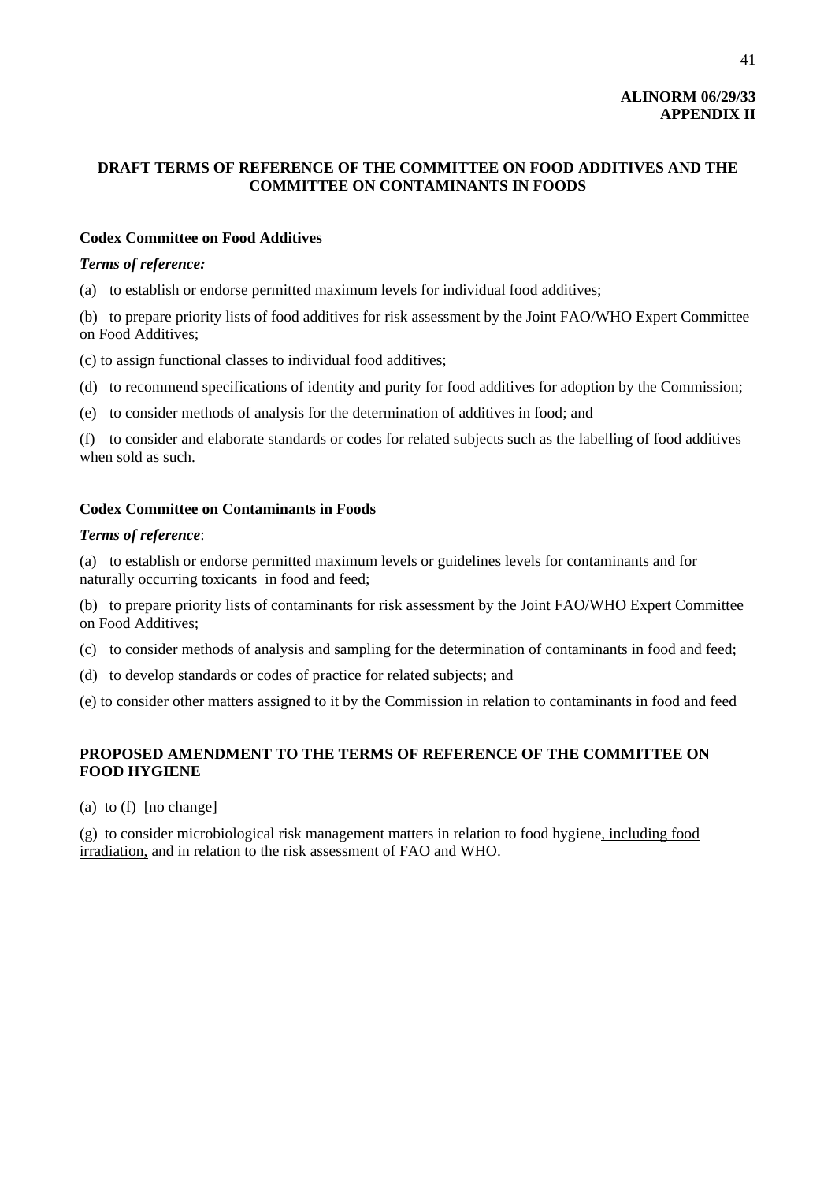# **ALINORM 06/29/33 APPENDIX II**

# **DRAFT TERMS OF REFERENCE OF THE COMMITTEE ON FOOD ADDITIVES AND THE COMMITTEE ON CONTAMINANTS IN FOODS**

# **Codex Committee on Food Additives**

## *Terms of reference:*

(a) to establish or endorse permitted maximum levels for individual food additives;

(b) to prepare priority lists of food additives for risk assessment by the Joint FAO/WHO Expert Committee on Food Additives;

(c) to assign functional classes to individual food additives;

- (d) to recommend specifications of identity and purity for food additives for adoption by the Commission;
- (e) to consider methods of analysis for the determination of additives in food; and

(f) to consider and elaborate standards or codes for related subjects such as the labelling of food additives when sold as such.

# **Codex Committee on Contaminants in Foods**

# *Terms of reference*:

(a) to establish or endorse permitted maximum levels or guidelines levels for contaminants and for naturally occurring toxicants in food and feed;

(b) to prepare priority lists of contaminants for risk assessment by the Joint FAO/WHO Expert Committee on Food Additives;

- (c) to consider methods of analysis and sampling for the determination of contaminants in food and feed;
- (d) to develop standards or codes of practice for related subjects; and
- (e) to consider other matters assigned to it by the Commission in relation to contaminants in food and feed

# **PROPOSED AMENDMENT TO THE TERMS OF REFERENCE OF THE COMMITTEE ON FOOD HYGIENE**

(a) to (f) [no change]

(g) to consider microbiological risk management matters in relation to food hygiene, including food irradiation, and in relation to the risk assessment of FAO and WHO.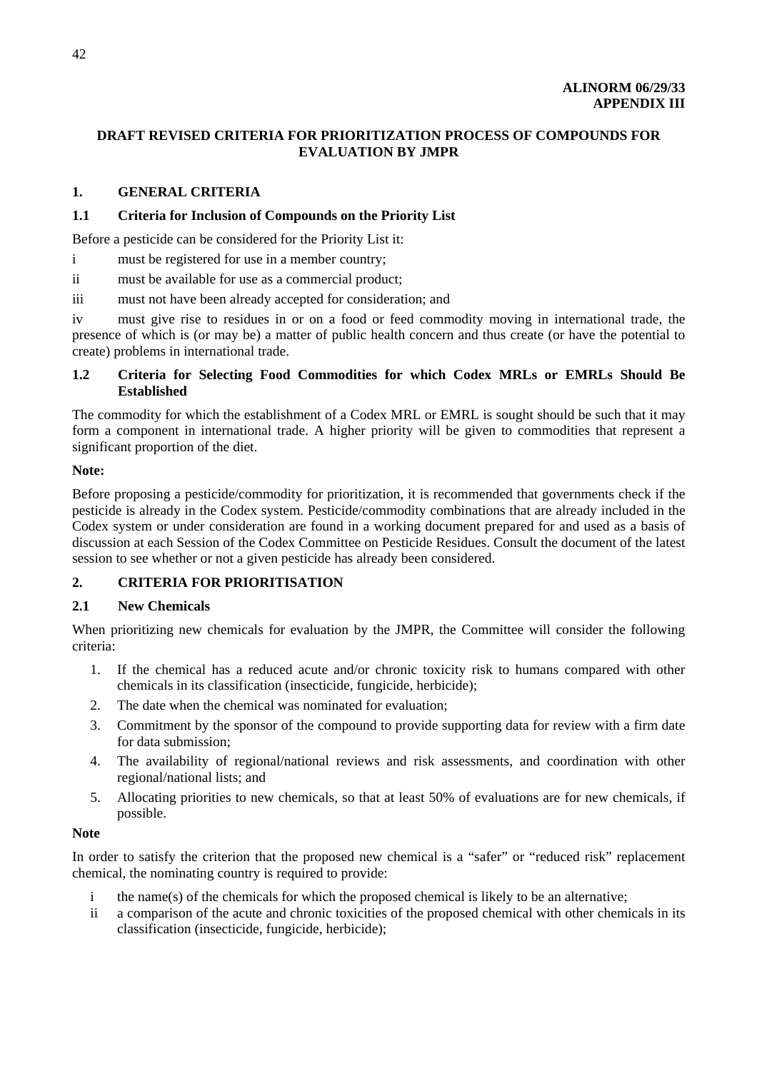# **DRAFT REVISED CRITERIA FOR PRIORITIZATION PROCESS OF COMPOUNDS FOR EVALUATION BY JMPR**

# **1. GENERAL CRITERIA**

# **1.1 Criteria for Inclusion of Compounds on the Priority List**

Before a pesticide can be considered for the Priority List it:

i must be registered for use in a member country;

ii must be available for use as a commercial product;

iii must not have been already accepted for consideration; and

iv must give rise to residues in or on a food or feed commodity moving in international trade, the presence of which is (or may be) a matter of public health concern and thus create (or have the potential to create) problems in international trade.

# **1.2 Criteria for Selecting Food Commodities for which Codex MRLs or EMRLs Should Be Established**

The commodity for which the establishment of a Codex MRL or EMRL is sought should be such that it may form a component in international trade. A higher priority will be given to commodities that represent a significant proportion of the diet.

# **Note:**

Before proposing a pesticide/commodity for prioritization, it is recommended that governments check if the pesticide is already in the Codex system. Pesticide/commodity combinations that are already included in the Codex system or under consideration are found in a working document prepared for and used as a basis of discussion at each Session of the Codex Committee on Pesticide Residues. Consult the document of the latest session to see whether or not a given pesticide has already been considered.

# **2. CRITERIA FOR PRIORITISATION**

# **2.1 New Chemicals**

When prioritizing new chemicals for evaluation by the JMPR, the Committee will consider the following criteria:

- 1. If the chemical has a reduced acute and/or chronic toxicity risk to humans compared with other chemicals in its classification (insecticide, fungicide, herbicide);
- 2. The date when the chemical was nominated for evaluation;
- 3. Commitment by the sponsor of the compound to provide supporting data for review with a firm date for data submission;
- 4. The availability of regional/national reviews and risk assessments, and coordination with other regional/national lists; and
- 5. Allocating priorities to new chemicals, so that at least 50% of evaluations are for new chemicals, if possible.

# **Note**

In order to satisfy the criterion that the proposed new chemical is a "safer" or "reduced risk" replacement chemical, the nominating country is required to provide:

- i the name(s) of the chemicals for which the proposed chemical is likely to be an alternative;
- ii a comparison of the acute and chronic toxicities of the proposed chemical with other chemicals in its classification (insecticide, fungicide, herbicide);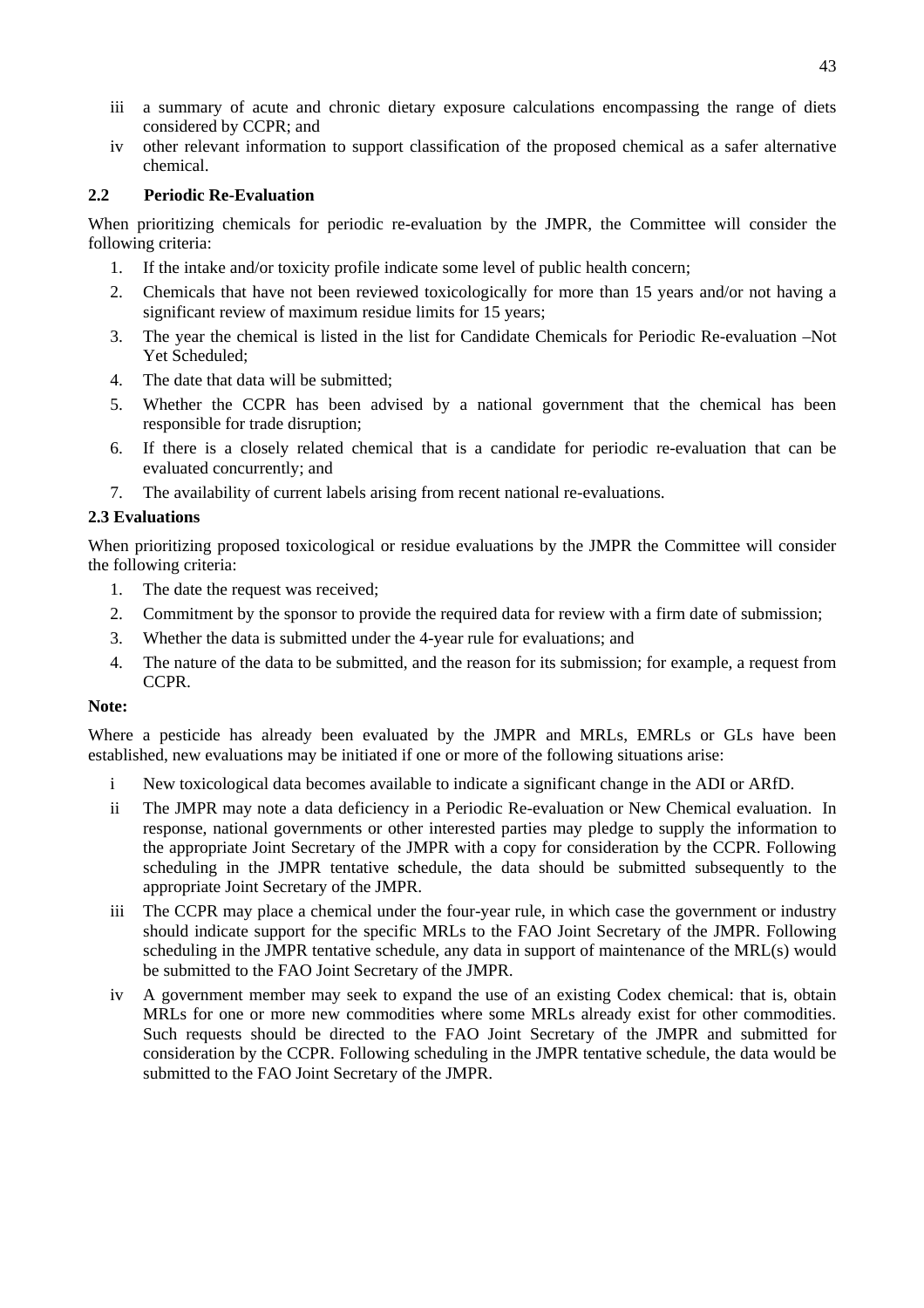- iii a summary of acute and chronic dietary exposure calculations encompassing the range of diets considered by CCPR; and
- iv other relevant information to support classification of the proposed chemical as a safer alternative chemical.

# **2.2 Periodic Re-Evaluation**

When prioritizing chemicals for periodic re-evaluation by the JMPR, the Committee will consider the following criteria:

- 1. If the intake and/or toxicity profile indicate some level of public health concern;
- 2. Chemicals that have not been reviewed toxicologically for more than 15 years and/or not having a significant review of maximum residue limits for 15 years;
- 3. The year the chemical is listed in the list for Candidate Chemicals for Periodic Re-evaluation –Not Yet Scheduled;
- 4. The date that data will be submitted;
- 5. Whether the CCPR has been advised by a national government that the chemical has been responsible for trade disruption;
- 6. If there is a closely related chemical that is a candidate for periodic re-evaluation that can be evaluated concurrently; and
- 7. The availability of current labels arising from recent national re-evaluations.

# **2.3 Evaluations**

When prioritizing proposed toxicological or residue evaluations by the JMPR the Committee will consider the following criteria:

- 1. The date the request was received;
- 2. Commitment by the sponsor to provide the required data for review with a firm date of submission;
- 3. Whether the data is submitted under the 4-year rule for evaluations; and
- 4. The nature of the data to be submitted, and the reason for its submission; for example, a request from CCPR.

# **Note:**

Where a pesticide has already been evaluated by the JMPR and MRLs, EMRLs or GLs have been established, new evaluations may be initiated if one or more of the following situations arise:

- i New toxicological data becomes available to indicate a significant change in the ADI or ARfD.
- ii The JMPR may note a data deficiency in a Periodic Re-evaluation or New Chemical evaluation. In response, national governments or other interested parties may pledge to supply the information to the appropriate Joint Secretary of the JMPR with a copy for consideration by the CCPR. Following scheduling in the JMPR tentative **s**chedule, the data should be submitted subsequently to the appropriate Joint Secretary of the JMPR.
- iii The CCPR may place a chemical under the four-year rule, in which case the government or industry should indicate support for the specific MRLs to the FAO Joint Secretary of the JMPR. Following scheduling in the JMPR tentative schedule, any data in support of maintenance of the MRL(s) would be submitted to the FAO Joint Secretary of the JMPR.
- iv A government member may seek to expand the use of an existing Codex chemical: that is, obtain MRLs for one or more new commodities where some MRLs already exist for other commodities. Such requests should be directed to the FAO Joint Secretary of the JMPR and submitted for consideration by the CCPR. Following scheduling in the JMPR tentative schedule, the data would be submitted to the FAO Joint Secretary of the JMPR.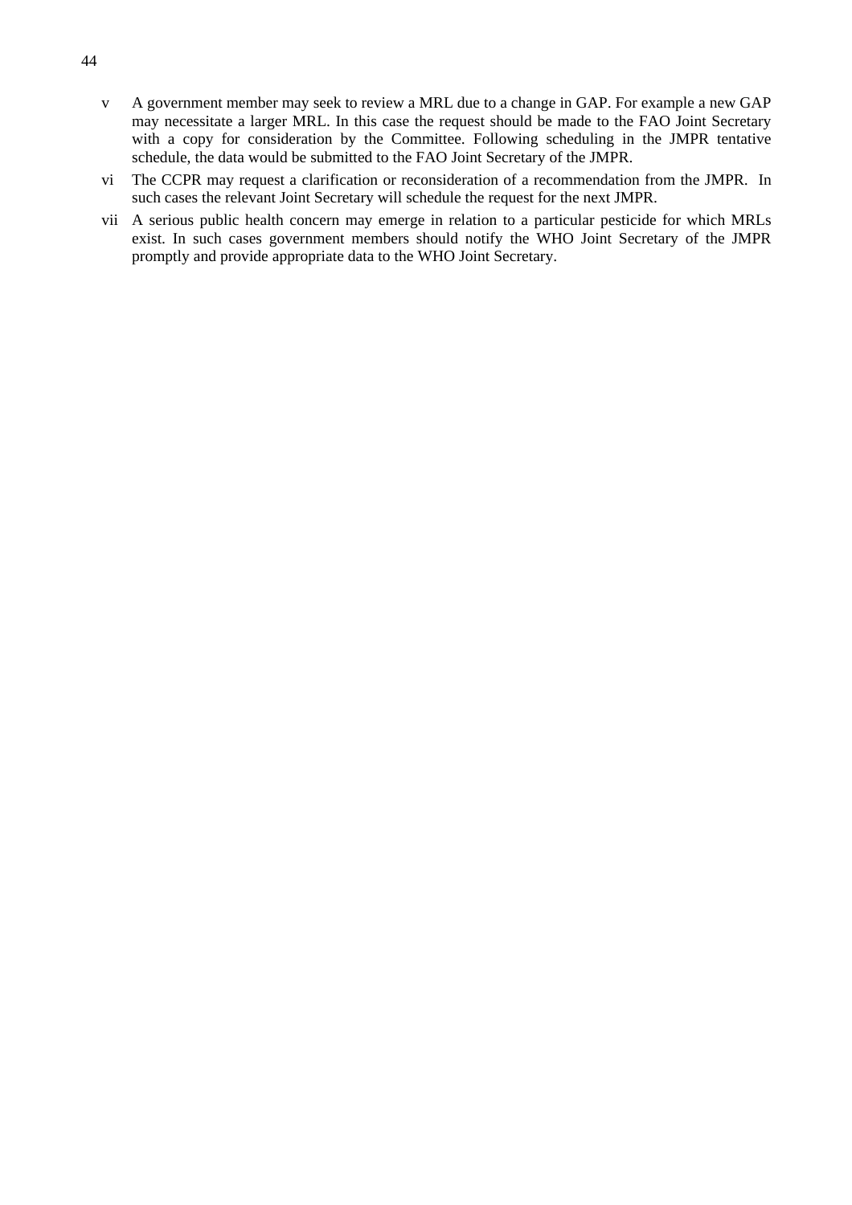- v A government member may seek to review a MRL due to a change in GAP. For example a new GAP may necessitate a larger MRL. In this case the request should be made to the FAO Joint Secretary with a copy for consideration by the Committee. Following scheduling in the JMPR tentative schedule, the data would be submitted to the FAO Joint Secretary of the JMPR.
- vi The CCPR may request a clarification or reconsideration of a recommendation from the JMPR. In such cases the relevant Joint Secretary will schedule the request for the next JMPR.
- vii A serious public health concern may emerge in relation to a particular pesticide for which MRLs exist. In such cases government members should notify the WHO Joint Secretary of the JMPR promptly and provide appropriate data to the WHO Joint Secretary.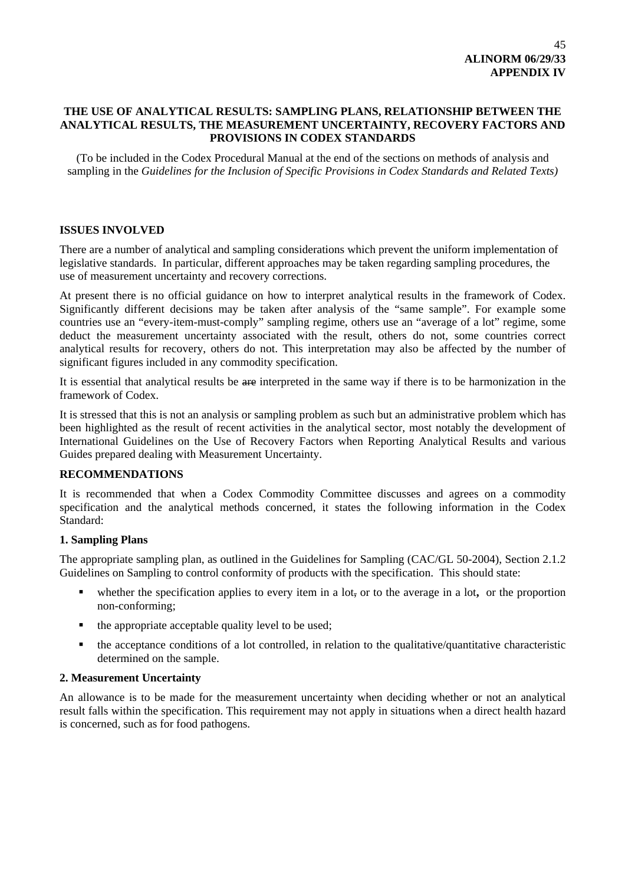# **THE USE OF ANALYTICAL RESULTS: SAMPLING PLANS, RELATIONSHIP BETWEEN THE ANALYTICAL RESULTS, THE MEASUREMENT UNCERTAINTY, RECOVERY FACTORS AND PROVISIONS IN CODEX STANDARDS**

(To be included in the Codex Procedural Manual at the end of the sections on methods of analysis and sampling in the *Guidelines for the Inclusion of Specific Provisions in Codex Standards and Related Texts)* 

# **ISSUES INVOLVED**

There are a number of analytical and sampling considerations which prevent the uniform implementation of legislative standards. In particular, different approaches may be taken regarding sampling procedures, the use of measurement uncertainty and recovery corrections.

At present there is no official guidance on how to interpret analytical results in the framework of Codex. Significantly different decisions may be taken after analysis of the "same sample". For example some countries use an "every-item-must-comply" sampling regime, others use an "average of a lot" regime, some deduct the measurement uncertainty associated with the result, others do not, some countries correct analytical results for recovery, others do not. This interpretation may also be affected by the number of significant figures included in any commodity specification.

It is essential that analytical results be are interpreted in the same way if there is to be harmonization in the framework of Codex.

It is stressed that this is not an analysis or sampling problem as such but an administrative problem which has been highlighted as the result of recent activities in the analytical sector, most notably the development of International Guidelines on the Use of Recovery Factors when Reporting Analytical Results and various Guides prepared dealing with Measurement Uncertainty.

# **RECOMMENDATIONS**

It is recommended that when a Codex Commodity Committee discusses and agrees on a commodity specification and the analytical methods concerned, it states the following information in the Codex Standard:

# **1. Sampling Plans**

The appropriate sampling plan, as outlined in the Guidelines for Sampling (CAC/GL 50-2004), Section 2.1.2 Guidelines on Sampling to control conformity of products with the specification. This should state:

- whether the specification applies to every item in a lot, or to the average in a lot**,** or the proportion non-conforming;
- $\blacksquare$  the appropriate acceptable quality level to be used;
- $\bullet$  the acceptance conditions of a lot controlled, in relation to the qualitative/quantitative characteristic determined on the sample.

# **2. Measurement Uncertainty**

An allowance is to be made for the measurement uncertainty when deciding whether or not an analytical result falls within the specification. This requirement may not apply in situations when a direct health hazard is concerned, such as for food pathogens.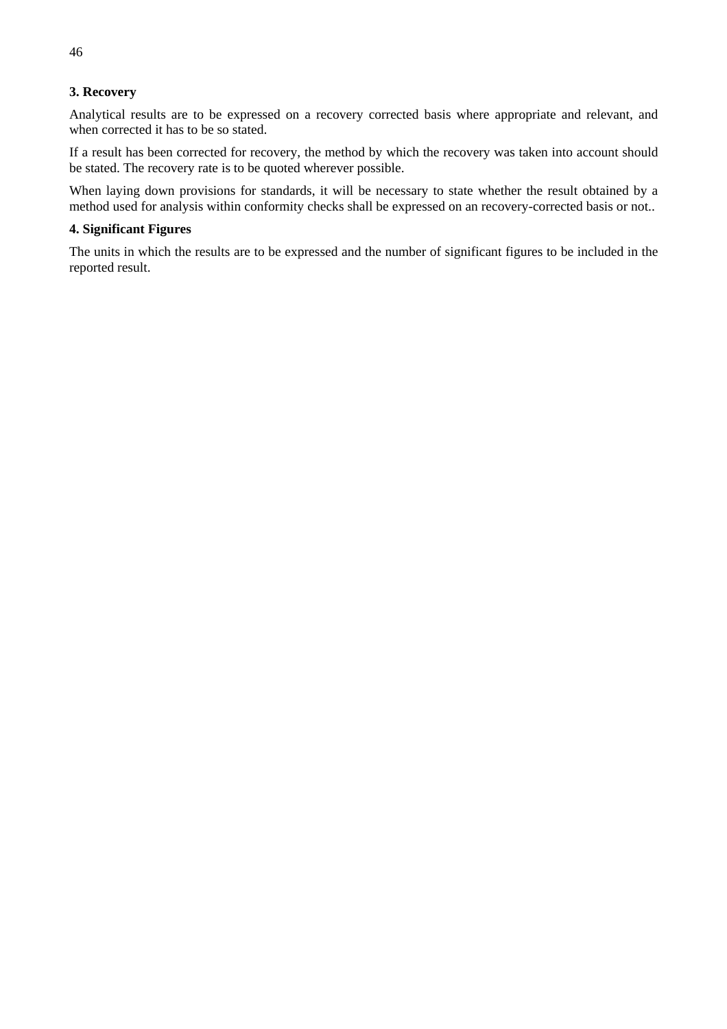# **3. Recovery**

Analytical results are to be expressed on a recovery corrected basis where appropriate and relevant, and when corrected it has to be so stated.

If a result has been corrected for recovery, the method by which the recovery was taken into account should be stated. The recovery rate is to be quoted wherever possible.

When laying down provisions for standards, it will be necessary to state whether the result obtained by a method used for analysis within conformity checks shall be expressed on an recovery-corrected basis or not..

## **4. Significant Figures**

The units in which the results are to be expressed and the number of significant figures to be included in the reported result.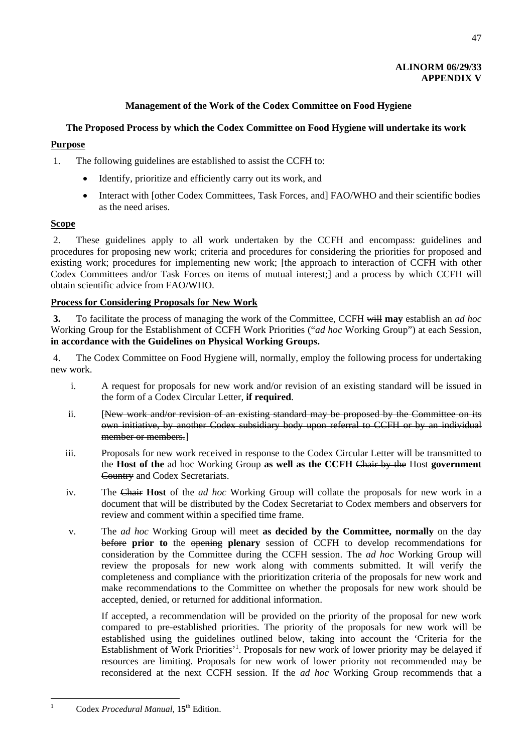# **ALINORM 06/29/33 APPENDIX V**

# **Management of the Work of the Codex Committee on Food Hygiene**

# **The Proposed Process by which the Codex Committee on Food Hygiene will undertake its work**

# **Purpose**

- 1. The following guidelines are established to assist the CCFH to:
	- Identify, prioritize and efficiently carry out its work, and
	- Interact with [other Codex Committees, Task Forces, and] FAO/WHO and their scientific bodies as the need arises.

# **Scope**

2. These guidelines apply to all work undertaken by the CCFH and encompass: guidelines and procedures for proposing new work; criteria and procedures for considering the priorities for proposed and existing work; procedures for implementing new work; [the approach to interaction of CCFH with other Codex Committees and/or Task Forces on items of mutual interest;] and a process by which CCFH will obtain scientific advice from FAO/WHO.

# **Process for Considering Proposals for New Work**

**3.** To facilitate the process of managing the work of the Committee, CCFH will **may** establish an *ad hoc* Working Group for the Establishment of CCFH Work Priorities ("*ad hoc* Working Group") at each Session, **in accordance with the Guidelines on Physical Working Groups.** 

4. The Codex Committee on Food Hygiene will, normally, employ the following process for undertaking new work.

- i. A request for proposals for new work and/or revision of an existing standard will be issued in the form of a Codex Circular Letter, **if required**.
- ii. [New work and/or revision of an existing standard may be proposed by the Committee on its own initiative, by another Codex subsidiary body upon referral to CCFH or by an individual member or members.]
- iii. Proposals for new work received in response to the Codex Circular Letter will be transmitted to the **Host of the** ad hoc Working Group **as well as the CCFH** Chair by the Host **government** Country and Codex Secretariats.
- iv. The Chair **Host** of the *ad hoc* Working Group will collate the proposals for new work in a document that will be distributed by the Codex Secretariat to Codex members and observers for review and comment within a specified time frame.
- v. The *ad hoc* Working Group will meet **as decided by the Committee, normally** on the day before **prior to** the opening **plenary** session of CCFH to develop recommendations for consideration by the Committee during the CCFH session. The *ad hoc* Working Group will review the proposals for new work along with comments submitted. It will verify the completeness and compliance with the prioritization criteria of the proposals for new work and make recommendation**s** to the Committee on whether the proposals for new work should be accepted, denied, or returned for additional information.

If accepted, a recommendation will be provided on the priority of the proposal for new work compared to pre-established priorities. The priority of the proposals for new work will be established using the guidelines outlined below, taking into account the 'Criteria for the Establishment of Work Priorities'<sup>1</sup>. Proposals for new work of lower priority may be delayed if resources are limiting. Proposals for new work of lower priority not recommended may be reconsidered at the next CCFH session. If the *ad hoc* Working Group recommends that a

 $\frac{1}{1}$ 

Codex *Procedural Manual*, 1**5**th Edition.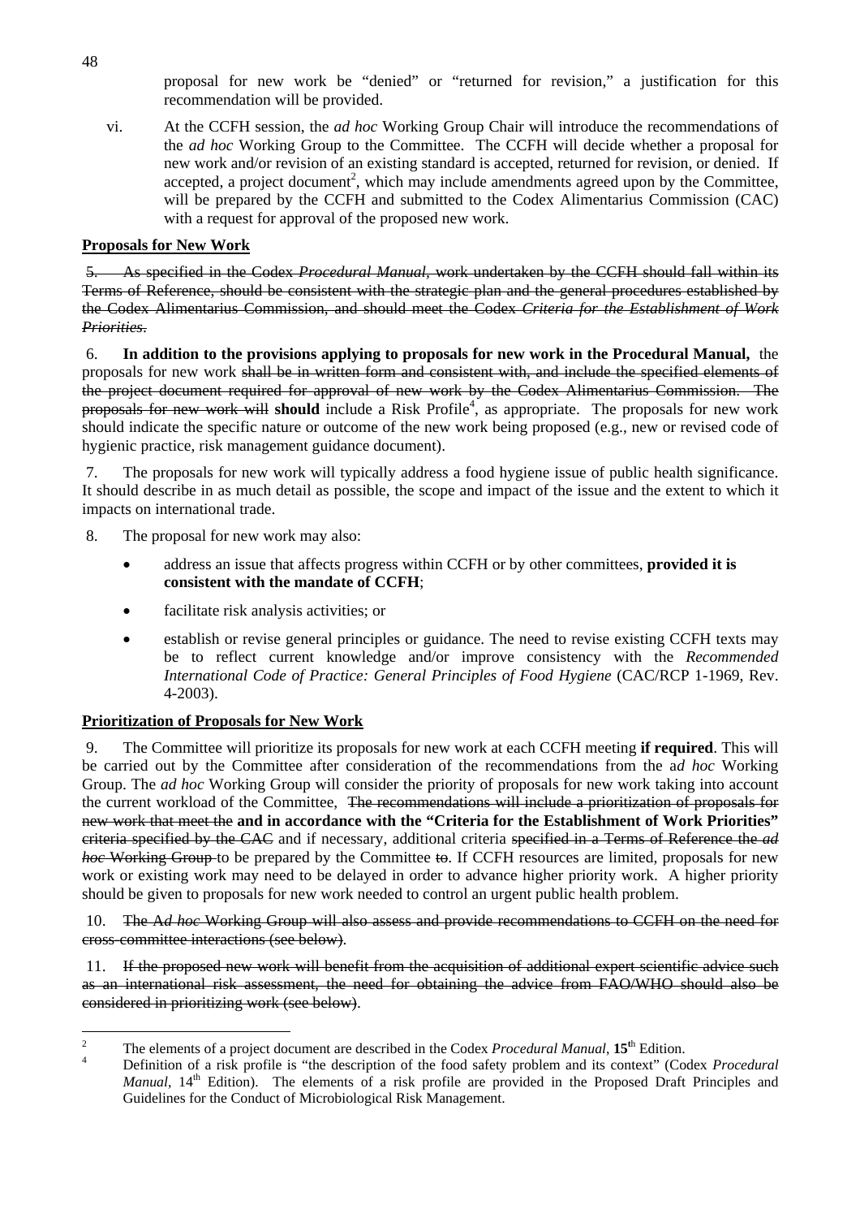proposal for new work be "denied" or "returned for revision," a justification for this recommendation will be provided.

vi. At the CCFH session, the *ad hoc* Working Group Chair will introduce the recommendations of the *ad hoc* Working Group to the Committee. The CCFH will decide whether a proposal for new work and/or revision of an existing standard is accepted, returned for revision, or denied. If accepted, a project document<sup>2</sup>, which may include amendments agreed upon by the Committee, will be prepared by the CCFH and submitted to the Codex Alimentarius Commission (CAC) with a request for approval of the proposed new work.

# **Proposals for New Work**

5. As specified in the Codex *Procedural Manual,* work undertaken by the CCFH should fall within its Terms of Reference, should be consistent with the strategic plan and the general procedures established by the Codex Alimentarius Commission, and should meet the Codex *Criteria for the Establishment of Work Priorities*.

6. **In addition to the provisions applying to proposals for new work in the Procedural Manual,** the proposals for new work shall be in written form and consistent with, and include the specified elements of the project document required for approval of new work by the Codex Alimentarius Commission. The proposals for new work will should include a Risk Profile<sup>4</sup>, as appropriate. The proposals for new work should indicate the specific nature or outcome of the new work being proposed (e.g., new or revised code of hygienic practice, risk management guidance document).

7. The proposals for new work will typically address a food hygiene issue of public health significance. It should describe in as much detail as possible, the scope and impact of the issue and the extent to which it impacts on international trade.

- 8. The proposal for new work may also:
	- address an issue that affects progress within CCFH or by other committees, **provided it is consistent with the mandate of CCFH**;
	- facilitate risk analysis activities; or
	- establish or revise general principles or guidance. The need to revise existing CCFH texts may be to reflect current knowledge and/or improve consistency with the *Recommended International Code of Practice: General Principles of Food Hygiene* (CAC/RCP 1-1969, Rev. 4-2003).

# **Prioritization of Proposals for New Work**

9. The Committee will prioritize its proposals for new work at each CCFH meeting **if required**. This will be carried out by the Committee after consideration of the recommendations from the a*d hoc* Working Group. The *ad hoc* Working Group will consider the priority of proposals for new work taking into account the current workload of the Committee, The recommendations will include a prioritization of proposals for new work that meet the **and in accordance with the "Criteria for the Establishment of Work Priorities"** criteria specified by the CAC and if necessary, additional criteria specified in a Terms of Reference the *ad hoc* Working Group to be prepared by the Committee to. If CCFH resources are limited, proposals for new work or existing work may need to be delayed in order to advance higher priority work. A higher priority should be given to proposals for new work needed to control an urgent public health problem.

10. The A*d hoc* Working Group will also assess and provide recommendations to CCFH on the need for cross-committee interactions (see below).

11. If the proposed new work will benefit from the acquisition of additional expert scientific advice such as an international risk assessment, the need for obtaining the advice from FAO/WHO should also be considered in prioritizing work (see below).

48

 $\frac{1}{2}$ The elements of a project document are described in the Codex *Procedural Manual*,  $15^{\text{th}}$  Edition.

Definition of a risk profile is "the description of the food safety problem and its context" (Codex *Procedural Manual*, 14<sup>th</sup> Edition). The elements of a risk profile are provided in the Proposed Draft Principles and Guidelines for the Conduct of Microbiological Risk Management.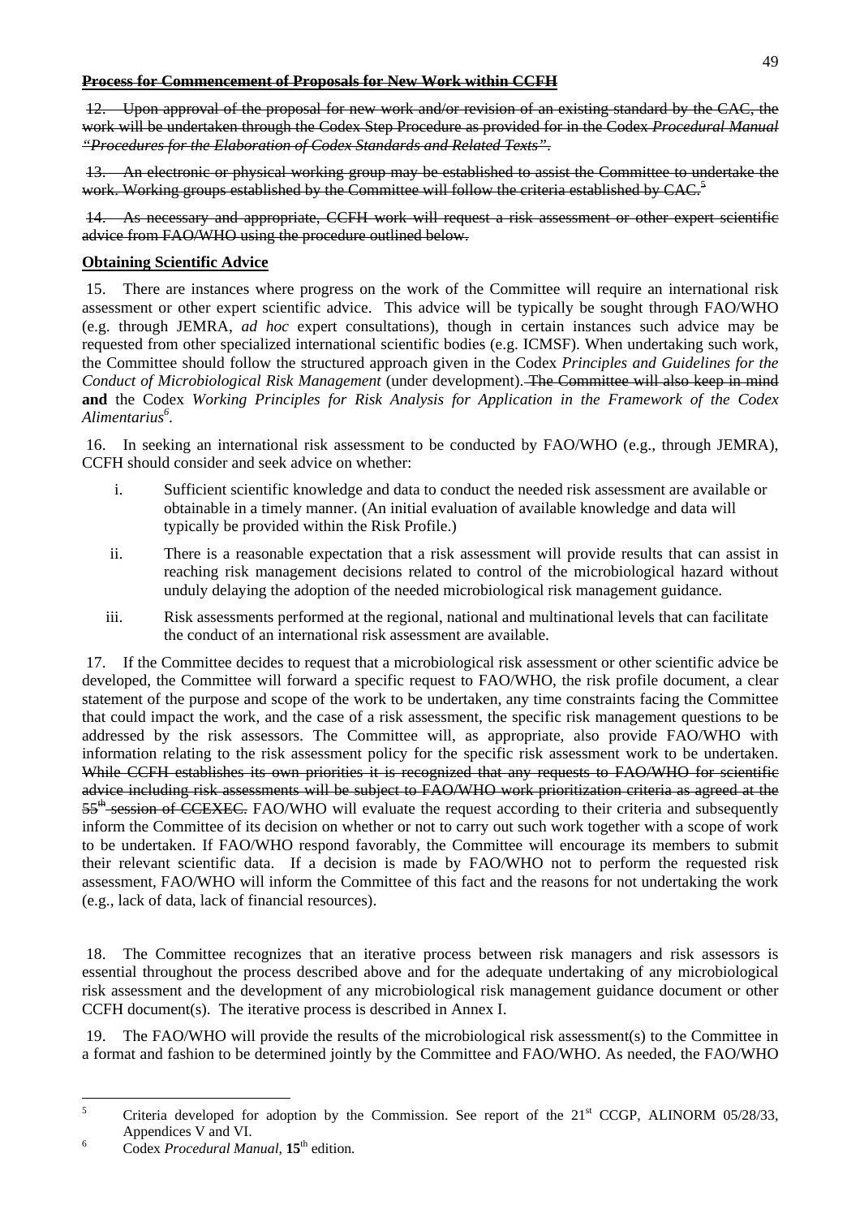# **Process for Commencement of Proposals for New Work within CCFH**

12. Upon approval of the proposal for new work and/or revision of an existing standard by the CAC, the work will be undertaken through the Codex Step Procedure as provided for in the Codex *Procedural Manual "Procedures for the Elaboration of Codex Standards and Related Texts"*.

13. An electronic or physical working group may be established to assist the Committee to undertake the work. Working groups established by the Committee will follow the criteria established by CAC.<sup>5</sup>

14. As necessary and appropriate, CCFH work will request a risk assessment or other expert scientific advice from FAO/WHO using the procedure outlined below.

# **Obtaining Scientific Advice**

15. There are instances where progress on the work of the Committee will require an international risk assessment or other expert scientific advice. This advice will be typically be sought through FAO/WHO (e.g. through JEMRA, *ad hoc* expert consultations), though in certain instances such advice may be requested from other specialized international scientific bodies (e.g. ICMSF). When undertaking such work, the Committee should follow the structured approach given in the Codex *Principles and Guidelines for the Conduct of Microbiological Risk Management* (under development). The Committee will also keep in mind **and** the Codex *Working Principles for Risk Analysis for Application in the Framework of the Codex Alimentarius6 .*

16. In seeking an international risk assessment to be conducted by FAO/WHO (e.g., through JEMRA), CCFH should consider and seek advice on whether:

- i. Sufficient scientific knowledge and data to conduct the needed risk assessment are available or obtainable in a timely manner. (An initial evaluation of available knowledge and data will typically be provided within the Risk Profile.)
- ii. There is a reasonable expectation that a risk assessment will provide results that can assist in reaching risk management decisions related to control of the microbiological hazard without unduly delaying the adoption of the needed microbiological risk management guidance.
- iii. Risk assessments performed at the regional, national and multinational levels that can facilitate the conduct of an international risk assessment are available.

17. If the Committee decides to request that a microbiological risk assessment or other scientific advice be developed, the Committee will forward a specific request to FAO/WHO, the risk profile document, a clear statement of the purpose and scope of the work to be undertaken, any time constraints facing the Committee that could impact the work, and the case of a risk assessment, the specific risk management questions to be addressed by the risk assessors. The Committee will, as appropriate, also provide FAO/WHO with information relating to the risk assessment policy for the specific risk assessment work to be undertaken. While CCFH establishes its own priorities it is recognized that any requests to FAO/WHO for scientific advice including risk assessments will be subject to FAO/WHO work prioritization criteria as agreed at the 55<sup>th</sup> session of CCEXEC. FAO/WHO will evaluate the request according to their criteria and subsequently inform the Committee of its decision on whether or not to carry out such work together with a scope of work to be undertaken. If FAO/WHO respond favorably, the Committee will encourage its members to submit their relevant scientific data. If a decision is made by FAO/WHO not to perform the requested risk assessment, FAO/WHO will inform the Committee of this fact and the reasons for not undertaking the work (e.g., lack of data, lack of financial resources).

18. The Committee recognizes that an iterative process between risk managers and risk assessors is essential throughout the process described above and for the adequate undertaking of any microbiological risk assessment and the development of any microbiological risk management guidance document or other CCFH document(s). The iterative process is described in Annex I.

19. The FAO/WHO will provide the results of the microbiological risk assessment(s) to the Committee in a format and fashion to be determined jointly by the Committee and FAO/WHO. As needed, the FAO/WHO

 5 Criteria developed for adoption by the Commission. See report of the  $21<sup>st</sup> CCGP$ , ALINORM 05/28/33, Appendices V and VI.

Codex *Procedural Manual,* **15**th edition*.*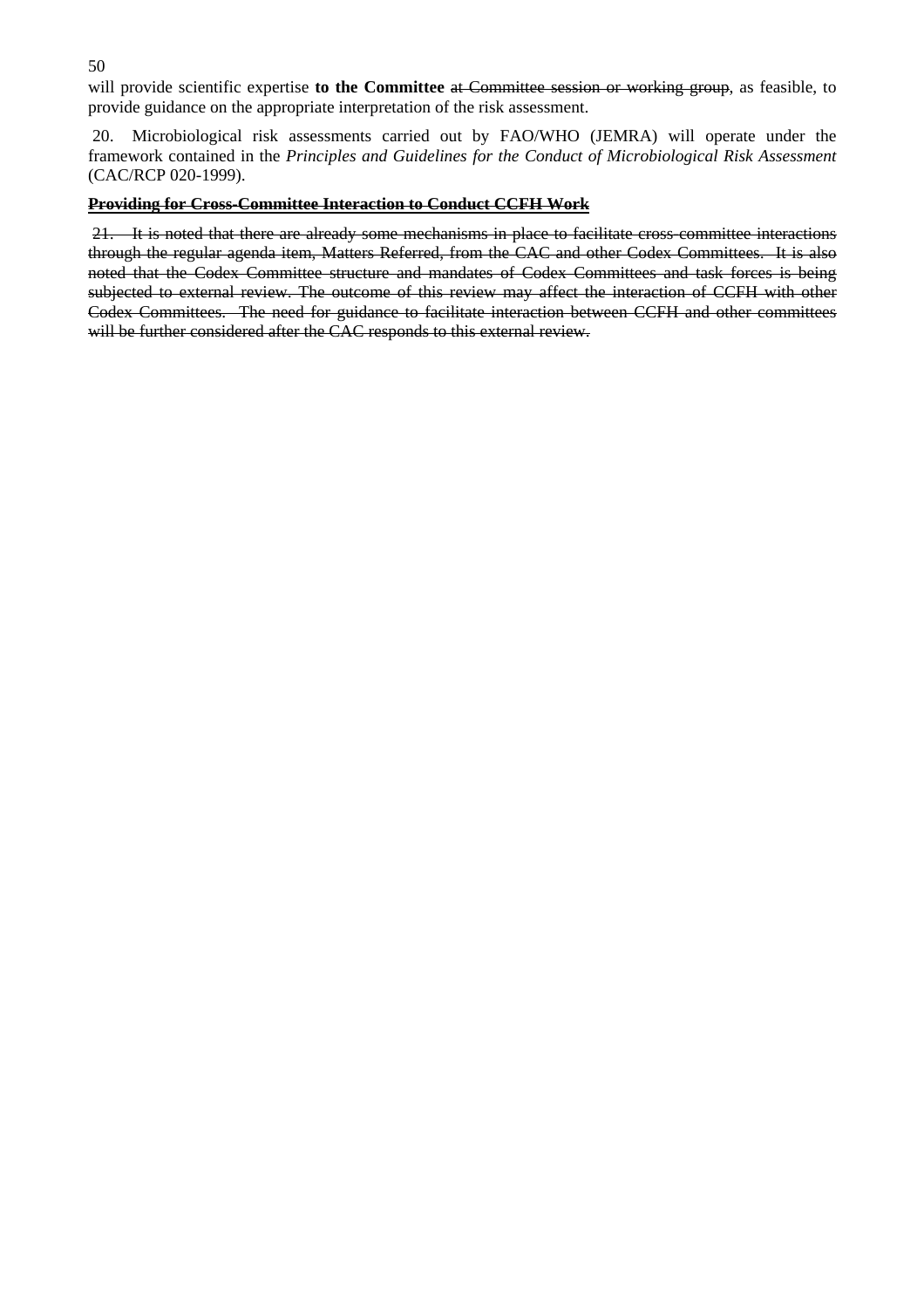50

will provide scientific expertise **to the Committee** at Committee session or working group, as feasible, to provide guidance on the appropriate interpretation of the risk assessment.

20. Microbiological risk assessments carried out by FAO/WHO (JEMRA) will operate under the framework contained in the *Principles and Guidelines for the Conduct of Microbiological Risk Assessment*  (CAC/RCP 020-1999).

## **Providing for Cross-Committee Interaction to Conduct CCFH Work**

21. It is noted that there are already some mechanisms in place to facilitate cross-committee interactions through the regular agenda item, Matters Referred, from the CAC and other Codex Committees. It is also noted that the Codex Committee structure and mandates of Codex Committees and task forces is being subjected to external review. The outcome of this review may affect the interaction of CCFH with other Codex Committees. The need for guidance to facilitate interaction between CCFH and other committees will be further considered after the CAC responds to this external review.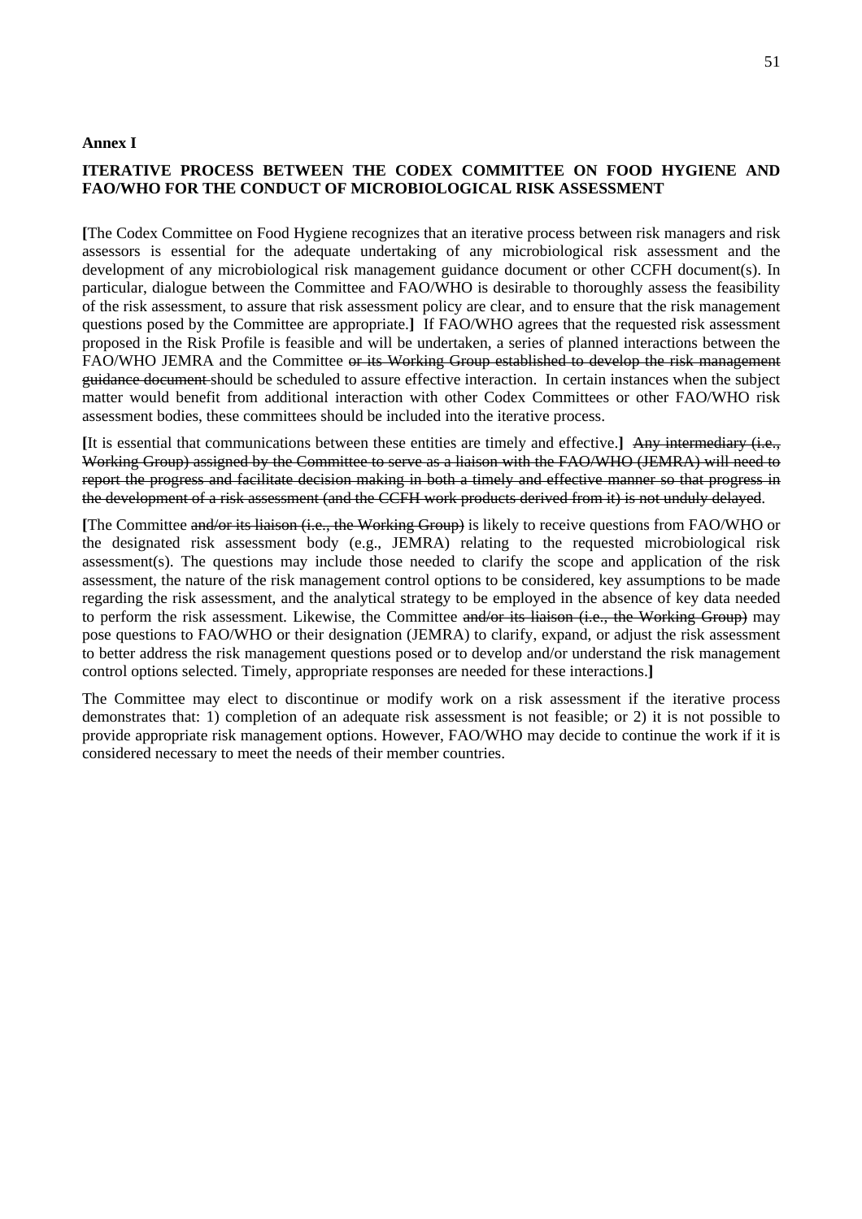#### **Annex I**

# **ITERATIVE PROCESS BETWEEN THE CODEX COMMITTEE ON FOOD HYGIENE AND FAO/WHO FOR THE CONDUCT OF MICROBIOLOGICAL RISK ASSESSMENT**

**[**The Codex Committee on Food Hygiene recognizes that an iterative process between risk managers and risk assessors is essential for the adequate undertaking of any microbiological risk assessment and the development of any microbiological risk management guidance document or other CCFH document(s). In particular, dialogue between the Committee and FAO/WHO is desirable to thoroughly assess the feasibility of the risk assessment, to assure that risk assessment policy are clear, and to ensure that the risk management questions posed by the Committee are appropriate.**]** If FAO/WHO agrees that the requested risk assessment proposed in the Risk Profile is feasible and will be undertaken, a series of planned interactions between the FAO/WHO JEMRA and the Committee or its Working Group established to develop the risk management guidance document should be scheduled to assure effective interaction. In certain instances when the subject matter would benefit from additional interaction with other Codex Committees or other FAO/WHO risk assessment bodies, these committees should be included into the iterative process.

**[**It is essential that communications between these entities are timely and effective.**]** Any intermediary (i.e., Working Group) assigned by the Committee to serve as a liaison with the FAO/WHO (JEMRA) will need to report the progress and facilitate decision making in both a timely and effective manner so that progress in the development of a risk assessment (and the CCFH work products derived from it) is not unduly delayed.

**[**The Committee and/or its liaison (i.e., the Working Group) is likely to receive questions from FAO/WHO or the designated risk assessment body (e.g., JEMRA) relating to the requested microbiological risk assessment(s). The questions may include those needed to clarify the scope and application of the risk assessment, the nature of the risk management control options to be considered, key assumptions to be made regarding the risk assessment, and the analytical strategy to be employed in the absence of key data needed to perform the risk assessment. Likewise, the Committee and/or its liaison (i.e., the Working Group) may pose questions to FAO/WHO or their designation (JEMRA) to clarify, expand, or adjust the risk assessment to better address the risk management questions posed or to develop and/or understand the risk management control options selected. Timely, appropriate responses are needed for these interactions.**]**

The Committee may elect to discontinue or modify work on a risk assessment if the iterative process demonstrates that: 1) completion of an adequate risk assessment is not feasible; or 2) it is not possible to provide appropriate risk management options. However, FAO/WHO may decide to continue the work if it is considered necessary to meet the needs of their member countries.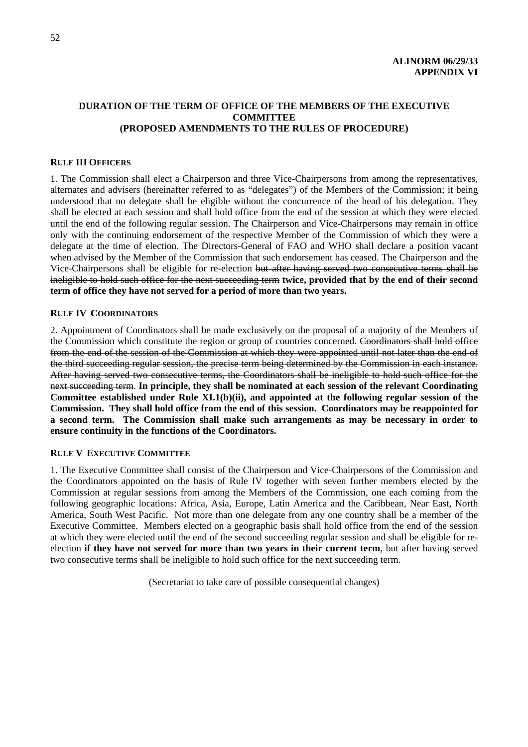# **DURATION OF THE TERM OF OFFICE OF THE MEMBERS OF THE EXECUTIVE COMMITTEE (PROPOSED AMENDMENTS TO THE RULES OF PROCEDURE)**

## **RULE III OFFICERS**

1. The Commission shall elect a Chairperson and three Vice-Chairpersons from among the representatives, alternates and advisers (hereinafter referred to as "delegates") of the Members of the Commission; it being understood that no delegate shall be eligible without the concurrence of the head of his delegation. They shall be elected at each session and shall hold office from the end of the session at which they were elected until the end of the following regular session. The Chairperson and Vice-Chairpersons may remain in office only with the continuing endorsement of the respective Member of the Commission of which they were a delegate at the time of election. The Directors-General of FAO and WHO shall declare a position vacant when advised by the Member of the Commission that such endorsement has ceased. The Chairperson and the Vice-Chairpersons shall be eligible for re-election but after having served two consecutive terms shall be ineligible to hold such office for the next succeeding term **twice, provided that by the end of their second term of office they have not served for a period of more than two years.** 

## **RULE IV COORDINATORS**

2. Appointment of Coordinators shall be made exclusively on the proposal of a majority of the Members of the Commission which constitute the region or group of countries concerned. Coordinators shall hold office from the end of the session of the Commission at which they were appointed until not later than the end of the third succeeding regular session, the precise term being determined by the Commission in each instance. After having served two consecutive terms, the Coordinators shall be ineligible to hold such office for the next succeeding term. **In principle, they shall be nominated at each session of the relevant Coordinating Committee established under Rule XI.1(b)(ii), and appointed at the following regular session of the Commission. They shall hold office from the end of this session. Coordinators may be reappointed for a second term. The Commission shall make such arrangements as may be necessary in order to ensure continuity in the functions of the Coordinators.** 

## **RULE V EXECUTIVE COMMITTEE**

1. The Executive Committee shall consist of the Chairperson and Vice-Chairpersons of the Commission and the Coordinators appointed on the basis of Rule IV together with seven further members elected by the Commission at regular sessions from among the Members of the Commission, one each coming from the following geographic locations: Africa, Asia, Europe, Latin America and the Caribbean, Near East, North America, South West Pacific. Not more than one delegate from any one country shall be a member of the Executive Committee. Members elected on a geographic basis shall hold office from the end of the session at which they were elected until the end of the second succeeding regular session and shall be eligible for reelection **if they have not served for more than two years in their current term**, but after having served two consecutive terms shall be ineligible to hold such office for the next succeeding term.

(Secretariat to take care of possible consequential changes)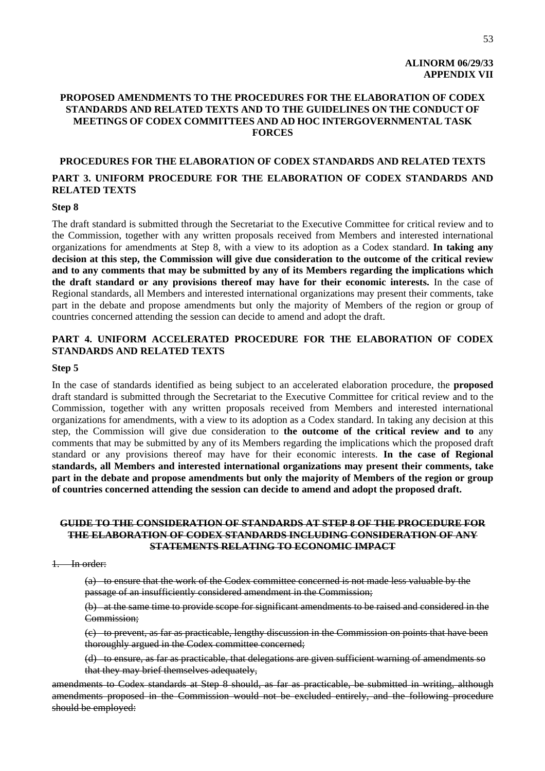# **ALINORM 06/29/33 APPENDIX VII**

# **PROPOSED AMENDMENTS TO THE PROCEDURES FOR THE ELABORATION OF CODEX STANDARDS AND RELATED TEXTS AND TO THE GUIDELINES ON THE CONDUCT OF MEETINGS OF CODEX COMMITTEES AND AD HOC INTERGOVERNMENTAL TASK FORCES**

#### **PROCEDURES FOR THE ELABORATION OF CODEX STANDARDS AND RELATED TEXTS**

# **PART 3. UNIFORM PROCEDURE FOR THE ELABORATION OF CODEX STANDARDS AND RELATED TEXTS**

#### **Step 8**

The draft standard is submitted through the Secretariat to the Executive Committee for critical review and to the Commission, together with any written proposals received from Members and interested international organizations for amendments at Step 8, with a view to its adoption as a Codex standard. **In taking any decision at this step, the Commission will give due consideration to the outcome of the critical review and to any comments that may be submitted by any of its Members regarding the implications which the draft standard or any provisions thereof may have for their economic interests.** In the case of Regional standards, all Members and interested international organizations may present their comments, take part in the debate and propose amendments but only the majority of Members of the region or group of countries concerned attending the session can decide to amend and adopt the draft.

# **PART 4. UNIFORM ACCELERATED PROCEDURE FOR THE ELABORATION OF CODEX STANDARDS AND RELATED TEXTS**

#### **Step 5**

In the case of standards identified as being subject to an accelerated elaboration procedure, the **proposed**  draft standard is submitted through the Secretariat to the Executive Committee for critical review and to the Commission, together with any written proposals received from Members and interested international organizations for amendments, with a view to its adoption as a Codex standard. In taking any decision at this step, the Commission will give due consideration to **the outcome of the critical review and to** any comments that may be submitted by any of its Members regarding the implications which the proposed draft standard or any provisions thereof may have for their economic interests. **In the case of Regional standards, all Members and interested international organizations may present their comments, take part in the debate and propose amendments but only the majority of Members of the region or group of countries concerned attending the session can decide to amend and adopt the proposed draft.** 

# **GUIDE TO THE CONSIDERATION OF STANDARDS AT STEP 8 OF THE PROCEDURE FOR THE ELABORATION OF CODEX STANDARDS INCLUDING CONSIDERATION OF ANY STATEMENTS RELATING TO ECONOMIC IMPACT**

#### 1. In order:

(a) to ensure that the work of the Codex committee concerned is not made less valuable by the passage of an insufficiently considered amendment in the Commission;

(b) at the same time to provide scope for significant amendments to be raised and considered in the Commission;

(c) to prevent, as far as practicable, lengthy discussion in the Commission on points that have been thoroughly argued in the Codex committee concerned;

(d) to ensure, as far as practicable, that delegations are given sufficient warning of amendments so that they may brief themselves adequately,

amendments to Codex standards at Step 8 should, as far as practicable, be submitted in writing, although amendments proposed in the Commission would not be excluded entirely, and the following procedure should be employed: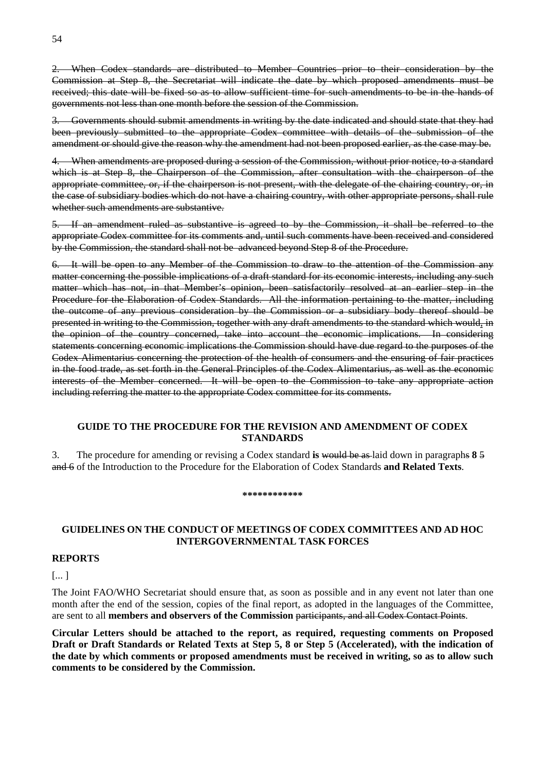2. When Codex standards are distributed to Member Countries prior to their consideration by the Commission at Step 8, the Secretariat will indicate the date by which proposed amendments must be received; this date will be fixed so as to allow sufficient time for such amendments to be in the hands of governments not less than one month before the session of the Commission.

3. Governments should submit amendments in writing by the date indicated and should state that they had been previously submitted to the appropriate Codex committee with details of the submission of the amendment or should give the reason why the amendment had not been proposed earlier, as the case may be.

4. When amendments are proposed during a session of the Commission, without prior notice, to a standard which is at Step 8, the Chairperson of the Commission, after consultation with the chairperson of the appropriate committee, or, if the chairperson is not present, with the delegate of the chairing country, or, in the case of subsidiary bodies which do not have a chairing country, with other appropriate persons, shall rule whether such amendments are substantive.

5. If an amendment ruled as substantive is agreed to by the Commission, it shall be referred to the appropriate Codex committee for its comments and, until such comments have been received and considered by the Commission, the standard shall not be advanced beyond Step 8 of the Procedure.

6. It will be open to any Member of the Commission to draw to the attention of the Commission any matter concerning the possible implications of a draft standard for its economic interests, including any such matter which has not, in that Member's opinion, been satisfactorily resolved at an earlier step in the Procedure for the Elaboration of Codex Standards. All the information pertaining to the matter, including the outcome of any previous consideration by the Commission or a subsidiary body thereof should be presented in writing to the Commission, together with any draft amendments to the standard which would, in the opinion of the country concerned, take into account the economic implications. In considering statements concerning economic implications the Commission should have due regard to the purposes of the Codex Alimentarius concerning the protection of the health of consumers and the ensuring of fair practices in the food trade, as set forth in the General Principles of the Codex Alimentarius, as well as the economic interests of the Member concerned. It will be open to the Commission to take any appropriate action including referring the matter to the appropriate Codex committee for its comments.

# **GUIDE TO THE PROCEDURE FOR THE REVISION AND AMENDMENT OF CODEX STANDARDS**

3. The procedure for amending or revising a Codex standard **is** would be as laid down in paragraphs **8** 5 and 6 of the Introduction to the Procedure for the Elaboration of Codex Standards **and Related Texts**.

#### **\*\*\*\*\*\*\*\*\*\*\*\***

## **GUIDELINES ON THE CONDUCT OF MEETINGS OF CODEX COMMITTEES AND AD HOC INTERGOVERNMENTAL TASK FORCES**

#### **REPORTS**

[... ]

The Joint FAO/WHO Secretariat should ensure that, as soon as possible and in any event not later than one month after the end of the session, copies of the final report, as adopted in the languages of the Committee, are sent to all **members and observers of the Commission** participants, and all Codex Contact Points.

**Circular Letters should be attached to the report, as required, requesting comments on Proposed Draft or Draft Standards or Related Texts at Step 5, 8 or Step 5 (Accelerated), with the indication of the date by which comments or proposed amendments must be received in writing, so as to allow such comments to be considered by the Commission.**